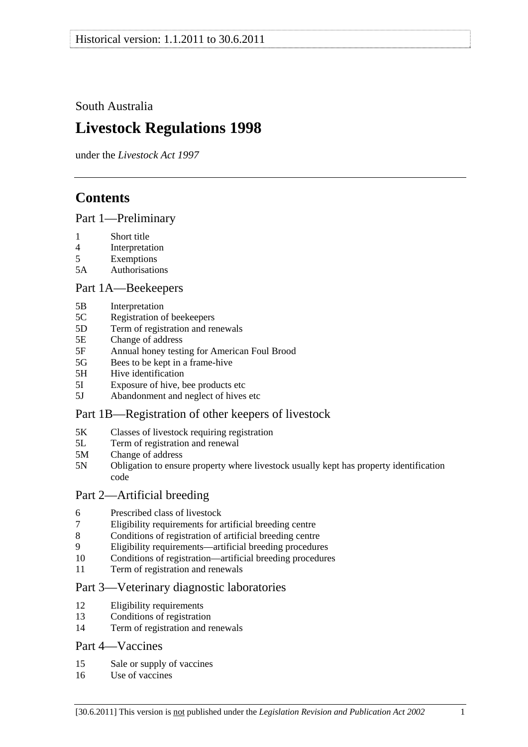South Australia

# Livestock Regulations 1998

under the *Livestock Act 1997*

## Contents

### Part 1—Preliminary

1 Short title
4 Interpretation
5 Exemptions
5A Authorisations

### Part 1A—Beekeepers

5B Interpretation
5C Registration of beekeepers
5D Term of registration and renewals
5E Change of address
5F Annual honey testing for American Foul Brood
5G Bees to be kept in a frame-hive
5H Hive identification
5I Exposure of hive, bee products etc
5J Abandonment and neglect of hives etc

### Part 1B—Registration of other keepers of livestock

5K Classes of livestock requiring registration
5L Term of registration and renewal
5M Change of address
5N Obligation to ensure property where livestock usually kept has property identification code

### Part 2—Artificial breeding

6 Prescribed class of livestock
7 Eligibility requirements for artificial breeding centre
8 Conditions of registration of artificial breeding centre
9 Eligibility requirements—artificial breeding procedures
10 Conditions of registration—artificial breeding procedures
11 Term of registration and renewals

### Part 3—Veterinary diagnostic laboratories

12 Eligibility requirements
13 Conditions of registration
14 Term of registration and renewals

### Part 4—Vaccines

15 Sale or supply of vaccines
16 Use of vaccines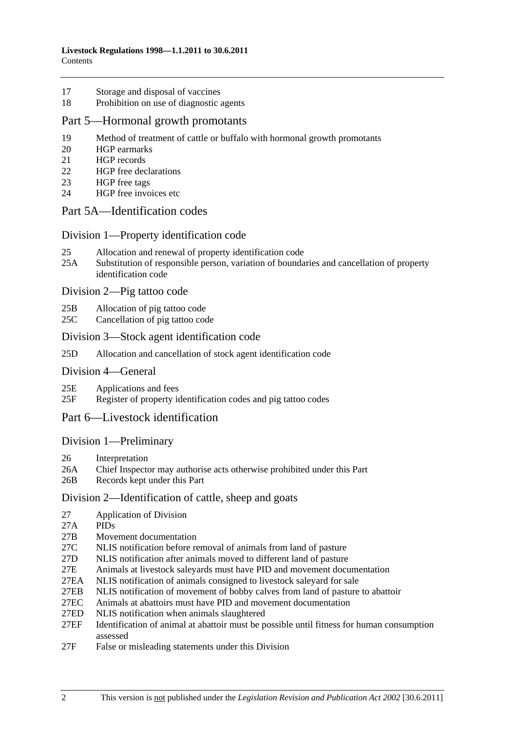17 Storage and disposal of vaccines
18 Prohibition on use of diagnostic agents

## Part 5—Hormonal growth promotants

19 Method of treatment of cattle or buffalo with hormonal growth promotants
20 HGP earmarks
21 HGP records
22 HGP free declarations
23 HGP free tags
24 HGP free invoices etc

## Part 5A—Identification codes

### Division 1—Property identification code

25 Allocation and renewal of property identification code
25A Substitution of responsible person, variation of boundaries and cancellation of property identification code

### Division 2—Pig tattoo code

25B Allocation of pig tattoo code
25C Cancellation of pig tattoo code

### Division 3—Stock agent identification code

25D Allocation and cancellation of stock agent identification code

### Division 4—General

25E Applications and fees
25F Register of property identification codes and pig tattoo codes

## Part 6—Livestock identification

### Division 1—Preliminary

26 Interpretation
26A Chief Inspector may authorise acts otherwise prohibited under this Part
26B Records kept under this Part

### Division 2—Identification of cattle, sheep and goats

27 Application of Division
27A PIDs
27B Movement documentation
27C NLIS notification before removal of animals from land of pasture
27D NLIS notification after animals moved to different land of pasture
27E Animals at livestock saleyards must have PID and movement documentation
27EA NLIS notification of animals consigned to livestock saleyard for sale
27EB NLIS notification of movement of bobby calves from land of pasture to abattoir
27EC Animals at abattoirs must have PID and movement documentation
27ED NLIS notification when animals slaughtered
27EF Identification of animal at abattoir must be possible until fitness for human consumption assessed
27F False or misleading statements under this Division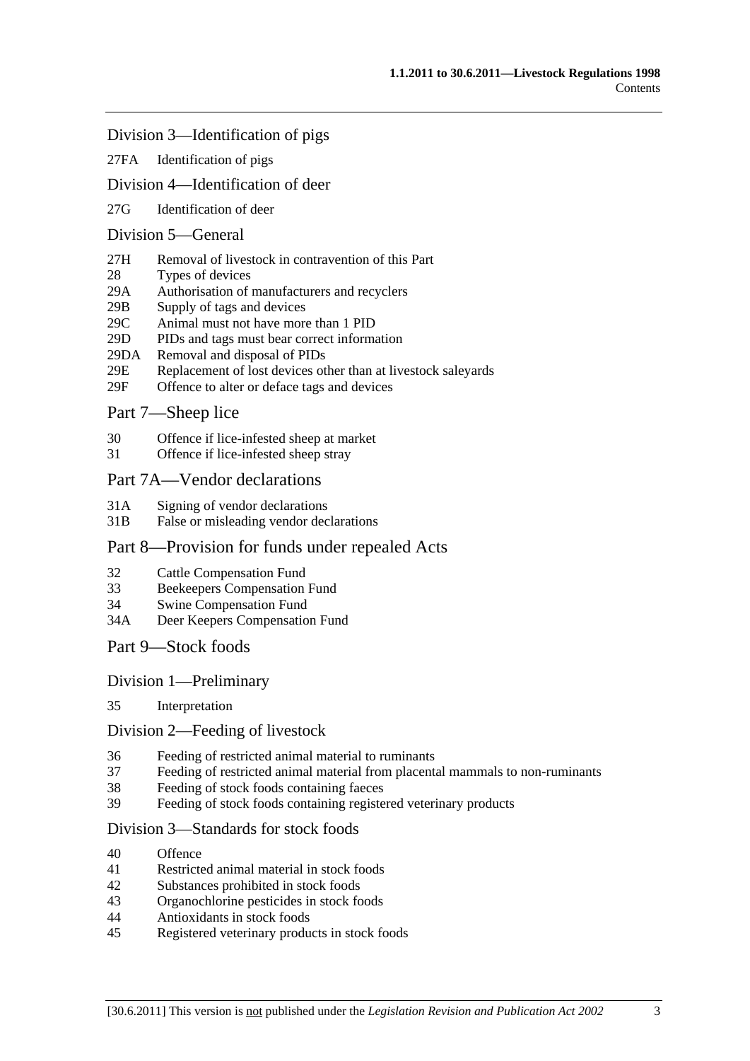## Division 3—Identification of pigs

27FA Identification of pigs

## Division 4—Identification of deer

27G Identification of deer

## Division 5—General

27H Removal of livestock in contravention of this Part
28 Types of devices
29A Authorisation of manufacturers and recyclers
29B Supply of tags and devices
29C Animal must not have more than 1 PID
29D PIDs and tags must bear correct information
29DA Removal and disposal of PIDs
29E Replacement of lost devices other than at livestock saleyards
29F Offence to alter or deface tags and devices

# Part 7—Sheep lice

30 Offence if lice-infested sheep at market
31 Offence if lice-infested sheep stray

# Part 7A—Vendor declarations

31A Signing of vendor declarations
31B False or misleading vendor declarations

# Part 8—Provision for funds under repealed Acts

32 Cattle Compensation Fund
33 Beekeepers Compensation Fund
34 Swine Compensation Fund
34A Deer Keepers Compensation Fund

# Part 9—Stock foods

## Division 1—Preliminary

35 Interpretation

## Division 2—Feeding of livestock

36 Feeding of restricted animal material to ruminants
37 Feeding of restricted animal material from placental mammals to non-ruminants
38 Feeding of stock foods containing faeces
39 Feeding of stock foods containing registered veterinary products

## Division 3—Standards for stock foods

40 Offence
41 Restricted animal material in stock foods
42 Substances prohibited in stock foods
43 Organochlorine pesticides in stock foods
44 Antioxidants in stock foods
45 Registered veterinary products in stock foods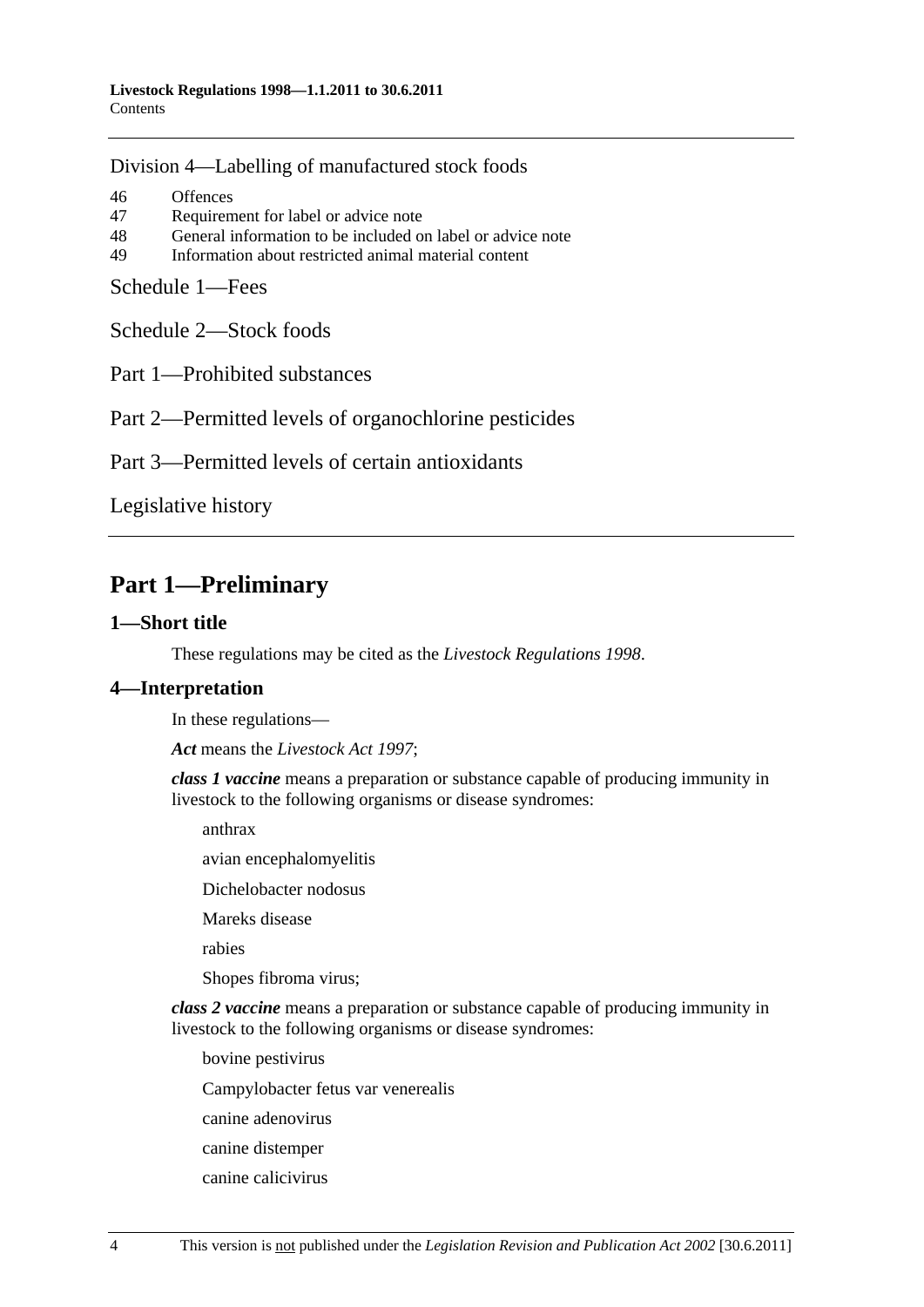Division 4—Labelling of manufactured stock foods

46 Offences
47 Requirement for label or advice note
48 General information to be included on label or advice note
49 Information about restricted animal material content

Schedule 1—Fees

Schedule 2—Stock foods

Part 1—Prohibited substances

Part 2—Permitted levels of organochlorine pesticides

Part 3—Permitted levels of certain antioxidants

Legislative history

# Part 1—Preliminary

## 1—Short title

These regulations may be cited as the *Livestock Regulations 1998*.

## 4—Interpretation

In these regulations—

***Act*** means the *Livestock Act 1997*;

***class 1 vaccine*** means a preparation or substance capable of producing immunity in livestock to the following organisms or disease syndromes:

anthrax

avian encephalomyelitis

Dichelobacter nodosus

Mareks disease

rabies

Shopes fibroma virus;

***class 2 vaccine*** means a preparation or substance capable of producing immunity in livestock to the following organisms or disease syndromes:

bovine pestivirus

Campylobacter fetus var venerealis

canine adenovirus

canine distemper

canine calicivirus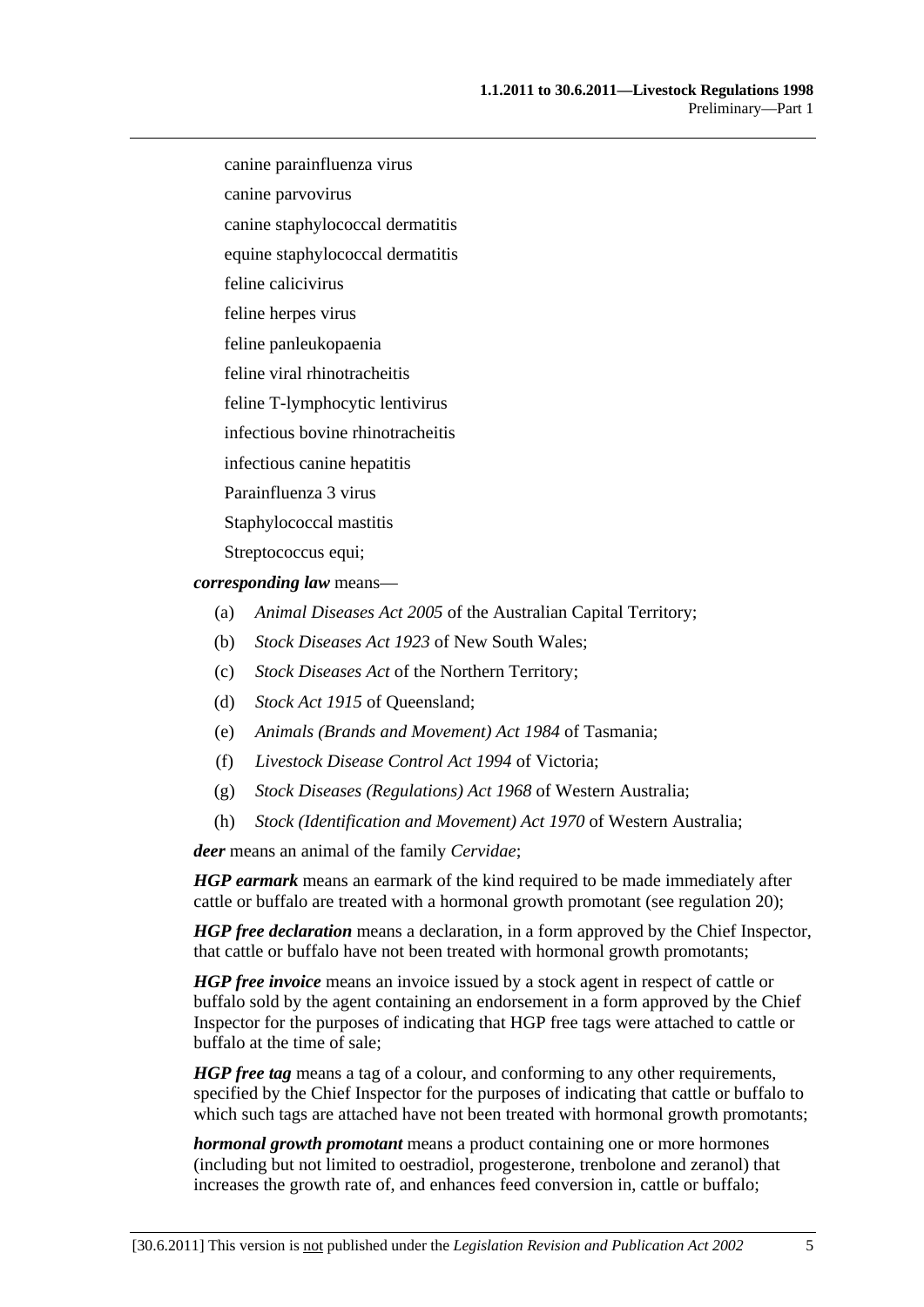canine parainfluenza virus

canine parvovirus

canine staphylococcal dermatitis

equine staphylococcal dermatitis

feline calicivirus

feline herpes virus

feline panleukopaenia

feline viral rhinotracheitis

feline T-lymphocytic lentivirus

infectious bovine rhinotracheitis

infectious canine hepatitis

Parainfluenza 3 virus

Staphylococcal mastitis

Streptococcus equi;

***corresponding law*** means—

(a) *Animal Diseases Act 2005* of the Australian Capital Territory;

(b) *Stock Diseases Act 1923* of New South Wales;

(c) *Stock Diseases Act* of the Northern Territory;

(d) *Stock Act 1915* of Queensland;

(e) *Animals (Brands and Movement) Act 1984* of Tasmania;

(f) *Livestock Disease Control Act 1994* of Victoria;

(g) *Stock Diseases (Regulations) Act 1968* of Western Australia;

(h) *Stock (Identification and Movement) Act 1970* of Western Australia;

***deer*** means an animal of the family *Cervidae*;

***HGP earmark*** means an earmark of the kind required to be made immediately after cattle or buffalo are treated with a hormonal growth promotant (see regulation 20);

***HGP free declaration*** means a declaration, in a form approved by the Chief Inspector, that cattle or buffalo have not been treated with hormonal growth promotants;

***HGP free invoice*** means an invoice issued by a stock agent in respect of cattle or buffalo sold by the agent containing an endorsement in a form approved by the Chief Inspector for the purposes of indicating that HGP free tags were attached to cattle or buffalo at the time of sale;

***HGP free tag*** means a tag of a colour, and conforming to any other requirements, specified by the Chief Inspector for the purposes of indicating that cattle or buffalo to which such tags are attached have not been treated with hormonal growth promotants;

***hormonal growth promotant*** means a product containing one or more hormones (including but not limited to oestradiol, progesterone, trenbolone and zeranol) that increases the growth rate of, and enhances feed conversion in, cattle or buffalo;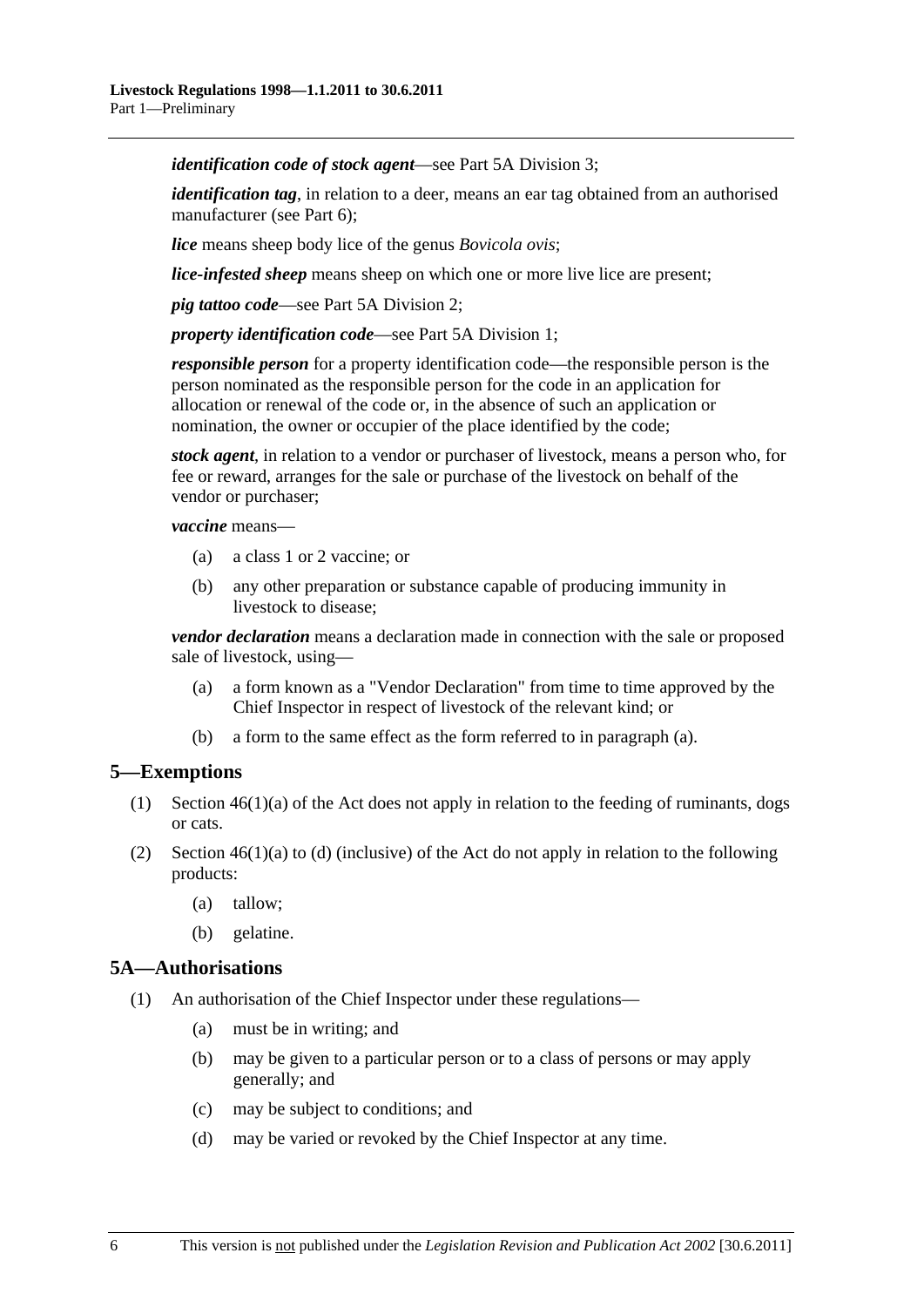***identification code of stock agent***—see Part 5A Division 3;

***identification tag***, in relation to a deer, means an ear tag obtained from an authorised manufacturer (see Part 6);

***lice*** means sheep body lice of the genus *Bovicola ovis*;

***lice-infested sheep*** means sheep on which one or more live lice are present;

***pig tattoo code***—see Part 5A Division 2;

***property identification code***—see Part 5A Division 1;

***responsible person*** for a property identification code—the responsible person is the person nominated as the responsible person for the code in an application for allocation or renewal of the code or, in the absence of such an application or nomination, the owner or occupier of the place identified by the code;

***stock agent***, in relation to a vendor or purchaser of livestock, means a person who, for fee or reward, arranges for the sale or purchase of the livestock on behalf of the vendor or purchaser;

***vaccine*** means—

- (a) a class 1 or 2 vaccine; or
- (b) any other preparation or substance capable of producing immunity in livestock to disease;

***vendor declaration*** means a declaration made in connection with the sale or proposed sale of livestock, using—

- (a) a form known as a "Vendor Declaration" from time to time approved by the Chief Inspector in respect of livestock of the relevant kind; or
- (b) a form to the same effect as the form referred to in paragraph (a).

## 5—Exemptions

(1) Section 46(1)(a) of the Act does not apply in relation to the feeding of ruminants, dogs or cats.

(2) Section 46(1)(a) to (d) (inclusive) of the Act do not apply in relation to the following products:

- (a) tallow;
- (b) gelatine.

## 5A—Authorisations

(1) An authorisation of the Chief Inspector under these regulations—

- (a) must be in writing; and
- (b) may be given to a particular person or to a class of persons or may apply generally; and
- (c) may be subject to conditions; and
- (d) may be varied or revoked by the Chief Inspector at any time.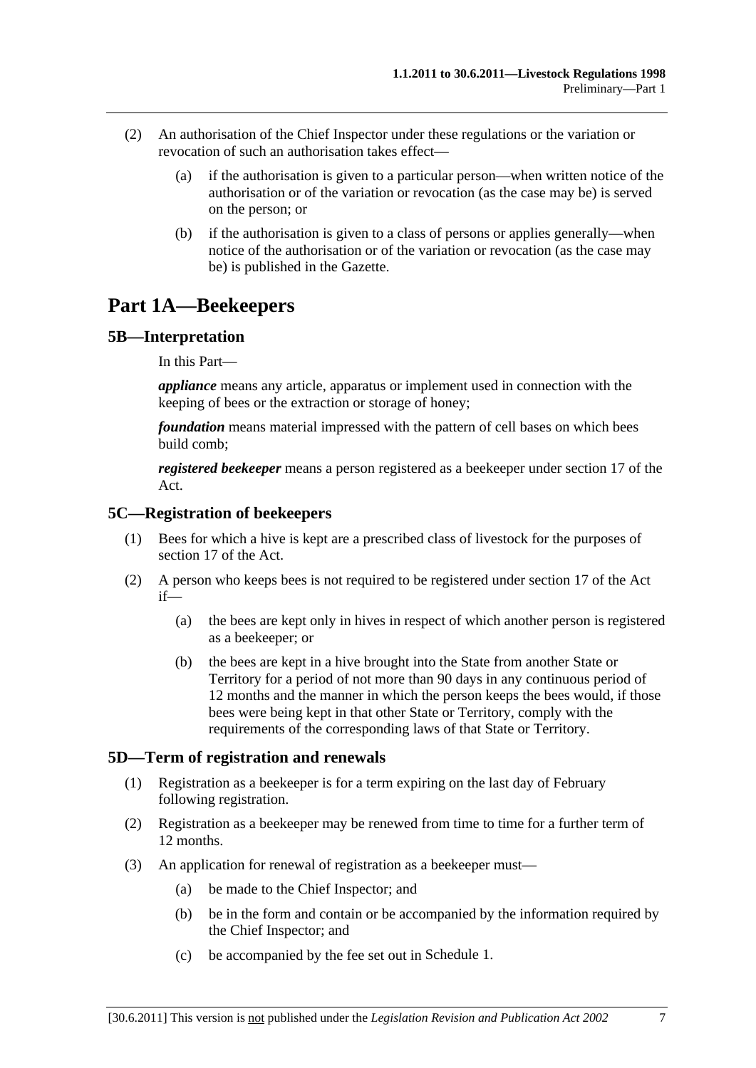(2) An authorisation of the Chief Inspector under these regulations or the variation or revocation of such an authorisation takes effect—

(a) if the authorisation is given to a particular person—when written notice of the authorisation or of the variation or revocation (as the case may be) is served on the person; or

(b) if the authorisation is given to a class of persons or applies generally—when notice of the authorisation or of the variation or revocation (as the case may be) is published in the Gazette.

# Part 1A—Beekeepers

## 5B—Interpretation

In this Part—

***appliance*** means any article, apparatus or implement used in connection with the keeping of bees or the extraction or storage of honey;

***foundation*** means material impressed with the pattern of cell bases on which bees build comb;

***registered beekeeper*** means a person registered as a beekeeper under section 17 of the Act.

## 5C—Registration of beekeepers

(1) Bees for which a hive is kept are a prescribed class of livestock for the purposes of section 17 of the Act.

(2) A person who keeps bees is not required to be registered under section 17 of the Act if—

(a) the bees are kept only in hives in respect of which another person is registered as a beekeeper; or

(b) the bees are kept in a hive brought into the State from another State or Territory for a period of not more than 90 days in any continuous period of 12 months and the manner in which the person keeps the bees would, if those bees were being kept in that other State or Territory, comply with the requirements of the corresponding laws of that State or Territory.

## 5D—Term of registration and renewals

(1) Registration as a beekeeper is for a term expiring on the last day of February following registration.

(2) Registration as a beekeeper may be renewed from time to time for a further term of 12 months.

(3) An application for renewal of registration as a beekeeper must—

(a) be made to the Chief Inspector; and

(b) be in the form and contain or be accompanied by the information required by the Chief Inspector; and

(c) be accompanied by the fee set out in Schedule 1.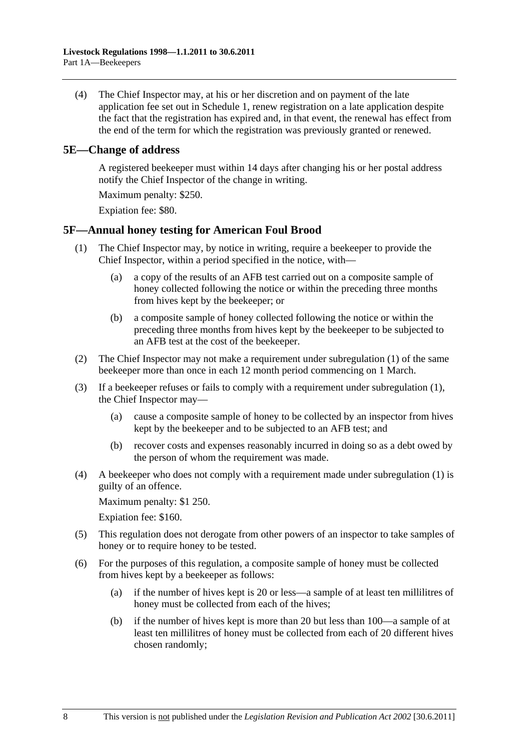(4) The Chief Inspector may, at his or her discretion and on payment of the late application fee set out in Schedule 1, renew registration on a late application despite the fact that the registration has expired and, in that event, the renewal has effect from the end of the term for which the registration was previously granted or renewed.

## 5E—Change of address

A registered beekeeper must within 14 days after changing his or her postal address notify the Chief Inspector of the change in writing.

Maximum penalty: $250.

Expiation fee: $80.

## 5F—Annual honey testing for American Foul Brood

(1) The Chief Inspector may, by notice in writing, require a beekeeper to provide the Chief Inspector, within a period specified in the notice, with—

(a) a copy of the results of an AFB test carried out on a composite sample of honey collected following the notice or within the preceding three months from hives kept by the beekeeper; or

(b) a composite sample of honey collected following the notice or within the preceding three months from hives kept by the beekeeper to be subjected to an AFB test at the cost of the beekeeper.

(2) The Chief Inspector may not make a requirement under subregulation (1) of the same beekeeper more than once in each 12 month period commencing on 1 March.

(3) If a beekeeper refuses or fails to comply with a requirement under subregulation (1), the Chief Inspector may—

(a) cause a composite sample of honey to be collected by an inspector from hives kept by the beekeeper and to be subjected to an AFB test; and

(b) recover costs and expenses reasonably incurred in doing so as a debt owed by the person of whom the requirement was made.

(4) A beekeeper who does not comply with a requirement made under subregulation (1) is guilty of an offence.

Maximum penalty: $1 250.

Expiation fee: $160.

(5) This regulation does not derogate from other powers of an inspector to take samples of honey or to require honey to be tested.

(6) For the purposes of this regulation, a composite sample of honey must be collected from hives kept by a beekeeper as follows:

(a) if the number of hives kept is 20 or less—a sample of at least ten millilitres of honey must be collected from each of the hives;

(b) if the number of hives kept is more than 20 but less than 100—a sample of at least ten millilitres of honey must be collected from each of 20 different hives chosen randomly;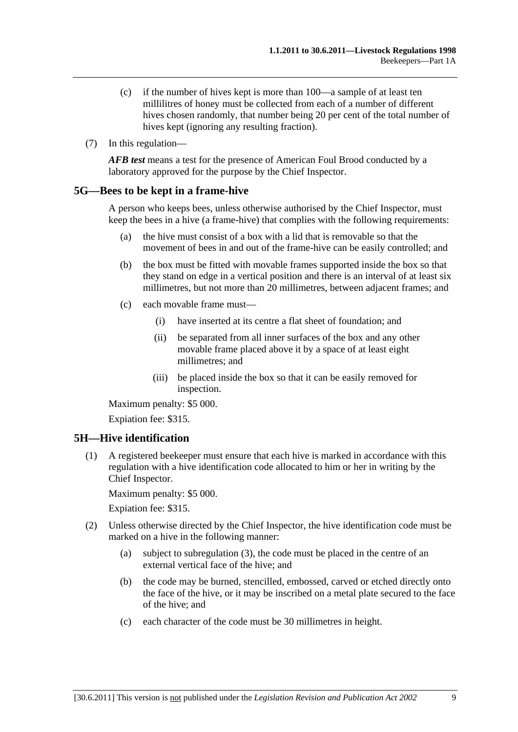(c) if the number of hives kept is more than 100—a sample of at least ten millilitres of honey must be collected from each of a number of different hives chosen randomly, that number being 20 per cent of the total number of hives kept (ignoring any resulting fraction).

(7) In this regulation—

***AFB test*** means a test for the presence of American Foul Brood conducted by a laboratory approved for the purpose by the Chief Inspector.

## 5G—Bees to be kept in a frame-hive

A person who keeps bees, unless otherwise authorised by the Chief Inspector, must keep the bees in a hive (a frame-hive) that complies with the following requirements:

(a) the hive must consist of a box with a lid that is removable so that the movement of bees in and out of the frame-hive can be easily controlled; and

(b) the box must be fitted with movable frames supported inside the box so that they stand on edge in a vertical position and there is an interval of at least six millimetres, but not more than 20 millimetres, between adjacent frames; and

(c) each movable frame must—

(i) have inserted at its centre a flat sheet of foundation; and

(ii) be separated from all inner surfaces of the box and any other movable frame placed above it by a space of at least eight millimetres; and

(iii) be placed inside the box so that it can be easily removed for inspection.

Maximum penalty: $5 000.

Expiation fee: $315.

## 5H—Hive identification

(1) A registered beekeeper must ensure that each hive is marked in accordance with this regulation with a hive identification code allocated to him or her in writing by the Chief Inspector.

Maximum penalty: $5 000.

Expiation fee: $315.

(2) Unless otherwise directed by the Chief Inspector, the hive identification code must be marked on a hive in the following manner:

(a) subject to subregulation (3), the code must be placed in the centre of an external vertical face of the hive; and

(b) the code may be burned, stencilled, embossed, carved or etched directly onto the face of the hive, or it may be inscribed on a metal plate secured to the face of the hive; and

(c) each character of the code must be 30 millimetres in height.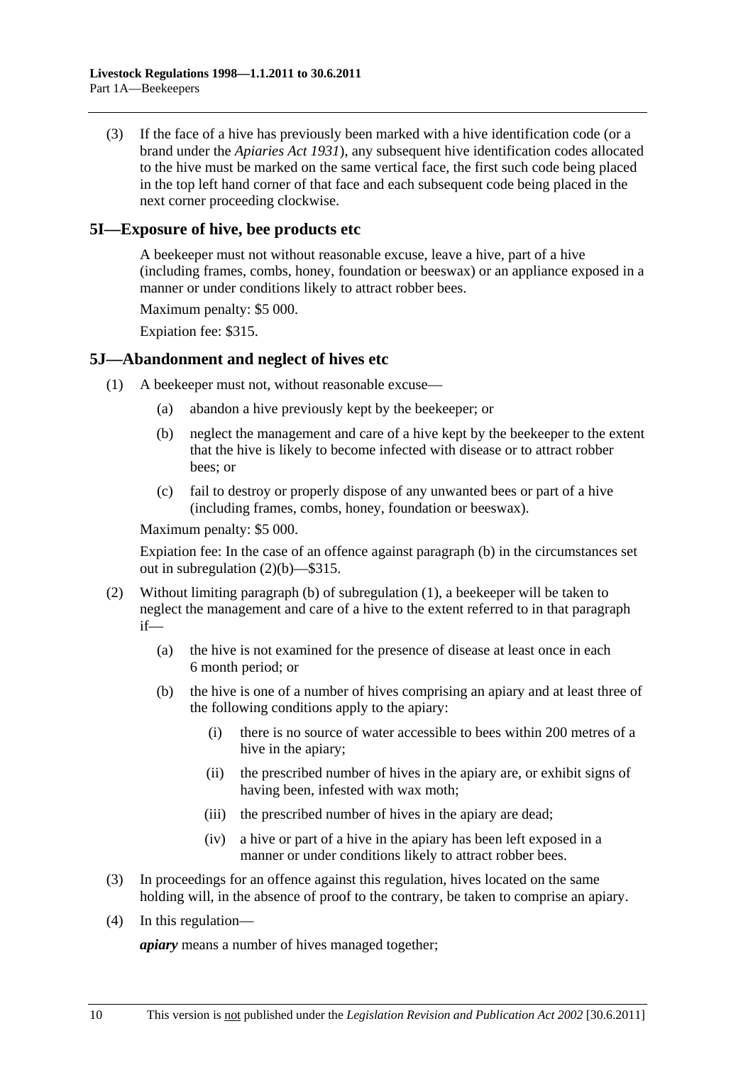(3) If the face of a hive has previously been marked with a hive identification code (or a brand under the *Apiaries Act 1931*), any subsequent hive identification codes allocated to the hive must be marked on the same vertical face, the first such code being placed in the top left hand corner of that face and each subsequent code being placed in the next corner proceeding clockwise.

## 5I—Exposure of hive, bee products etc

A beekeeper must not without reasonable excuse, leave a hive, part of a hive (including frames, combs, honey, foundation or beeswax) or an appliance exposed in a manner or under conditions likely to attract robber bees.

Maximum penalty: $5 000.

Expiation fee: $315.

## 5J—Abandonment and neglect of hives etc

(1) A beekeeper must not, without reasonable excuse—

(a) abandon a hive previously kept by the beekeeper; or

(b) neglect the management and care of a hive kept by the beekeeper to the extent that the hive is likely to become infected with disease or to attract robber bees; or

(c) fail to destroy or properly dispose of any unwanted bees or part of a hive (including frames, combs, honey, foundation or beeswax).

Maximum penalty: $5 000.

Expiation fee: In the case of an offence against paragraph (b) in the circumstances set out in subregulation (2)(b)—$315.

(2) Without limiting paragraph (b) of subregulation (1), a beekeeper will be taken to neglect the management and care of a hive to the extent referred to in that paragraph if—

(a) the hive is not examined for the presence of disease at least once in each 6 month period; or

(b) the hive is one of a number of hives comprising an apiary and at least three of the following conditions apply to the apiary:

(i) there is no source of water accessible to bees within 200 metres of a hive in the apiary;

(ii) the prescribed number of hives in the apiary are, or exhibit signs of having been, infested with wax moth;

(iii) the prescribed number of hives in the apiary are dead;

(iv) a hive or part of a hive in the apiary has been left exposed in a manner or under conditions likely to attract robber bees.

(3) In proceedings for an offence against this regulation, hives located on the same holding will, in the absence of proof to the contrary, be taken to comprise an apiary.

(4) In this regulation—

***apiary*** means a number of hives managed together;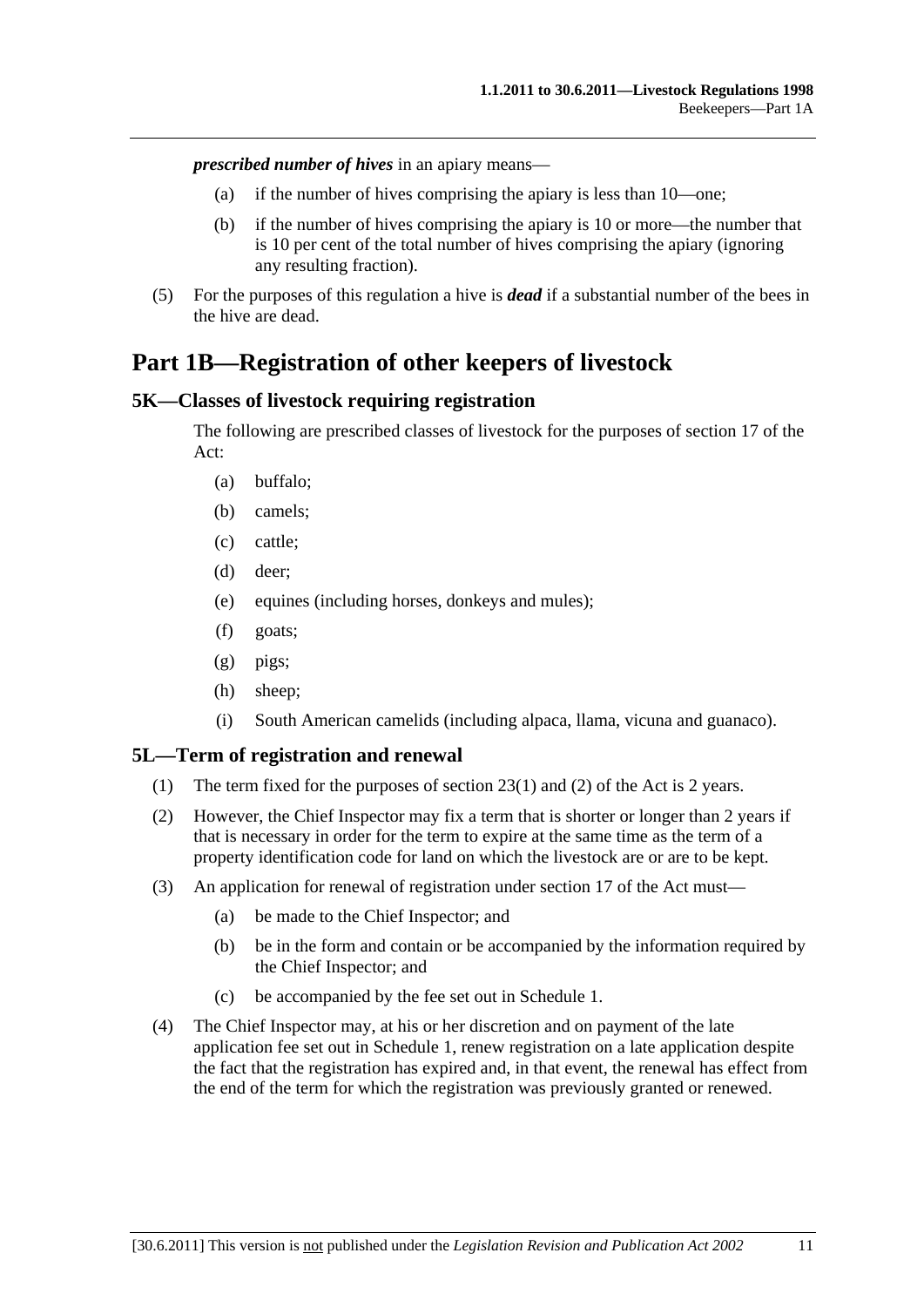***prescribed number of hives*** in an apiary means—

(a) if the number of hives comprising the apiary is less than 10—one;

(b) if the number of hives comprising the apiary is 10 or more—the number that is 10 per cent of the total number of hives comprising the apiary (ignoring any resulting fraction).

(5) For the purposes of this regulation a hive is ***dead*** if a substantial number of the bees in the hive are dead.

# Part 1B—Registration of other keepers of livestock

## 5K—Classes of livestock requiring registration

The following are prescribed classes of livestock for the purposes of section 17 of the Act:

(a) buffalo;

(b) camels;

(c) cattle;

(d) deer;

(e) equines (including horses, donkeys and mules);

(f) goats;

(g) pigs;

(h) sheep;

(i) South American camelids (including alpaca, llama, vicuna and guanaco).

## 5L—Term of registration and renewal

(1) The term fixed for the purposes of section 23(1) and (2) of the Act is 2 years.

(2) However, the Chief Inspector may fix a term that is shorter or longer than 2 years if that is necessary in order for the term to expire at the same time as the term of a property identification code for land on which the livestock are or are to be kept.

(3) An application for renewal of registration under section 17 of the Act must—

(a) be made to the Chief Inspector; and

(b) be in the form and contain or be accompanied by the information required by the Chief Inspector; and

(c) be accompanied by the fee set out in Schedule 1.

(4) The Chief Inspector may, at his or her discretion and on payment of the late application fee set out in Schedule 1, renew registration on a late application despite the fact that the registration has expired and, in that event, the renewal has effect from the end of the term for which the registration was previously granted or renewed.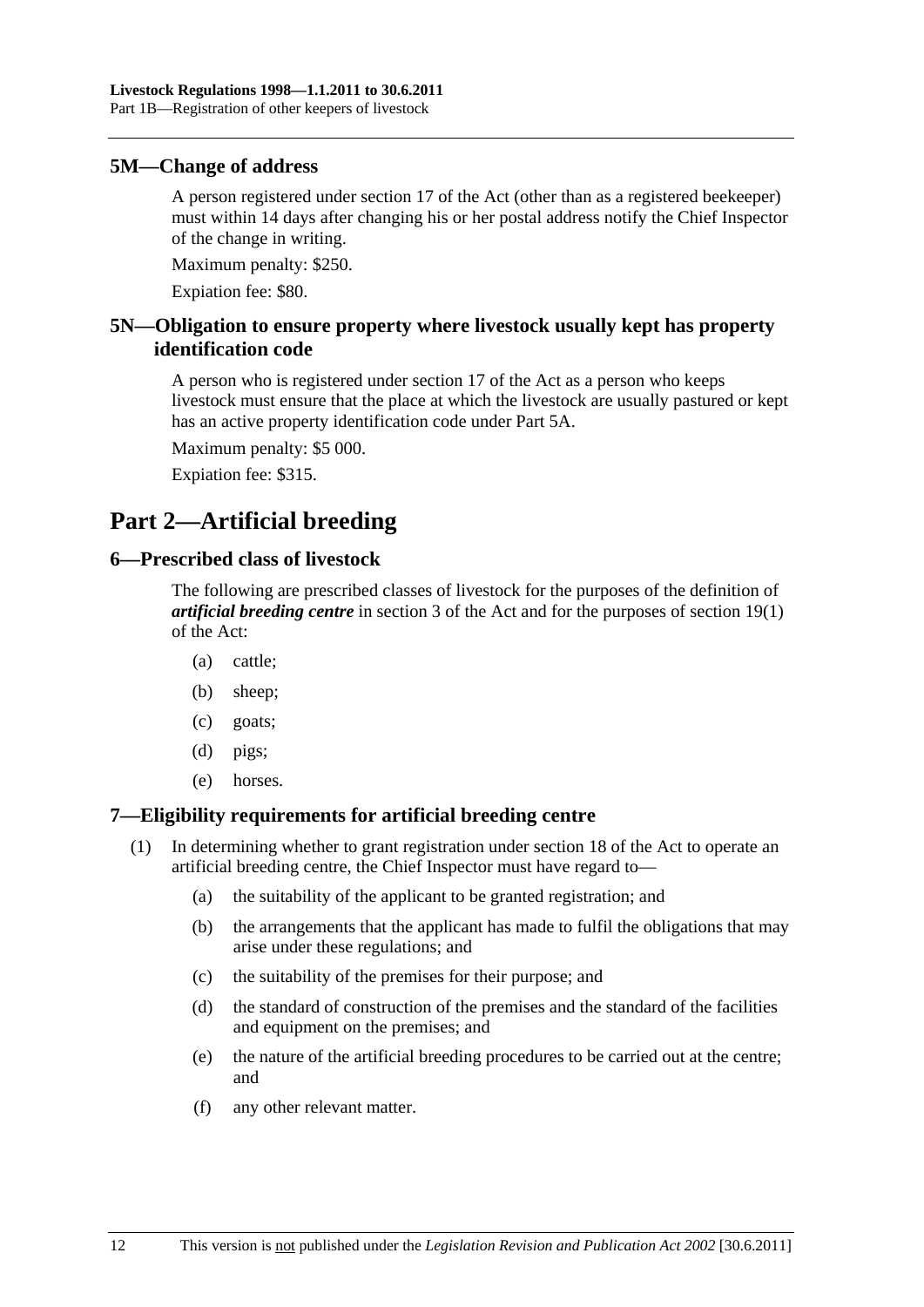### 5M—Change of address

A person registered under section 17 of the Act (other than as a registered beekeeper) must within 14 days after changing his or her postal address notify the Chief Inspector of the change in writing.

Maximum penalty: $250.

Expiation fee: $80.

### 5N—Obligation to ensure property where livestock usually kept has property identification code

A person who is registered under section 17 of the Act as a person who keeps livestock must ensure that the place at which the livestock are usually pastured or kept has an active property identification code under Part 5A.

Maximum penalty: $5 000.

Expiation fee: $315.

## Part 2—Artificial breeding

### 6—Prescribed class of livestock

The following are prescribed classes of livestock for the purposes of the definition of ***artificial breeding centre*** in section 3 of the Act and for the purposes of section 19(1) of the Act:

- (a) cattle;
- (b) sheep;
- (c) goats;
- (d) pigs;
- (e) horses.

### 7—Eligibility requirements for artificial breeding centre

(1) In determining whether to grant registration under section 18 of the Act to operate an artificial breeding centre, the Chief Inspector must have regard to—

- (a) the suitability of the applicant to be granted registration; and
- (b) the arrangements that the applicant has made to fulfil the obligations that may arise under these regulations; and
- (c) the suitability of the premises for their purpose; and
- (d) the standard of construction of the premises and the standard of the facilities and equipment on the premises; and
- (e) the nature of the artificial breeding procedures to be carried out at the centre; and
- (f) any other relevant matter.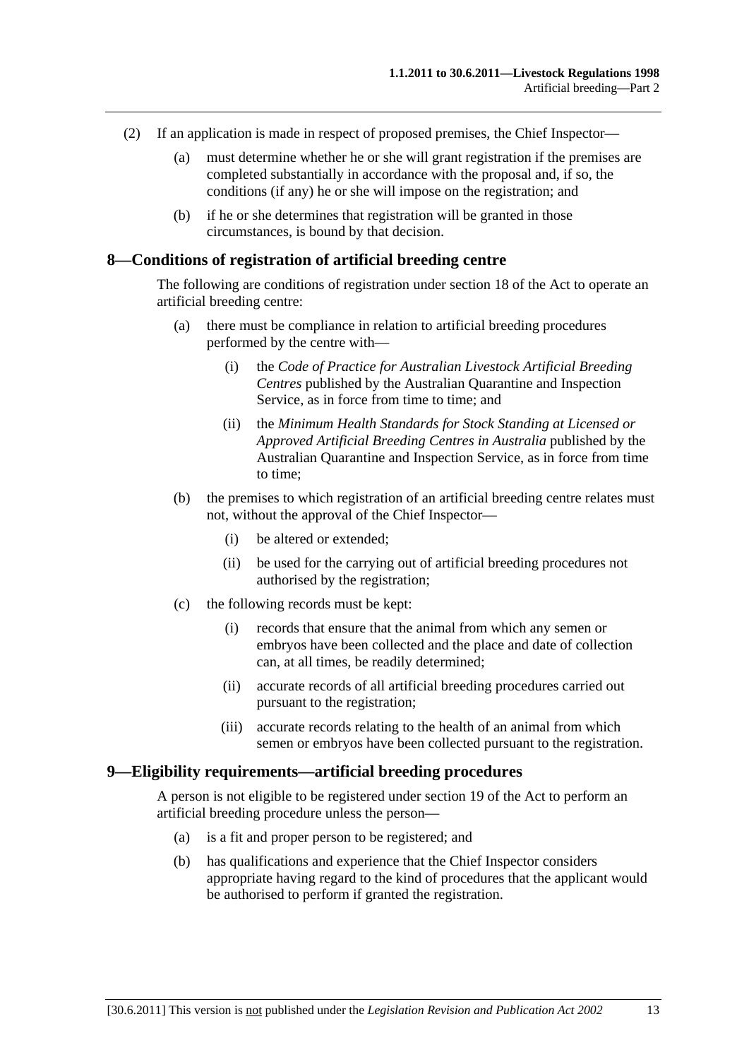(2) If an application is made in respect of proposed premises, the Chief Inspector—

(a) must determine whether he or she will grant registration if the premises are completed substantially in accordance with the proposal and, if so, the conditions (if any) he or she will impose on the registration; and

(b) if he or she determines that registration will be granted in those circumstances, is bound by that decision.

## 8—Conditions of registration of artificial breeding centre

The following are conditions of registration under section 18 of the Act to operate an artificial breeding centre:

(a) there must be compliance in relation to artificial breeding procedures performed by the centre with—

(i) the *Code of Practice for Australian Livestock Artificial Breeding Centres* published by the Australian Quarantine and Inspection Service, as in force from time to time; and

(ii) the *Minimum Health Standards for Stock Standing at Licensed or Approved Artificial Breeding Centres in Australia* published by the Australian Quarantine and Inspection Service, as in force from time to time;

(b) the premises to which registration of an artificial breeding centre relates must not, without the approval of the Chief Inspector—

(i) be altered or extended;

(ii) be used for the carrying out of artificial breeding procedures not authorised by the registration;

(c) the following records must be kept:

(i) records that ensure that the animal from which any semen or embryos have been collected and the place and date of collection can, at all times, be readily determined;

(ii) accurate records of all artificial breeding procedures carried out pursuant to the registration;

(iii) accurate records relating to the health of an animal from which semen or embryos have been collected pursuant to the registration.

## 9—Eligibility requirements—artificial breeding procedures

A person is not eligible to be registered under section 19 of the Act to perform an artificial breeding procedure unless the person—

(a) is a fit and proper person to be registered; and

(b) has qualifications and experience that the Chief Inspector considers appropriate having regard to the kind of procedures that the applicant would be authorised to perform if granted the registration.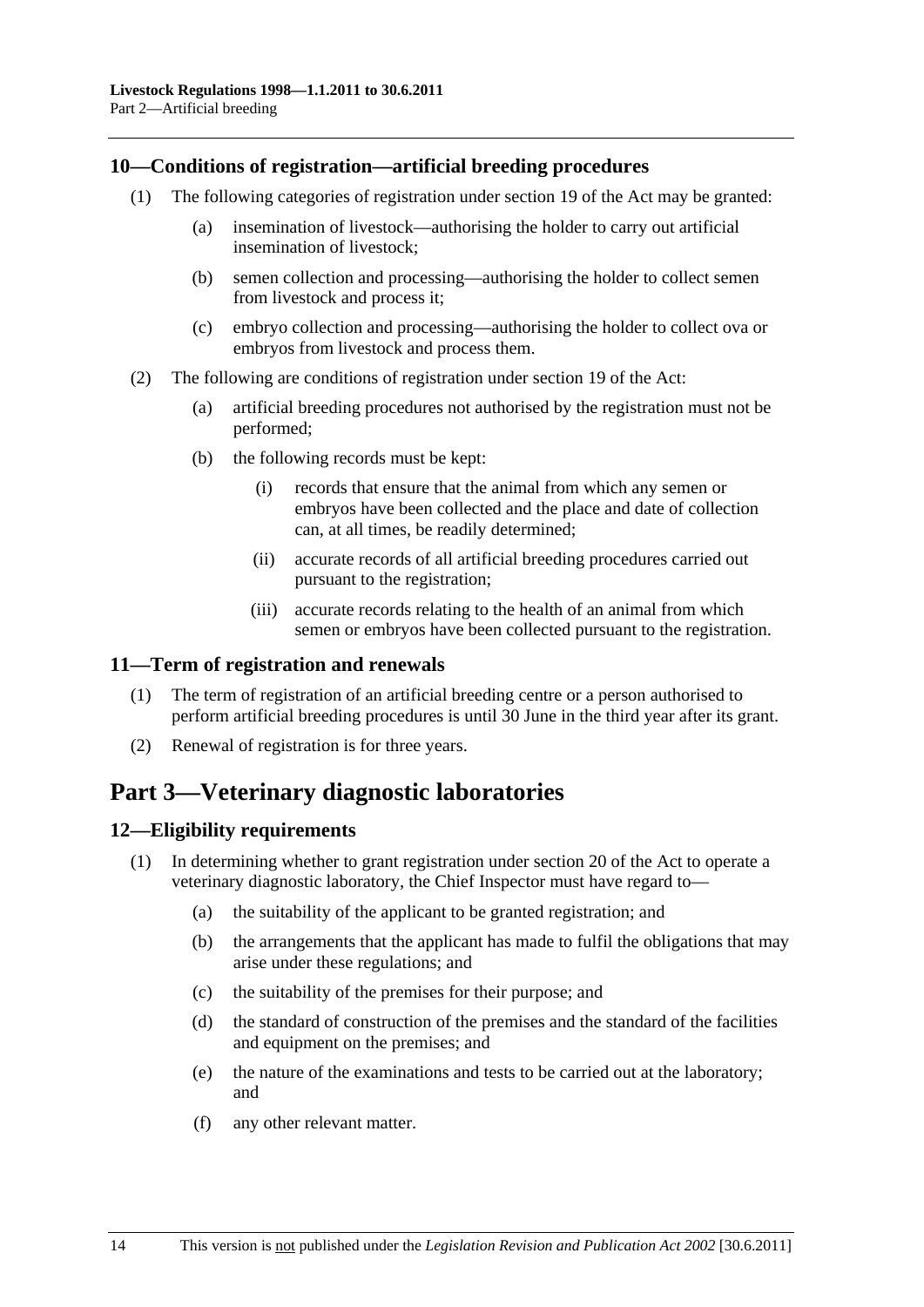## 10—Conditions of registration—artificial breeding procedures

(1) The following categories of registration under section 19 of the Act may be granted:

(a) insemination of livestock—authorising the holder to carry out artificial insemination of livestock;

(b) semen collection and processing—authorising the holder to collect semen from livestock and process it;

(c) embryo collection and processing—authorising the holder to collect ova or embryos from livestock and process them.

(2) The following are conditions of registration under section 19 of the Act:

(a) artificial breeding procedures not authorised by the registration must not be performed;

(b) the following records must be kept:

(i) records that ensure that the animal from which any semen or embryos have been collected and the place and date of collection can, at all times, be readily determined;

(ii) accurate records of all artificial breeding procedures carried out pursuant to the registration;

(iii) accurate records relating to the health of an animal from which semen or embryos have been collected pursuant to the registration.

## 11—Term of registration and renewals

(1) The term of registration of an artificial breeding centre or a person authorised to perform artificial breeding procedures is until 30 June in the third year after its grant.

(2) Renewal of registration is for three years.

# Part 3—Veterinary diagnostic laboratories

## 12—Eligibility requirements

(1) In determining whether to grant registration under section 20 of the Act to operate a veterinary diagnostic laboratory, the Chief Inspector must have regard to—

(a) the suitability of the applicant to be granted registration; and

(b) the arrangements that the applicant has made to fulfil the obligations that may arise under these regulations; and

(c) the suitability of the premises for their purpose; and

(d) the standard of construction of the premises and the standard of the facilities and equipment on the premises; and

(e) the nature of the examinations and tests to be carried out at the laboratory; and

(f) any other relevant matter.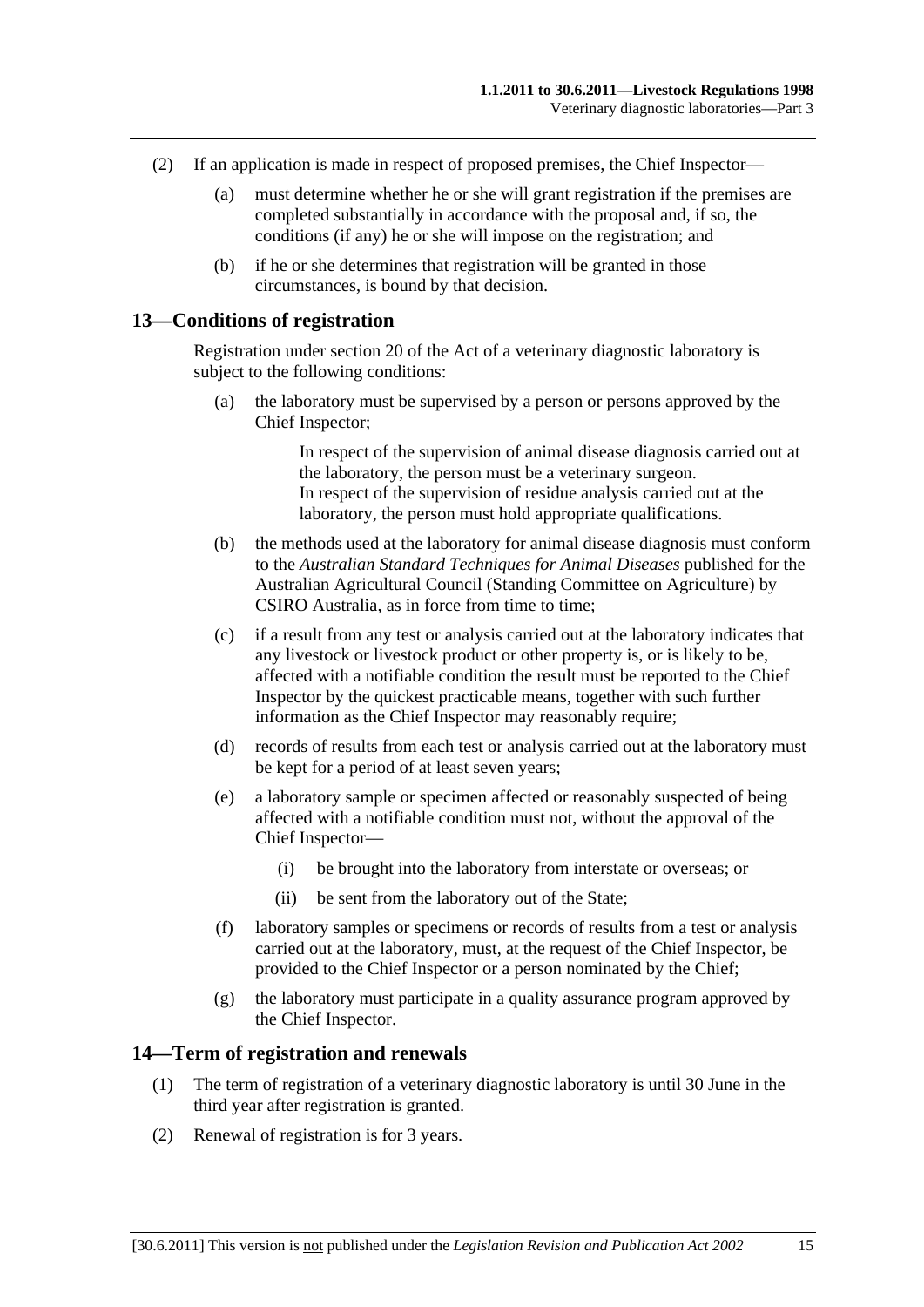(2) If an application is made in respect of proposed premises, the Chief Inspector—

(a) must determine whether he or she will grant registration if the premises are completed substantially in accordance with the proposal and, if so, the conditions (if any) he or she will impose on the registration; and

(b) if he or she determines that registration will be granted in those circumstances, is bound by that decision.

## 13—Conditions of registration

Registration under section 20 of the Act of a veterinary diagnostic laboratory is subject to the following conditions:

(a) the laboratory must be supervised by a person or persons approved by the Chief Inspector;

> In respect of the supervision of animal disease diagnosis carried out at the laboratory, the person must be a veterinary surgeon.
> In respect of the supervision of residue analysis carried out at the laboratory, the person must hold appropriate qualifications.

(b) the methods used at the laboratory for animal disease diagnosis must conform to the *Australian Standard Techniques for Animal Diseases* published for the Australian Agricultural Council (Standing Committee on Agriculture) by CSIRO Australia, as in force from time to time;

(c) if a result from any test or analysis carried out at the laboratory indicates that any livestock or livestock product or other property is, or is likely to be, affected with a notifiable condition the result must be reported to the Chief Inspector by the quickest practicable means, together with such further information as the Chief Inspector may reasonably require;

(d) records of results from each test or analysis carried out at the laboratory must be kept for a period of at least seven years;

(e) a laboratory sample or specimen affected or reasonably suspected of being affected with a notifiable condition must not, without the approval of the Chief Inspector—

(i) be brought into the laboratory from interstate or overseas; or

(ii) be sent from the laboratory out of the State;

(f) laboratory samples or specimens or records of results from a test or analysis carried out at the laboratory, must, at the request of the Chief Inspector, be provided to the Chief Inspector or a person nominated by the Chief;

(g) the laboratory must participate in a quality assurance program approved by the Chief Inspector.

## 14—Term of registration and renewals

(1) The term of registration of a veterinary diagnostic laboratory is until 30 June in the third year after registration is granted.

(2) Renewal of registration is for 3 years.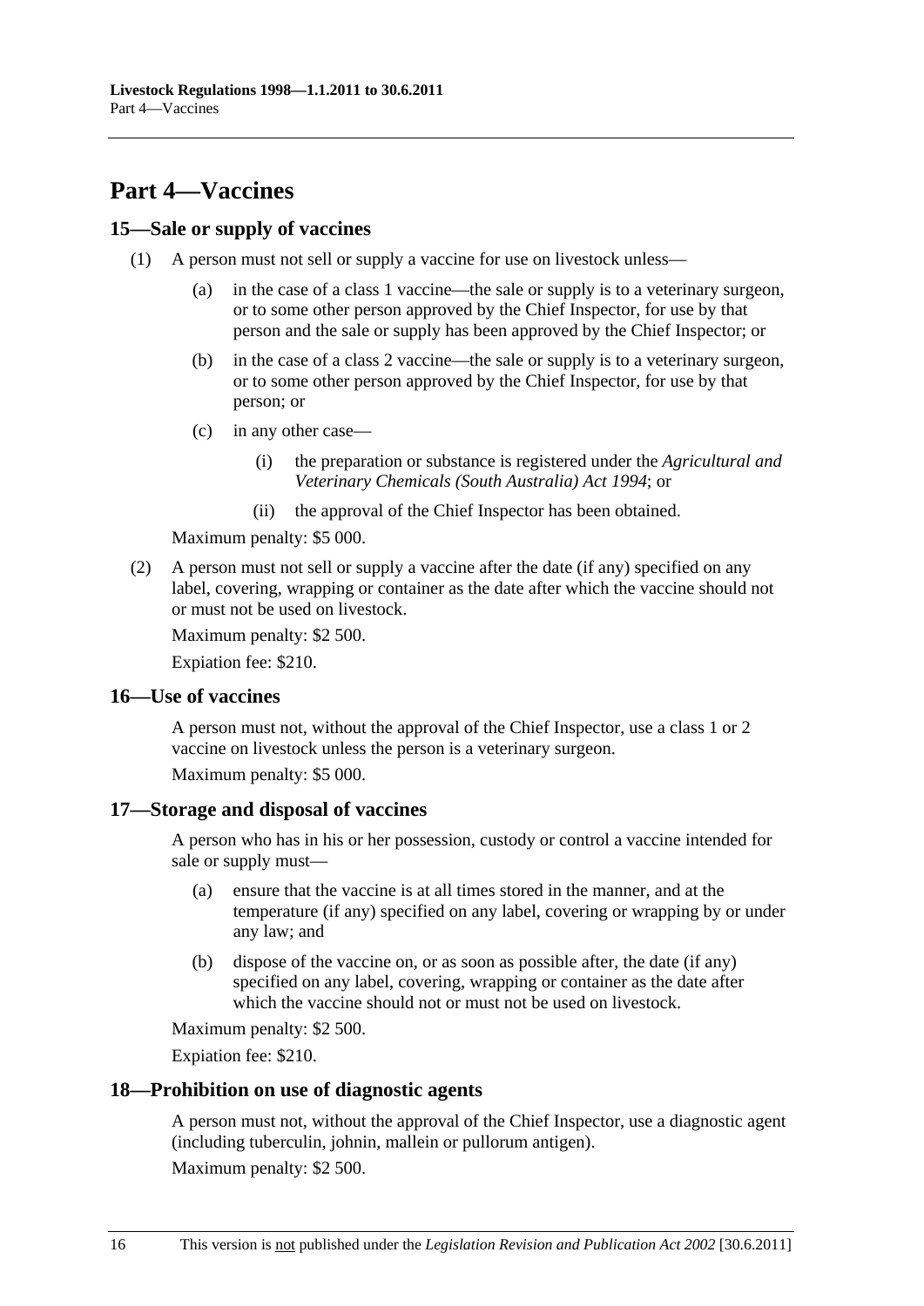# Part 4—Vaccines

## 15—Sale or supply of vaccines

(1) A person must not sell or supply a vaccine for use on livestock unless—

(a) in the case of a class 1 vaccine—the sale or supply is to a veterinary surgeon, or to some other person approved by the Chief Inspector, for use by that person and the sale or supply has been approved by the Chief Inspector; or

(b) in the case of a class 2 vaccine—the sale or supply is to a veterinary surgeon, or to some other person approved by the Chief Inspector, for use by that person; or

(c) in any other case—

(i) the preparation or substance is registered under the *Agricultural and Veterinary Chemicals (South Australia) Act 1994*; or

(ii) the approval of the Chief Inspector has been obtained.

Maximum penalty: $5 000.

(2) A person must not sell or supply a vaccine after the date (if any) specified on any label, covering, wrapping or container as the date after which the vaccine should not or must not be used on livestock.

Maximum penalty: $2 500.

Expiation fee: $210.

## 16—Use of vaccines

A person must not, without the approval of the Chief Inspector, use a class 1 or 2 vaccine on livestock unless the person is a veterinary surgeon.

Maximum penalty: $5 000.

## 17—Storage and disposal of vaccines

A person who has in his or her possession, custody or control a vaccine intended for sale or supply must—

(a) ensure that the vaccine is at all times stored in the manner, and at the temperature (if any) specified on any label, covering or wrapping by or under any law; and

(b) dispose of the vaccine on, or as soon as possible after, the date (if any) specified on any label, covering, wrapping or container as the date after which the vaccine should not or must not be used on livestock.

Maximum penalty: $2 500.

Expiation fee: $210.

## 18—Prohibition on use of diagnostic agents

A person must not, without the approval of the Chief Inspector, use a diagnostic agent (including tuberculin, johnin, mallein or pullorum antigen).

Maximum penalty: $2 500.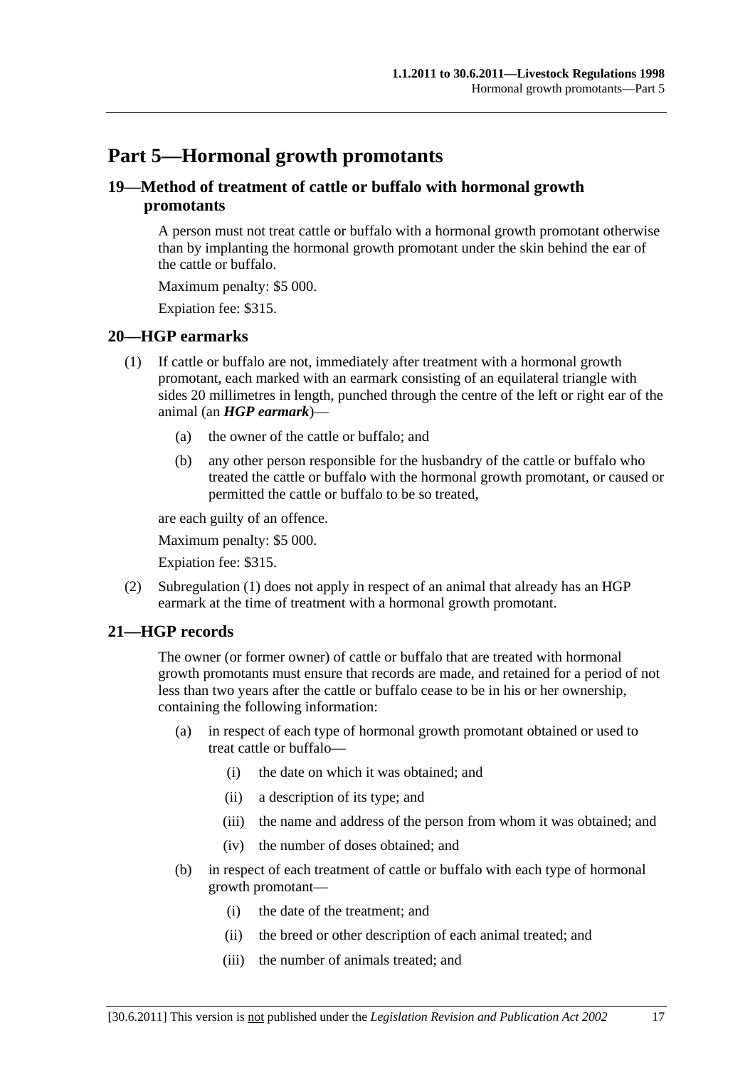# Part 5—Hormonal growth promotants

## 19—Method of treatment of cattle or buffalo with hormonal growth promotants

A person must not treat cattle or buffalo with a hormonal growth promotant otherwise than by implanting the hormonal growth promotant under the skin behind the ear of the cattle or buffalo.

Maximum penalty: $5 000.

Expiation fee: $315.

## 20—HGP earmarks

(1) If cattle or buffalo are not, immediately after treatment with a hormonal growth promotant, each marked with an earmark consisting of an equilateral triangle with sides 20 millimetres in length, punched through the centre of the left or right ear of the animal (an ***HGP earmark***)—

  (a) the owner of the cattle or buffalo; and

  (b) any other person responsible for the husbandry of the cattle or buffalo who treated the cattle or buffalo with the hormonal growth promotant, or caused or permitted the cattle or buffalo to be so treated,

are each guilty of an offence.

Maximum penalty: $5 000.

Expiation fee: $315.

(2) Subregulation (1) does not apply in respect of an animal that already has an HGP earmark at the time of treatment with a hormonal growth promotant.

## 21—HGP records

The owner (or former owner) of cattle or buffalo that are treated with hormonal growth promotants must ensure that records are made, and retained for a period of not less than two years after the cattle or buffalo cease to be in his or her ownership, containing the following information:

  (a) in respect of each type of hormonal growth promotant obtained or used to treat cattle or buffalo—

    (i) the date on which it was obtained; and

    (ii) a description of its type; and

    (iii) the name and address of the person from whom it was obtained; and

    (iv) the number of doses obtained; and

  (b) in respect of each treatment of cattle or buffalo with each type of hormonal growth promotant—

    (i) the date of the treatment; and

    (ii) the breed or other description of each animal treated; and

    (iii) the number of animals treated; and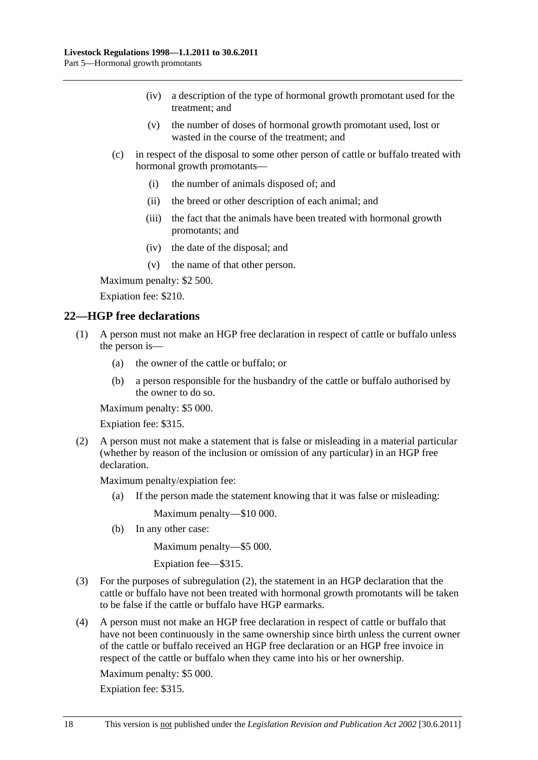(iv) a description of the type of hormonal growth promotant used for the treatment; and

(v) the number of doses of hormonal growth promotant used, lost or wasted in the course of the treatment; and

(c) in respect of the disposal to some other person of cattle or buffalo treated with hormonal growth promotants—

(i) the number of animals disposed of; and

(ii) the breed or other description of each animal; and

(iii) the fact that the animals have been treated with hormonal growth promotants; and

(iv) the date of the disposal; and

(v) the name of that other person.

Maximum penalty: $2 500.

Expiation fee: $210.

## 22—HGP free declarations

(1) A person must not make an HGP free declaration in respect of cattle or buffalo unless the person is—

(a) the owner of the cattle or buffalo; or

(b) a person responsible for the husbandry of the cattle or buffalo authorised by the owner to do so.

Maximum penalty: $5 000.

Expiation fee: $315.

(2) A person must not make a statement that is false or misleading in a material particular (whether by reason of the inclusion or omission of any particular) in an HGP free declaration.

Maximum penalty/expiation fee:

(a) If the person made the statement knowing that it was false or misleading:

Maximum penalty—$10 000.

(b) In any other case:

Maximum penalty—$5 000.

Expiation fee—$315.

(3) For the purposes of subregulation (2), the statement in an HGP declaration that the cattle or buffalo have not been treated with hormonal growth promotants will be taken to be false if the cattle or buffalo have HGP earmarks.

(4) A person must not make an HGP free declaration in respect of cattle or buffalo that have not been continuously in the same ownership since birth unless the current owner of the cattle or buffalo received an HGP free declaration or an HGP free invoice in respect of the cattle or buffalo when they came into his or her ownership.

Maximum penalty: $5 000.

Expiation fee: $315.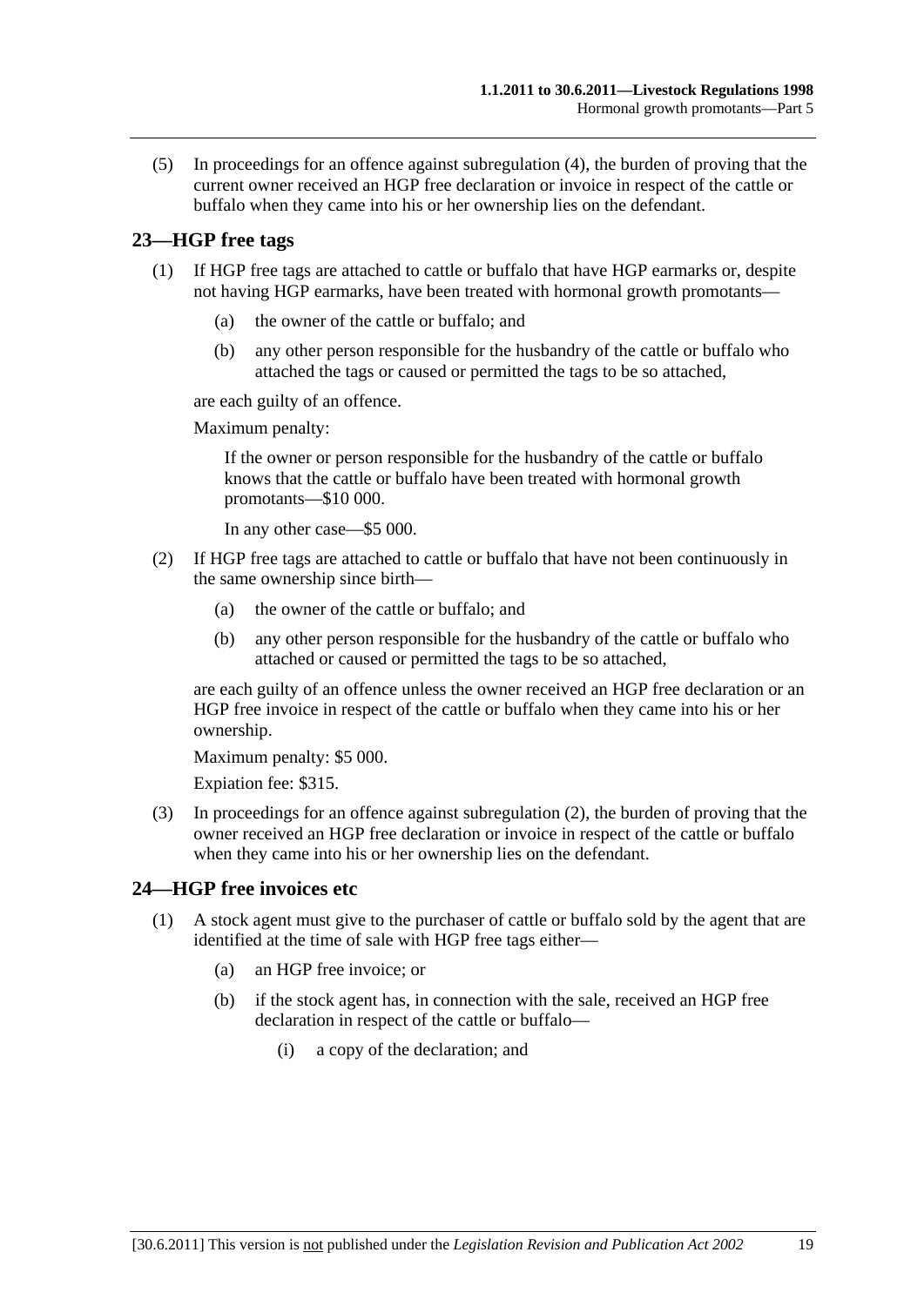(5) In proceedings for an offence against subregulation (4), the burden of proving that the current owner received an HGP free declaration or invoice in respect of the cattle or buffalo when they came into his or her ownership lies on the defendant.

## 23—HGP free tags

(1) If HGP free tags are attached to cattle or buffalo that have HGP earmarks or, despite not having HGP earmarks, have been treated with hormonal growth promotants—

   (a) the owner of the cattle or buffalo; and

   (b) any other person responsible for the husbandry of the cattle or buffalo who attached the tags or caused or permitted the tags to be so attached,

are each guilty of an offence.

Maximum penalty:

If the owner or person responsible for the husbandry of the cattle or buffalo knows that the cattle or buffalo have been treated with hormonal growth promotants—$10 000.

In any other case—$5 000.

(2) If HGP free tags are attached to cattle or buffalo that have not been continuously in the same ownership since birth—

   (a) the owner of the cattle or buffalo; and

   (b) any other person responsible for the husbandry of the cattle or buffalo who attached or caused or permitted the tags to be so attached,

are each guilty of an offence unless the owner received an HGP free declaration or an HGP free invoice in respect of the cattle or buffalo when they came into his or her ownership.

Maximum penalty: $5 000.

Expiation fee: $315.

(3) In proceedings for an offence against subregulation (2), the burden of proving that the owner received an HGP free declaration or invoice in respect of the cattle or buffalo when they came into his or her ownership lies on the defendant.

## 24—HGP free invoices etc

(1) A stock agent must give to the purchaser of cattle or buffalo sold by the agent that are identified at the time of sale with HGP free tags either—

   (a) an HGP free invoice; or

   (b) if the stock agent has, in connection with the sale, received an HGP free declaration in respect of the cattle or buffalo—

      (i) a copy of the declaration; and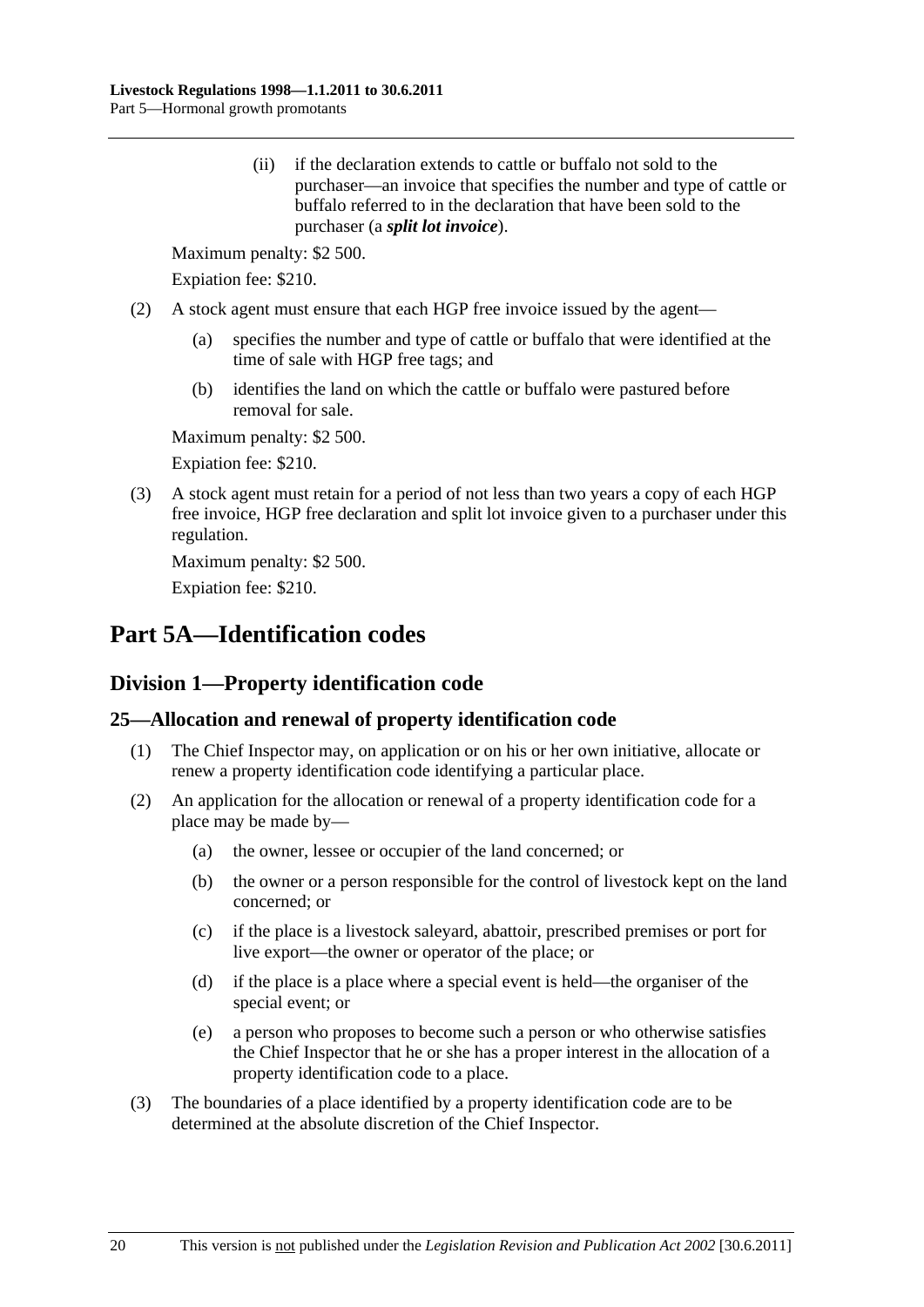(ii) if the declaration extends to cattle or buffalo not sold to the purchaser—an invoice that specifies the number and type of cattle or buffalo referred to in the declaration that have been sold to the purchaser (a ***split lot invoice***).

Maximum penalty: $2 500.

Expiation fee: $210.

(2) A stock agent must ensure that each HGP free invoice issued by the agent—

(a) specifies the number and type of cattle or buffalo that were identified at the time of sale with HGP free tags; and

(b) identifies the land on which the cattle or buffalo were pastured before removal for sale.

Maximum penalty: $2 500.

Expiation fee: $210.

(3) A stock agent must retain for a period of not less than two years a copy of each HGP free invoice, HGP free declaration and split lot invoice given to a purchaser under this regulation.

Maximum penalty: $2 500.

Expiation fee: $210.

# Part 5A—Identification codes

## Division 1—Property identification code

### 25—Allocation and renewal of property identification code

(1) The Chief Inspector may, on application or on his or her own initiative, allocate or renew a property identification code identifying a particular place.

(2) An application for the allocation or renewal of a property identification code for a place may be made by—

(a) the owner, lessee or occupier of the land concerned; or

(b) the owner or a person responsible for the control of livestock kept on the land concerned; or

(c) if the place is a livestock saleyard, abattoir, prescribed premises or port for live export—the owner or operator of the place; or

(d) if the place is a place where a special event is held—the organiser of the special event; or

(e) a person who proposes to become such a person or who otherwise satisfies the Chief Inspector that he or she has a proper interest in the allocation of a property identification code to a place.

(3) The boundaries of a place identified by a property identification code are to be determined at the absolute discretion of the Chief Inspector.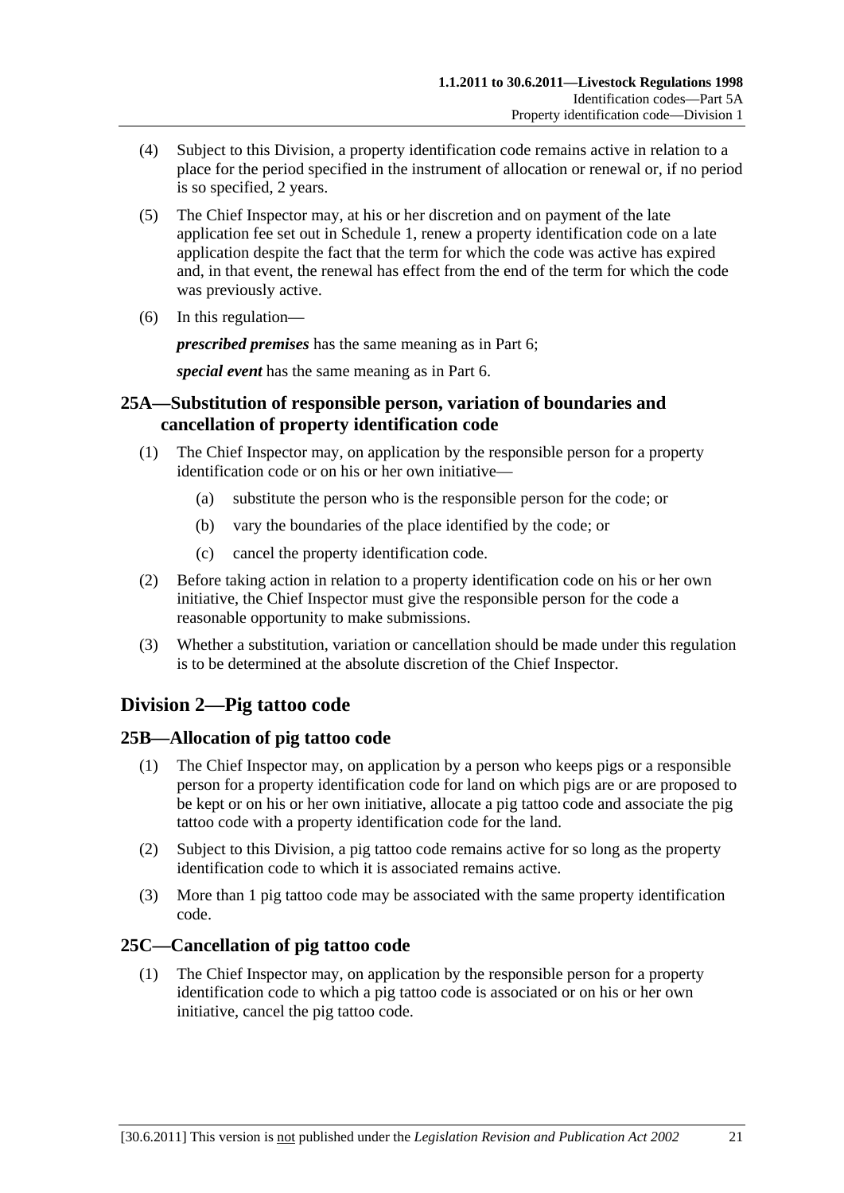(4) Subject to this Division, a property identification code remains active in relation to a place for the period specified in the instrument of allocation or renewal or, if no period is so specified, 2 years.

(5) The Chief Inspector may, at his or her discretion and on payment of the late application fee set out in Schedule 1, renew a property identification code on a late application despite the fact that the term for which the code was active has expired and, in that event, the renewal has effect from the end of the term for which the code was previously active.

(6) In this regulation—

***prescribed premises*** has the same meaning as in Part 6;

***special event*** has the same meaning as in Part 6.

## 25A—Substitution of responsible person, variation of boundaries and cancellation of property identification code

(1) The Chief Inspector may, on application by the responsible person for a property identification code or on his or her own initiative—

- (a) substitute the person who is the responsible person for the code; or
- (b) vary the boundaries of the place identified by the code; or
- (c) cancel the property identification code.

(2) Before taking action in relation to a property identification code on his or her own initiative, the Chief Inspector must give the responsible person for the code a reasonable opportunity to make submissions.

(3) Whether a substitution, variation or cancellation should be made under this regulation is to be determined at the absolute discretion of the Chief Inspector.

# Division 2—Pig tattoo code

## 25B—Allocation of pig tattoo code

(1) The Chief Inspector may, on application by a person who keeps pigs or a responsible person for a property identification code for land on which pigs are or are proposed to be kept or on his or her own initiative, allocate a pig tattoo code and associate the pig tattoo code with a property identification code for the land.

(2) Subject to this Division, a pig tattoo code remains active for so long as the property identification code to which it is associated remains active.

(3) More than 1 pig tattoo code may be associated with the same property identification code.

## 25C—Cancellation of pig tattoo code

(1) The Chief Inspector may, on application by the responsible person for a property identification code to which a pig tattoo code is associated or on his or her own initiative, cancel the pig tattoo code.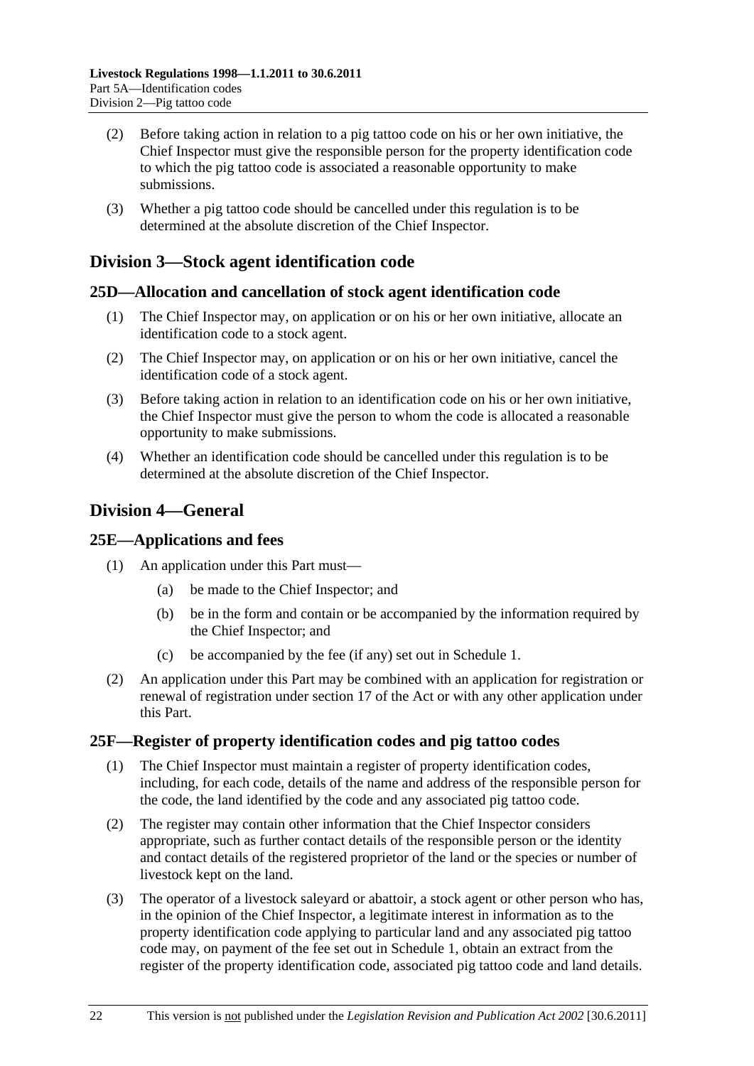(2) Before taking action in relation to a pig tattoo code on his or her own initiative, the Chief Inspector must give the responsible person for the property identification code to which the pig tattoo code is associated a reasonable opportunity to make submissions.

(3) Whether a pig tattoo code should be cancelled under this regulation is to be determined at the absolute discretion of the Chief Inspector.

## Division 3—Stock agent identification code

### 25D—Allocation and cancellation of stock agent identification code

(1) The Chief Inspector may, on application or on his or her own initiative, allocate an identification code to a stock agent.

(2) The Chief Inspector may, on application or on his or her own initiative, cancel the identification code of a stock agent.

(3) Before taking action in relation to an identification code on his or her own initiative, the Chief Inspector must give the person to whom the code is allocated a reasonable opportunity to make submissions.

(4) Whether an identification code should be cancelled under this regulation is to be determined at the absolute discretion of the Chief Inspector.

## Division 4—General

### 25E—Applications and fees

(1) An application under this Part must—

(a) be made to the Chief Inspector; and

(b) be in the form and contain or be accompanied by the information required by the Chief Inspector; and

(c) be accompanied by the fee (if any) set out in Schedule 1.

(2) An application under this Part may be combined with an application for registration or renewal of registration under section 17 of the Act or with any other application under this Part.

### 25F—Register of property identification codes and pig tattoo codes

(1) The Chief Inspector must maintain a register of property identification codes, including, for each code, details of the name and address of the responsible person for the code, the land identified by the code and any associated pig tattoo code.

(2) The register may contain other information that the Chief Inspector considers appropriate, such as further contact details of the responsible person or the identity and contact details of the registered proprietor of the land or the species or number of livestock kept on the land.

(3) The operator of a livestock saleyard or abattoir, a stock agent or other person who has, in the opinion of the Chief Inspector, a legitimate interest in information as to the property identification code applying to particular land and any associated pig tattoo code may, on payment of the fee set out in Schedule 1, obtain an extract from the register of the property identification code, associated pig tattoo code and land details.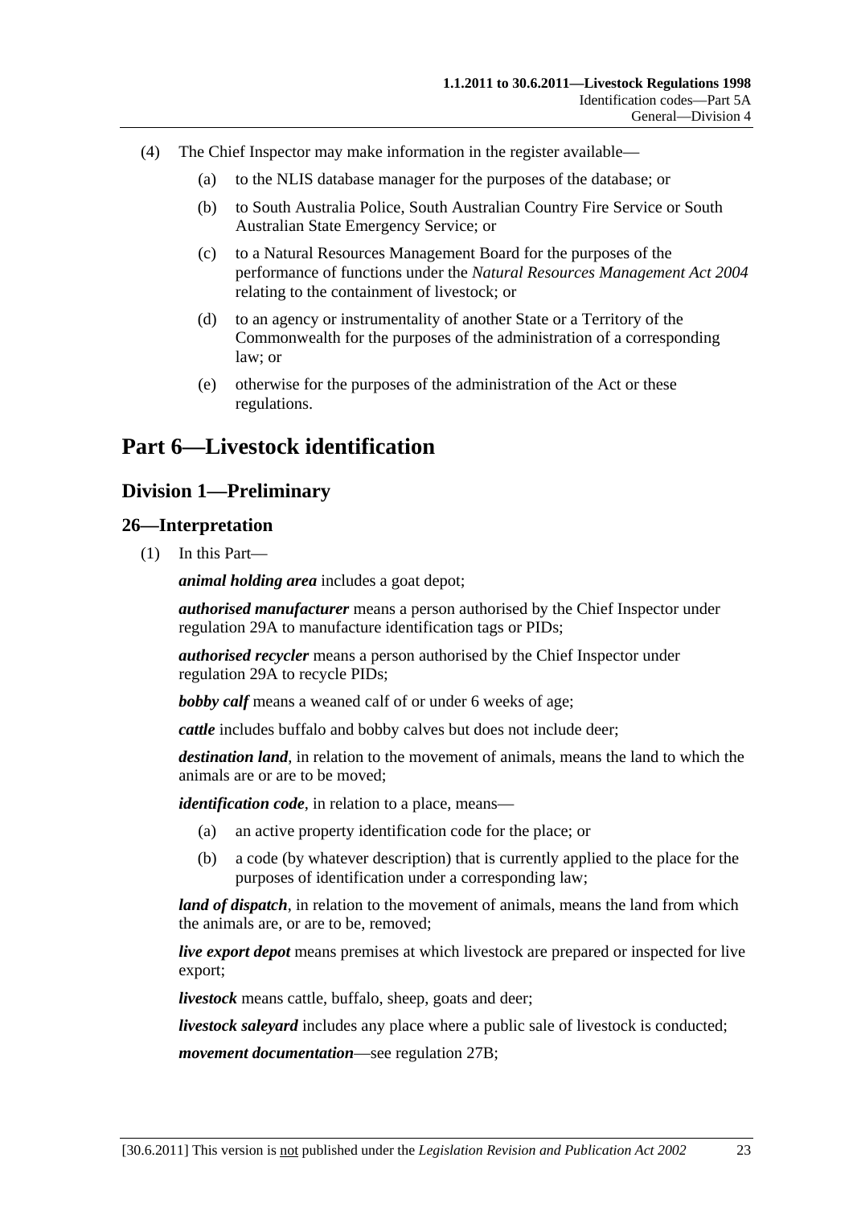(4) The Chief Inspector may make information in the register available—

(a) to the NLIS database manager for the purposes of the database; or

(b) to South Australia Police, South Australian Country Fire Service or South Australian State Emergency Service; or

(c) to a Natural Resources Management Board for the purposes of the performance of functions under the *Natural Resources Management Act 2004* relating to the containment of livestock; or

(d) to an agency or instrumentality of another State or a Territory of the Commonwealth for the purposes of the administration of a corresponding law; or

(e) otherwise for the purposes of the administration of the Act or these regulations.

# Part 6—Livestock identification

## Division 1—Preliminary

### 26—Interpretation

(1) In this Part—

***animal holding area*** includes a goat depot;

***authorised manufacturer*** means a person authorised by the Chief Inspector under regulation 29A to manufacture identification tags or PIDs;

***authorised recycler*** means a person authorised by the Chief Inspector under regulation 29A to recycle PIDs;

***bobby calf*** means a weaned calf of or under 6 weeks of age;

***cattle*** includes buffalo and bobby calves but does not include deer;

***destination land***, in relation to the movement of animals, means the land to which the animals are or are to be moved;

***identification code***, in relation to a place, means—

(a) an active property identification code for the place; or

(b) a code (by whatever description) that is currently applied to the place for the purposes of identification under a corresponding law;

***land of dispatch***, in relation to the movement of animals, means the land from which the animals are, or are to be, removed;

***live export depot*** means premises at which livestock are prepared or inspected for live export;

***livestock*** means cattle, buffalo, sheep, goats and deer;

***livestock saleyard*** includes any place where a public sale of livestock is conducted;

***movement documentation***—see regulation 27B;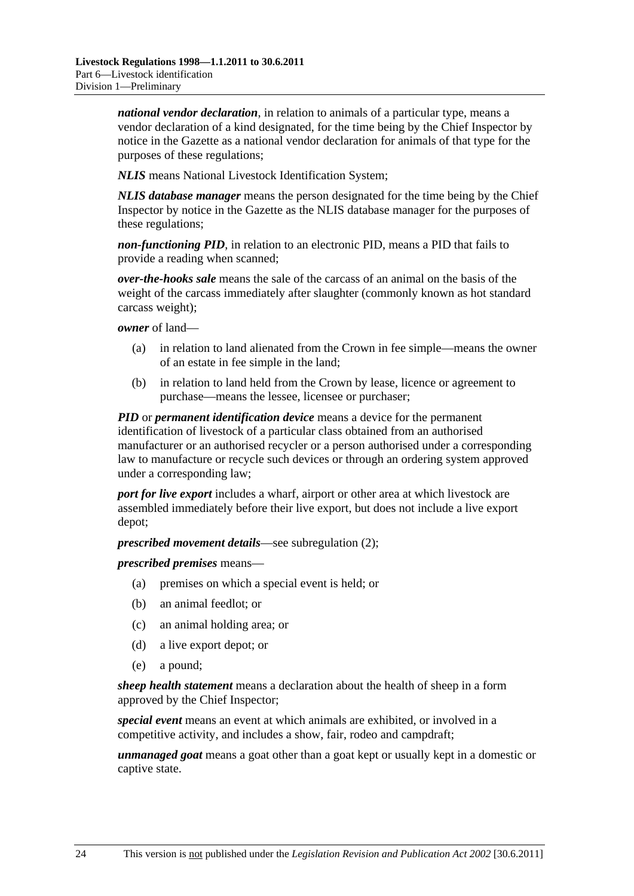***national vendor declaration***, in relation to animals of a particular type, means a vendor declaration of a kind designated, for the time being by the Chief Inspector by notice in the Gazette as a national vendor declaration for animals of that type for the purposes of these regulations;

***NLIS*** means National Livestock Identification System;

***NLIS database manager*** means the person designated for the time being by the Chief Inspector by notice in the Gazette as the NLIS database manager for the purposes of these regulations;

***non-functioning PID***, in relation to an electronic PID, means a PID that fails to provide a reading when scanned;

***over-the-hooks sale*** means the sale of the carcass of an animal on the basis of the weight of the carcass immediately after slaughter (commonly known as hot standard carcass weight);

***owner*** of land—

- (a) in relation to land alienated from the Crown in fee simple—means the owner of an estate in fee simple in the land;
- (b) in relation to land held from the Crown by lease, licence or agreement to purchase—means the lessee, licensee or purchaser;

***PID*** or ***permanent identification device*** means a device for the permanent identification of livestock of a particular class obtained from an authorised manufacturer or an authorised recycler or a person authorised under a corresponding law to manufacture or recycle such devices or through an ordering system approved under a corresponding law;

***port for live export*** includes a wharf, airport or other area at which livestock are assembled immediately before their live export, but does not include a live export depot;

***prescribed movement details***—see subregulation (2);

***prescribed premises*** means—

- (a) premises on which a special event is held; or
- (b) an animal feedlot; or
- (c) an animal holding area; or
- (d) a live export depot; or
- (e) a pound;

***sheep health statement*** means a declaration about the health of sheep in a form approved by the Chief Inspector;

***special event*** means an event at which animals are exhibited, or involved in a competitive activity, and includes a show, fair, rodeo and campdraft;

***unmanaged goat*** means a goat other than a goat kept or usually kept in a domestic or captive state.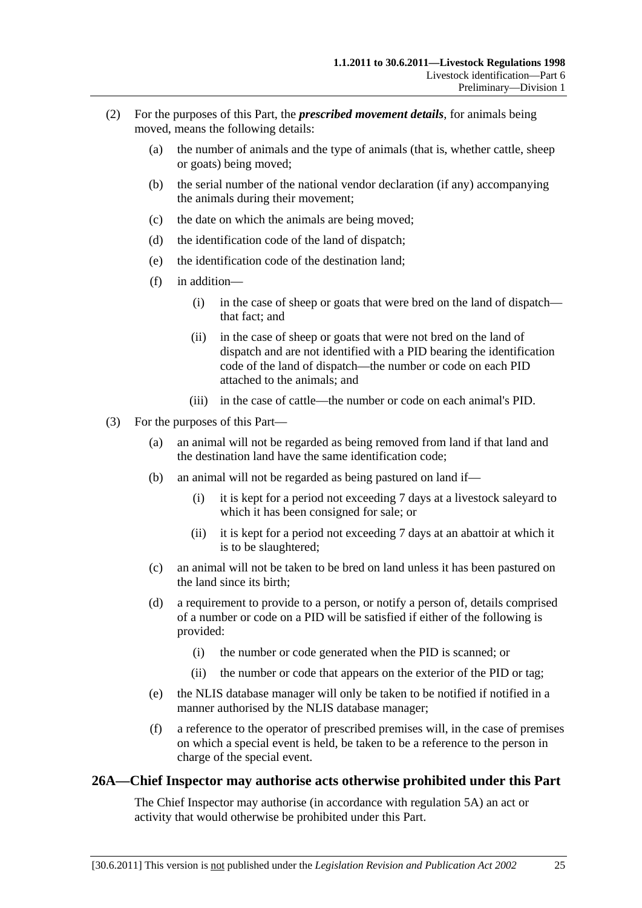(2) For the purposes of this Part, the ***prescribed movement details***, for animals being moved, means the following details:

(a) the number of animals and the type of animals (that is, whether cattle, sheep or goats) being moved;

(b) the serial number of the national vendor declaration (if any) accompanying the animals during their movement;

(c) the date on which the animals are being moved;

(d) the identification code of the land of dispatch;

(e) the identification code of the destination land;

(f) in addition—

(i) in the case of sheep or goats that were bred on the land of dispatch—that fact; and

(ii) in the case of sheep or goats that were not bred on the land of dispatch and are not identified with a PID bearing the identification code of the land of dispatch—the number or code on each PID attached to the animals; and

(iii) in the case of cattle—the number or code on each animal's PID.

(3) For the purposes of this Part—

(a) an animal will not be regarded as being removed from land if that land and the destination land have the same identification code;

(b) an animal will not be regarded as being pastured on land if—

(i) it is kept for a period not exceeding 7 days at a livestock saleyard to which it has been consigned for sale; or

(ii) it is kept for a period not exceeding 7 days at an abattoir at which it is to be slaughtered;

(c) an animal will not be taken to be bred on land unless it has been pastured on the land since its birth;

(d) a requirement to provide to a person, or notify a person of, details comprised of a number or code on a PID will be satisfied if either of the following is provided:

(i) the number or code generated when the PID is scanned; or

(ii) the number or code that appears on the exterior of the PID or tag;

(e) the NLIS database manager will only be taken to be notified if notified in a manner authorised by the NLIS database manager;

(f) a reference to the operator of prescribed premises will, in the case of premises on which a special event is held, be taken to be a reference to the person in charge of the special event.

## 26A—Chief Inspector may authorise acts otherwise prohibited under this Part

The Chief Inspector may authorise (in accordance with regulation 5A) an act or activity that would otherwise be prohibited under this Part.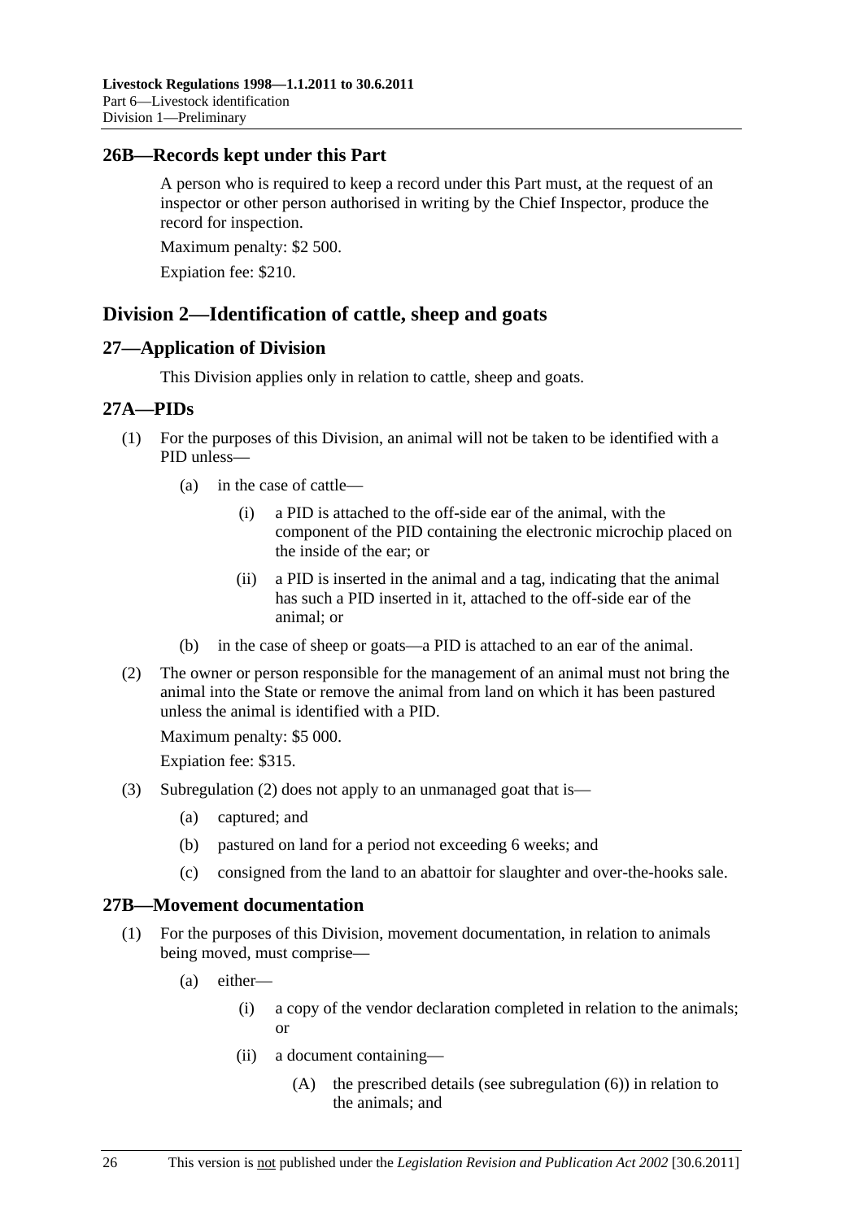## 26B—Records kept under this Part

A person who is required to keep a record under this Part must, at the request of an inspector or other person authorised in writing by the Chief Inspector, produce the record for inspection.

Maximum penalty: $2 500.

Expiation fee: $210.

# Division 2—Identification of cattle, sheep and goats

## 27—Application of Division

This Division applies only in relation to cattle, sheep and goats.

## 27A—PIDs

(1) For the purposes of this Division, an animal will not be taken to be identified with a PID unless—

  (a) in the case of cattle—

    (i) a PID is attached to the off-side ear of the animal, with the component of the PID containing the electronic microchip placed on the inside of the ear; or

    (ii) a PID is inserted in the animal and a tag, indicating that the animal has such a PID inserted in it, attached to the off-side ear of the animal; or

  (b) in the case of sheep or goats—a PID is attached to an ear of the animal.

(2) The owner or person responsible for the management of an animal must not bring the animal into the State or remove the animal from land on which it has been pastured unless the animal is identified with a PID.

Maximum penalty: $5 000.

Expiation fee: $315.

(3) Subregulation (2) does not apply to an unmanaged goat that is—

  (a) captured; and

  (b) pastured on land for a period not exceeding 6 weeks; and

  (c) consigned from the land to an abattoir for slaughter and over-the-hooks sale.

## 27B—Movement documentation

(1) For the purposes of this Division, movement documentation, in relation to animals being moved, must comprise—

  (a) either—

    (i) a copy of the vendor declaration completed in relation to the animals; or

    (ii) a document containing—

      (A) the prescribed details (see subregulation (6)) in relation to the animals; and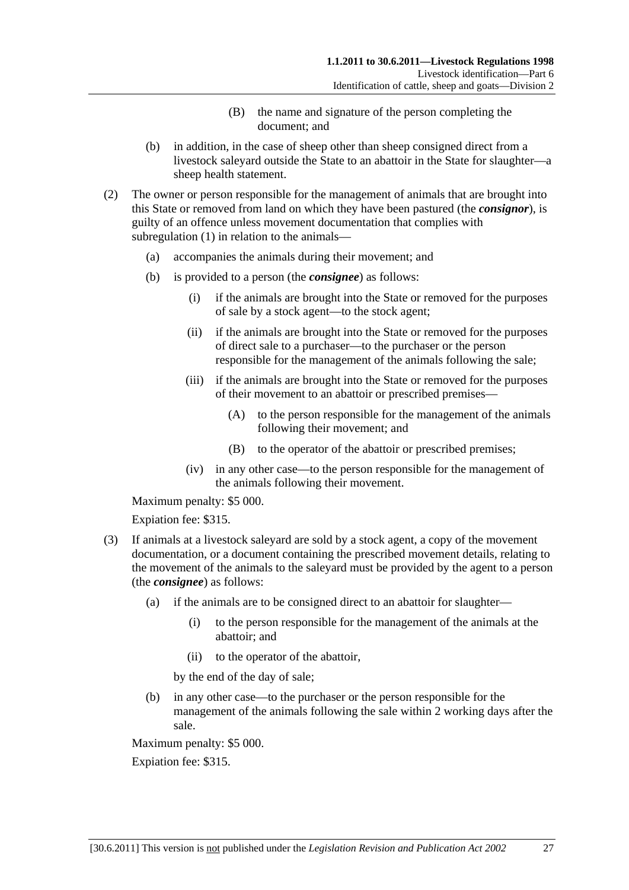(B) the name and signature of the person completing the document; and

(b) in addition, in the case of sheep other than sheep consigned direct from a livestock saleyard outside the State to an abattoir in the State for slaughter—a sheep health statement.

(2) The owner or person responsible for the management of animals that are brought into this State or removed from land on which they have been pastured (the ***consignor***), is guilty of an offence unless movement documentation that complies with subregulation (1) in relation to the animals—

(a) accompanies the animals during their movement; and

(b) is provided to a person (the ***consignee***) as follows:

(i) if the animals are brought into the State or removed for the purposes of sale by a stock agent—to the stock agent;

(ii) if the animals are brought into the State or removed for the purposes of direct sale to a purchaser—to the purchaser or the person responsible for the management of the animals following the sale;

(iii) if the animals are brought into the State or removed for the purposes of their movement to an abattoir or prescribed premises—

(A) to the person responsible for the management of the animals following their movement; and

(B) to the operator of the abattoir or prescribed premises;

(iv) in any other case—to the person responsible for the management of the animals following their movement.

Maximum penalty: $5 000.

Expiation fee: $315.

(3) If animals at a livestock saleyard are sold by a stock agent, a copy of the movement documentation, or a document containing the prescribed movement details, relating to the movement of the animals to the saleyard must be provided by the agent to a person (the ***consignee***) as follows:

(a) if the animals are to be consigned direct to an abattoir for slaughter—

(i) to the person responsible for the management of the animals at the abattoir; and

(ii) to the operator of the abattoir,

by the end of the day of sale;

(b) in any other case—to the purchaser or the person responsible for the management of the animals following the sale within 2 working days after the sale.

Maximum penalty: $5 000.

Expiation fee: $315.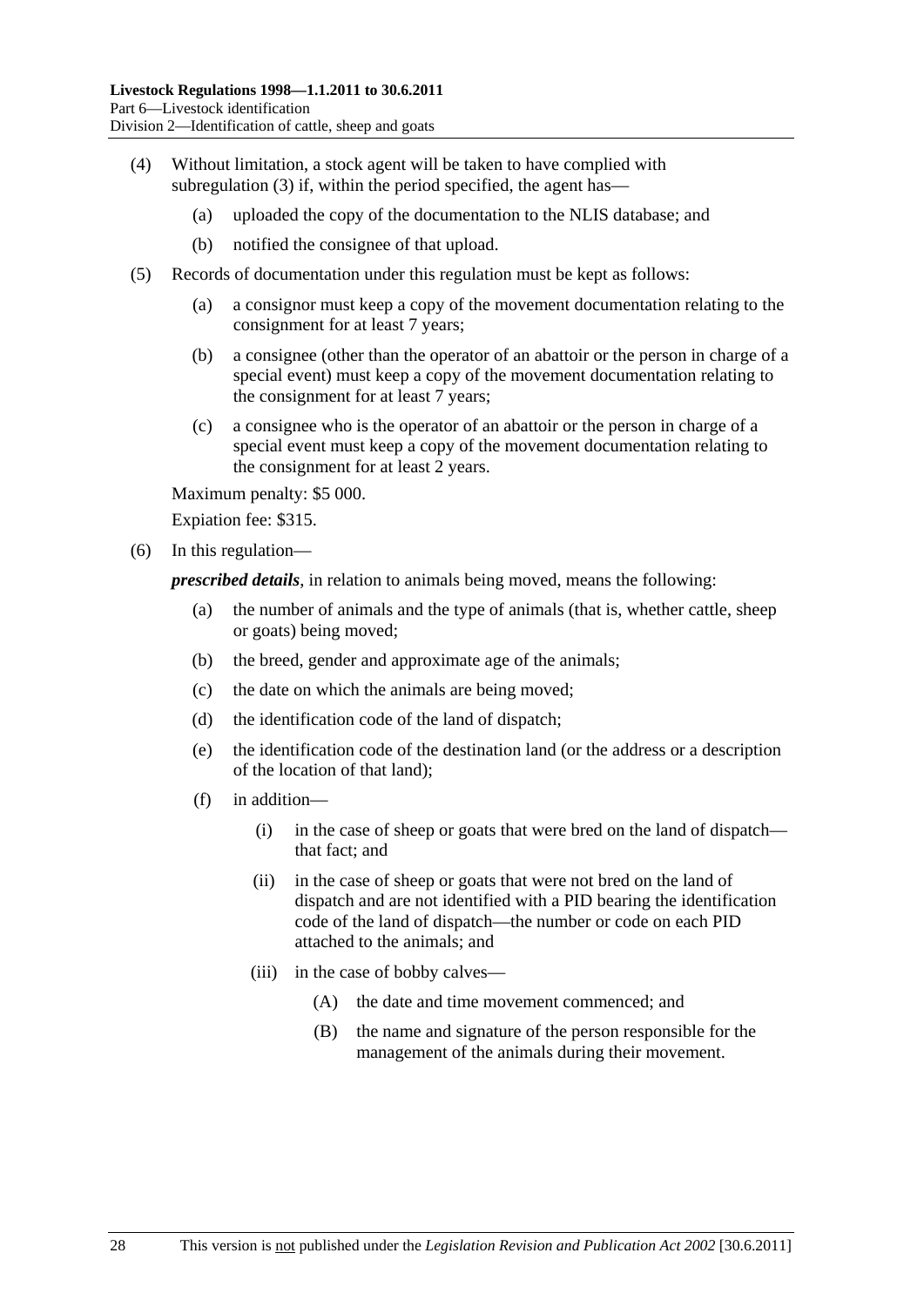(4) Without limitation, a stock agent will be taken to have complied with subregulation (3) if, within the period specified, the agent has—

(a) uploaded the copy of the documentation to the NLIS database; and

(b) notified the consignee of that upload.

(5) Records of documentation under this regulation must be kept as follows:

(a) a consignor must keep a copy of the movement documentation relating to the consignment for at least 7 years;

(b) a consignee (other than the operator of an abattoir or the person in charge of a special event) must keep a copy of the movement documentation relating to the consignment for at least 7 years;

(c) a consignee who is the operator of an abattoir or the person in charge of a special event must keep a copy of the movement documentation relating to the consignment for at least 2 years.

Maximum penalty: $5 000.

Expiation fee: $315.

(6) In this regulation—

***prescribed details***, in relation to animals being moved, means the following:

(a) the number of animals and the type of animals (that is, whether cattle, sheep or goats) being moved;

(b) the breed, gender and approximate age of the animals;

(c) the date on which the animals are being moved;

(d) the identification code of the land of dispatch;

(e) the identification code of the destination land (or the address or a description of the location of that land);

(f) in addition—

(i) in the case of sheep or goats that were bred on the land of dispatch—that fact; and

(ii) in the case of sheep or goats that were not bred on the land of dispatch and are not identified with a PID bearing the identification code of the land of dispatch—the number or code on each PID attached to the animals; and

(iii) in the case of bobby calves—

(A) the date and time movement commenced; and

(B) the name and signature of the person responsible for the management of the animals during their movement.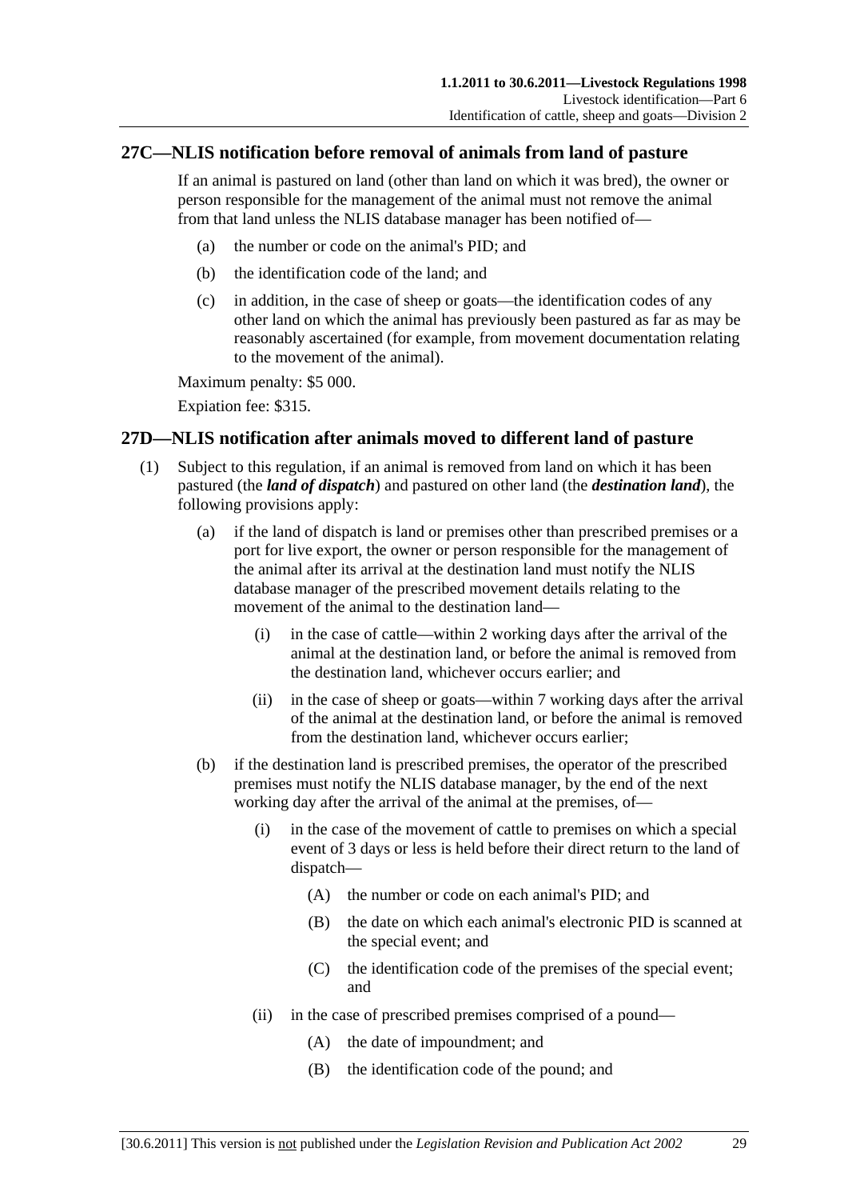## 27C—NLIS notification before removal of animals from land of pasture

If an animal is pastured on land (other than land on which it was bred), the owner or person responsible for the management of the animal must not remove the animal from that land unless the NLIS database manager has been notified of—

(a) the number or code on the animal's PID; and

(b) the identification code of the land; and

(c) in addition, in the case of sheep or goats—the identification codes of any other land on which the animal has previously been pastured as far as may be reasonably ascertained (for example, from movement documentation relating to the movement of the animal).

Maximum penalty: $5 000.

Expiation fee: $315.

## 27D—NLIS notification after animals moved to different land of pasture

(1) Subject to this regulation, if an animal is removed from land on which it has been pastured (the ***land of dispatch***) and pastured on other land (the ***destination land***), the following provisions apply:

(a) if the land of dispatch is land or premises other than prescribed premises or a port for live export, the owner or person responsible for the management of the animal after its arrival at the destination land must notify the NLIS database manager of the prescribed movement details relating to the movement of the animal to the destination land—

(i) in the case of cattle—within 2 working days after the arrival of the animal at the destination land, or before the animal is removed from the destination land, whichever occurs earlier; and

(ii) in the case of sheep or goats—within 7 working days after the arrival of the animal at the destination land, or before the animal is removed from the destination land, whichever occurs earlier;

(b) if the destination land is prescribed premises, the operator of the prescribed premises must notify the NLIS database manager, by the end of the next working day after the arrival of the animal at the premises, of—

(i) in the case of the movement of cattle to premises on which a special event of 3 days or less is held before their direct return to the land of dispatch—

(A) the number or code on each animal's PID; and

(B) the date on which each animal's electronic PID is scanned at the special event; and

(C) the identification code of the premises of the special event; and

(ii) in the case of prescribed premises comprised of a pound—

(A) the date of impoundment; and

(B) the identification code of the pound; and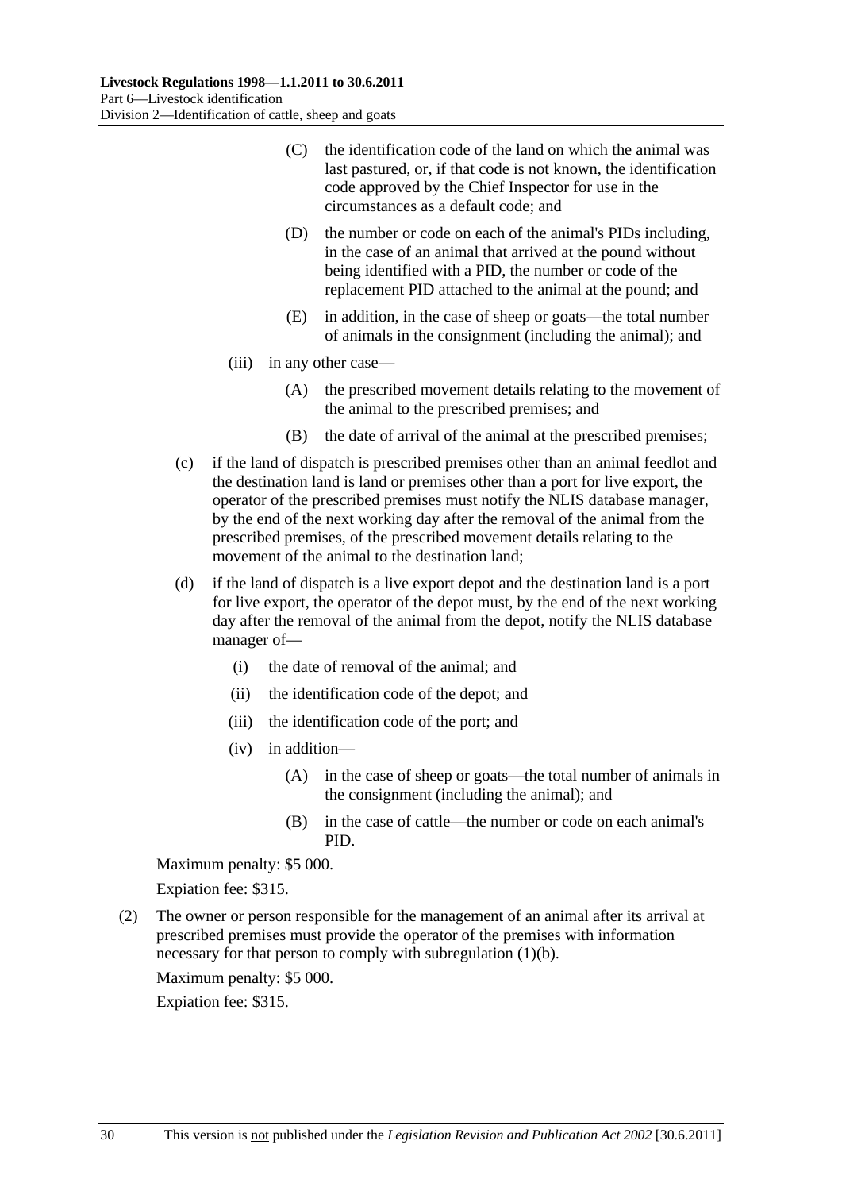(C) the identification code of the land on which the animal was last pastured, or, if that code is not known, the identification code approved by the Chief Inspector for use in the circumstances as a default code; and

(D) the number or code on each of the animal's PIDs including, in the case of an animal that arrived at the pound without being identified with a PID, the number or code of the replacement PID attached to the animal at the pound; and

(E) in addition, in the case of sheep or goats—the total number of animals in the consignment (including the animal); and

(iii) in any other case—

(A) the prescribed movement details relating to the movement of the animal to the prescribed premises; and

(B) the date of arrival of the animal at the prescribed premises;

(c) if the land of dispatch is prescribed premises other than an animal feedlot and the destination land is land or premises other than a port for live export, the operator of the prescribed premises must notify the NLIS database manager, by the end of the next working day after the removal of the animal from the prescribed premises, of the prescribed movement details relating to the movement of the animal to the destination land;

(d) if the land of dispatch is a live export depot and the destination land is a port for live export, the operator of the depot must, by the end of the next working day after the removal of the animal from the depot, notify the NLIS database manager of—

(i) the date of removal of the animal; and

(ii) the identification code of the depot; and

(iii) the identification code of the port; and

(iv) in addition—

(A) in the case of sheep or goats—the total number of animals in the consignment (including the animal); and

(B) in the case of cattle—the number or code on each animal's PID.

Maximum penalty: $5 000.

Expiation fee: $315.

(2) The owner or person responsible for the management of an animal after its arrival at prescribed premises must provide the operator of the premises with information necessary for that person to comply with subregulation (1)(b).

Maximum penalty: $5 000.

Expiation fee: $315.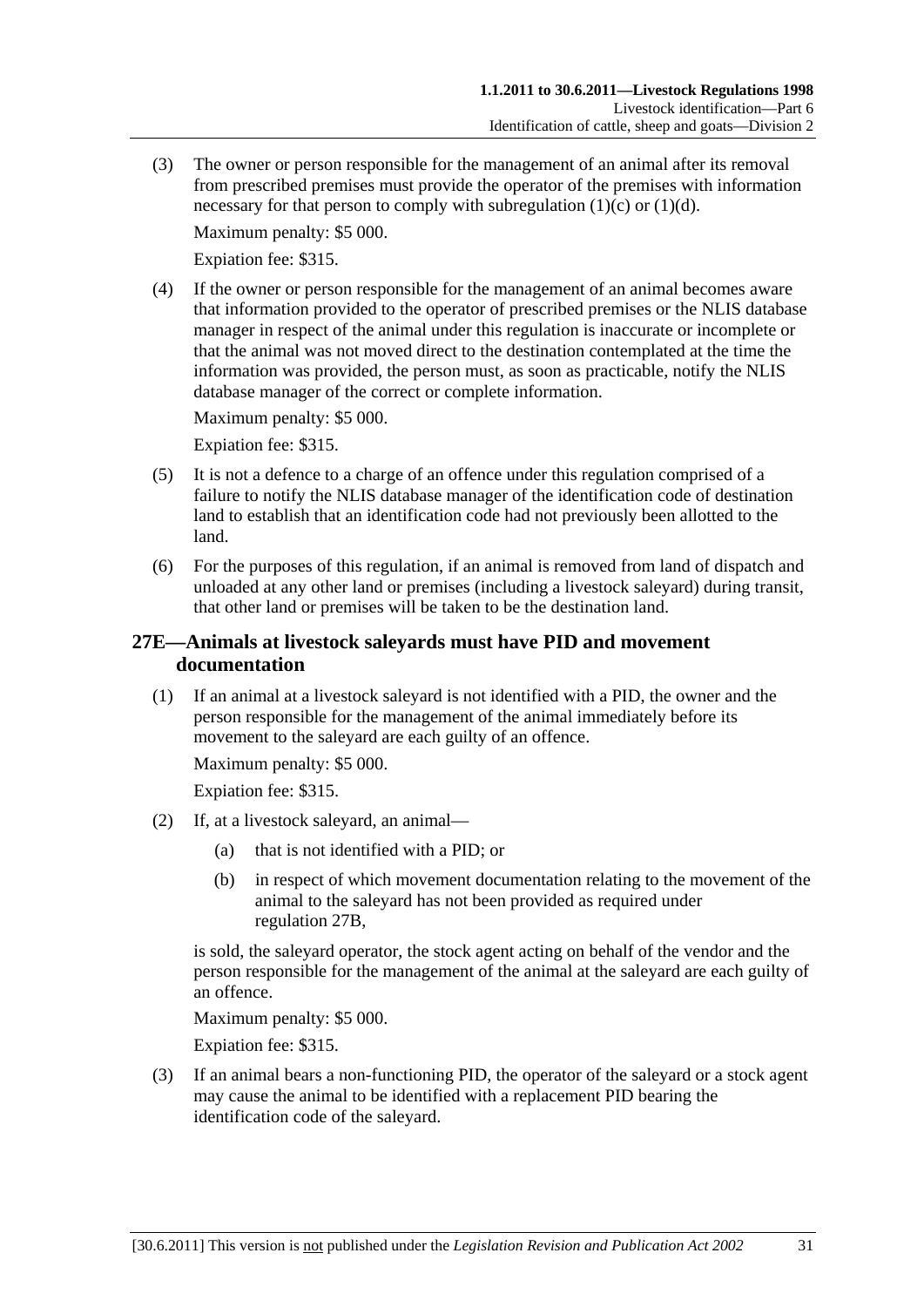(3) The owner or person responsible for the management of an animal after its removal from prescribed premises must provide the operator of the premises with information necessary for that person to comply with subregulation (1)(c) or (1)(d).

Maximum penalty: $5 000.

Expiation fee: $315.

(4) If the owner or person responsible for the management of an animal becomes aware that information provided to the operator of prescribed premises or the NLIS database manager in respect of the animal under this regulation is inaccurate or incomplete or that the animal was not moved direct to the destination contemplated at the time the information was provided, the person must, as soon as practicable, notify the NLIS database manager of the correct or complete information.

Maximum penalty: $5 000.

Expiation fee: $315.

(5) It is not a defence to a charge of an offence under this regulation comprised of a failure to notify the NLIS database manager of the identification code of destination land to establish that an identification code had not previously been allotted to the land.

(6) For the purposes of this regulation, if an animal is removed from land of dispatch and unloaded at any other land or premises (including a livestock saleyard) during transit, that other land or premises will be taken to be the destination land.

## 27E—Animals at livestock saleyards must have PID and movement documentation

(1) If an animal at a livestock saleyard is not identified with a PID, the owner and the person responsible for the management of the animal immediately before its movement to the saleyard are each guilty of an offence.

Maximum penalty: $5 000.

Expiation fee: $315.

(2) If, at a livestock saleyard, an animal—

(a) that is not identified with a PID; or

(b) in respect of which movement documentation relating to the movement of the animal to the saleyard has not been provided as required under regulation 27B,

is sold, the saleyard operator, the stock agent acting on behalf of the vendor and the person responsible for the management of the animal at the saleyard are each guilty of an offence.

Maximum penalty: $5 000.

Expiation fee: $315.

(3) If an animal bears a non-functioning PID, the operator of the saleyard or a stock agent may cause the animal to be identified with a replacement PID bearing the identification code of the saleyard.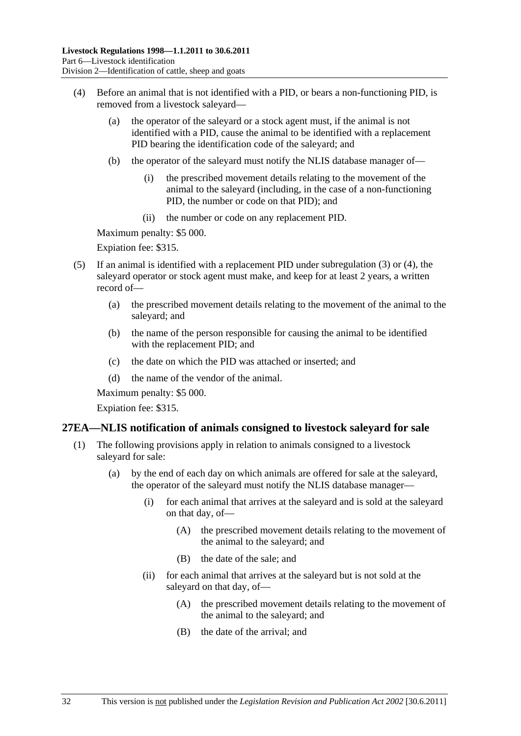(4) Before an animal that is not identified with a PID, or bears a non-functioning PID, is removed from a livestock saleyard—

(a) the operator of the saleyard or a stock agent must, if the animal is not identified with a PID, cause the animal to be identified with a replacement PID bearing the identification code of the saleyard; and

(b) the operator of the saleyard must notify the NLIS database manager of—

(i) the prescribed movement details relating to the movement of the animal to the saleyard (including, in the case of a non-functioning PID, the number or code on that PID); and

(ii) the number or code on any replacement PID.

Maximum penalty: $5 000.

Expiation fee: $315.

(5) If an animal is identified with a replacement PID under subregulation (3) or (4), the saleyard operator or stock agent must make, and keep for at least 2 years, a written record of—

(a) the prescribed movement details relating to the movement of the animal to the saleyard; and

(b) the name of the person responsible for causing the animal to be identified with the replacement PID; and

(c) the date on which the PID was attached or inserted; and

(d) the name of the vendor of the animal.

Maximum penalty: $5 000.

Expiation fee: $315.

## 27EA—NLIS notification of animals consigned to livestock saleyard for sale

(1) The following provisions apply in relation to animals consigned to a livestock saleyard for sale:

(a) by the end of each day on which animals are offered for sale at the saleyard, the operator of the saleyard must notify the NLIS database manager—

(i) for each animal that arrives at the saleyard and is sold at the saleyard on that day, of—

(A) the prescribed movement details relating to the movement of the animal to the saleyard; and

(B) the date of the sale; and

(ii) for each animal that arrives at the saleyard but is not sold at the saleyard on that day, of—

(A) the prescribed movement details relating to the movement of the animal to the saleyard; and

(B) the date of the arrival; and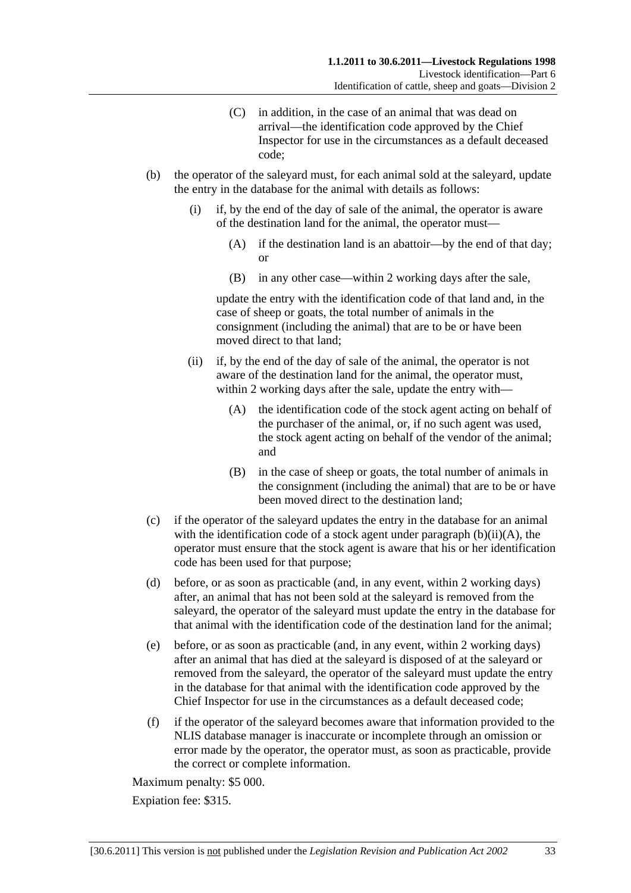(C) in addition, in the case of an animal that was dead on arrival—the identification code approved by the Chief Inspector for use in the circumstances as a default deceased code;

(b) the operator of the saleyard must, for each animal sold at the saleyard, update the entry in the database for the animal with details as follows:

(i) if, by the end of the day of sale of the animal, the operator is aware of the destination land for the animal, the operator must—

(A) if the destination land is an abattoir—by the end of that day; or

(B) in any other case—within 2 working days after the sale,

update the entry with the identification code of that land and, in the case of sheep or goats, the total number of animals in the consignment (including the animal) that are to be or have been moved direct to that land;

(ii) if, by the end of the day of sale of the animal, the operator is not aware of the destination land for the animal, the operator must, within 2 working days after the sale, update the entry with—

(A) the identification code of the stock agent acting on behalf of the purchaser of the animal, or, if no such agent was used, the stock agent acting on behalf of the vendor of the animal; and

(B) in the case of sheep or goats, the total number of animals in the consignment (including the animal) that are to be or have been moved direct to the destination land;

(c) if the operator of the saleyard updates the entry in the database for an animal with the identification code of a stock agent under paragraph (b)(ii)(A), the operator must ensure that the stock agent is aware that his or her identification code has been used for that purpose;

(d) before, or as soon as practicable (and, in any event, within 2 working days) after, an animal that has not been sold at the saleyard is removed from the saleyard, the operator of the saleyard must update the entry in the database for that animal with the identification code of the destination land for the animal;

(e) before, or as soon as practicable (and, in any event, within 2 working days) after an animal that has died at the saleyard is disposed of at the saleyard or removed from the saleyard, the operator of the saleyard must update the entry in the database for that animal with the identification code approved by the Chief Inspector for use in the circumstances as a default deceased code;

(f) if the operator of the saleyard becomes aware that information provided to the NLIS database manager is inaccurate or incomplete through an omission or error made by the operator, the operator must, as soon as practicable, provide the correct or complete information.

Maximum penalty: $5 000.

Expiation fee: $315.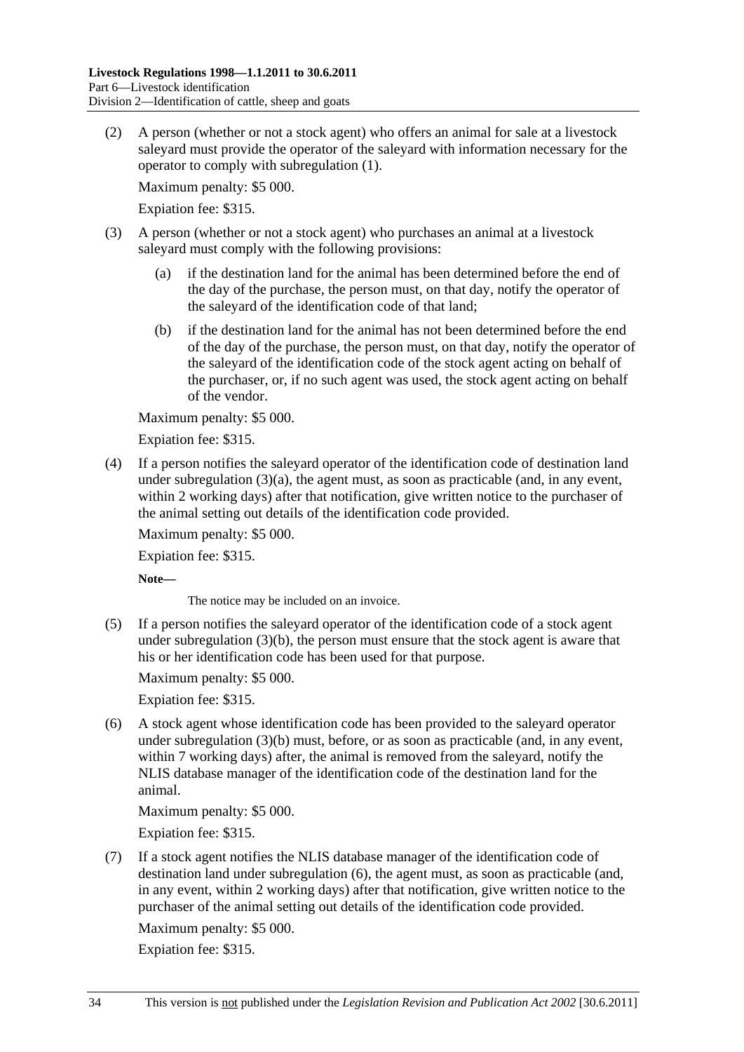(2) A person (whether or not a stock agent) who offers an animal for sale at a livestock saleyard must provide the operator of the saleyard with information necessary for the operator to comply with subregulation (1).

Maximum penalty: $5 000.

Expiation fee: $315.

(3) A person (whether or not a stock agent) who purchases an animal at a livestock saleyard must comply with the following provisions:

(a) if the destination land for the animal has been determined before the end of the day of the purchase, the person must, on that day, notify the operator of the saleyard of the identification code of that land;

(b) if the destination land for the animal has not been determined before the end of the day of the purchase, the person must, on that day, notify the operator of the saleyard of the identification code of the stock agent acting on behalf of the purchaser, or, if no such agent was used, the stock agent acting on behalf of the vendor.

Maximum penalty: $5 000.

Expiation fee: $315.

(4) If a person notifies the saleyard operator of the identification code of destination land under subregulation (3)(a), the agent must, as soon as practicable (and, in any event, within 2 working days) after that notification, give written notice to the purchaser of the animal setting out details of the identification code provided.

Maximum penalty: $5 000.

Expiation fee: $315.

**Note—**

The notice may be included on an invoice.

(5) If a person notifies the saleyard operator of the identification code of a stock agent under subregulation (3)(b), the person must ensure that the stock agent is aware that his or her identification code has been used for that purpose.

Maximum penalty: $5 000.

Expiation fee: $315.

(6) A stock agent whose identification code has been provided to the saleyard operator under subregulation (3)(b) must, before, or as soon as practicable (and, in any event, within 7 working days) after, the animal is removed from the saleyard, notify the NLIS database manager of the identification code of the destination land for the animal.

Maximum penalty: $5 000.

Expiation fee: $315.

(7) If a stock agent notifies the NLIS database manager of the identification code of destination land under subregulation (6), the agent must, as soon as practicable (and, in any event, within 2 working days) after that notification, give written notice to the purchaser of the animal setting out details of the identification code provided.

Maximum penalty: $5 000.

Expiation fee: $315.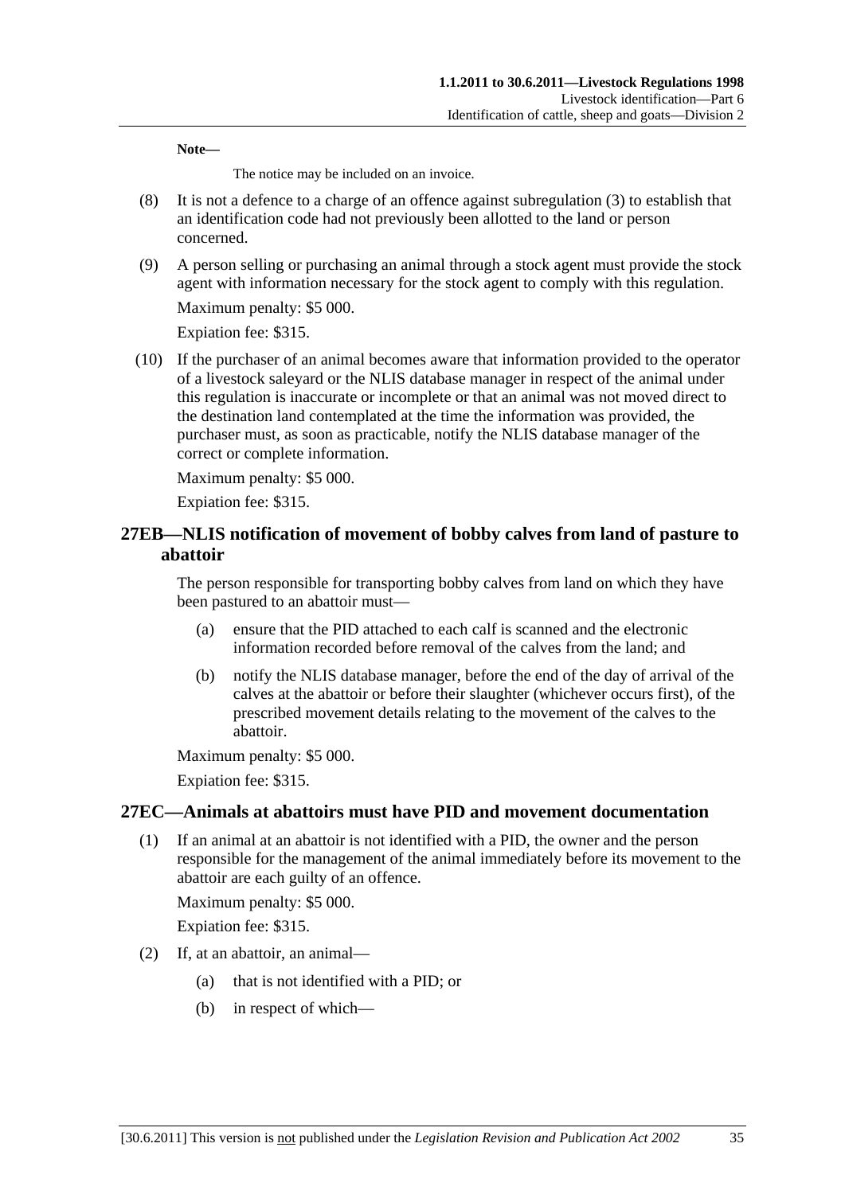**Note—**

The notice may be included on an invoice.

(8) It is not a defence to a charge of an offence against subregulation (3) to establish that an identification code had not previously been allotted to the land or person concerned.

(9) A person selling or purchasing an animal through a stock agent must provide the stock agent with information necessary for the stock agent to comply with this regulation.

Maximum penalty: $5 000.

Expiation fee: $315.

(10) If the purchaser of an animal becomes aware that information provided to the operator of a livestock saleyard or the NLIS database manager in respect of the animal under this regulation is inaccurate or incomplete or that an animal was not moved direct to the destination land contemplated at the time the information was provided, the purchaser must, as soon as practicable, notify the NLIS database manager of the correct or complete information.

Maximum penalty: $5 000.

Expiation fee: $315.

## 27EB—NLIS notification of movement of bobby calves from land of pasture to abattoir

The person responsible for transporting bobby calves from land on which they have been pastured to an abattoir must—

(a) ensure that the PID attached to each calf is scanned and the electronic information recorded before removal of the calves from the land; and

(b) notify the NLIS database manager, before the end of the day of arrival of the calves at the abattoir or before their slaughter (whichever occurs first), of the prescribed movement details relating to the movement of the calves to the abattoir.

Maximum penalty: $5 000.

Expiation fee: $315.

## 27EC—Animals at abattoirs must have PID and movement documentation

(1) If an animal at an abattoir is not identified with a PID, the owner and the person responsible for the management of the animal immediately before its movement to the abattoir are each guilty of an offence.

Maximum penalty: $5 000.

Expiation fee: $315.

(2) If, at an abattoir, an animal—

(a) that is not identified with a PID; or

(b) in respect of which—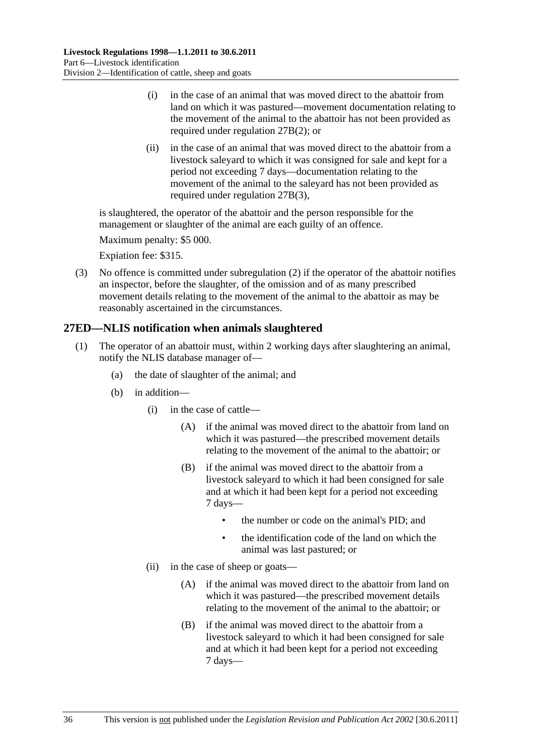(i) in the case of an animal that was moved direct to the abattoir from land on which it was pastured—movement documentation relating to the movement of the animal to the abattoir has not been provided as required under regulation 27B(2); or

(ii) in the case of an animal that was moved direct to the abattoir from a livestock saleyard to which it was consigned for sale and kept for a period not exceeding 7 days—documentation relating to the movement of the animal to the saleyard has not been provided as required under regulation 27B(3),

is slaughtered, the operator of the abattoir and the person responsible for the management or slaughter of the animal are each guilty of an offence.

Maximum penalty: $5 000.

Expiation fee: $315.

(3) No offence is committed under subregulation (2) if the operator of the abattoir notifies an inspector, before the slaughter, of the omission and of as many prescribed movement details relating to the movement of the animal to the abattoir as may be reasonably ascertained in the circumstances.

## 27ED—NLIS notification when animals slaughtered

(1) The operator of an abattoir must, within 2 working days after slaughtering an animal, notify the NLIS database manager of—

(a) the date of slaughter of the animal; and

(b) in addition—

(i) in the case of cattle—

(A) if the animal was moved direct to the abattoir from land on which it was pastured—the prescribed movement details relating to the movement of the animal to the abattoir; or

(B) if the animal was moved direct to the abattoir from a livestock saleyard to which it had been consigned for sale and at which it had been kept for a period not exceeding 7 days—

- the number or code on the animal's PID; and
- the identification code of the land on which the animal was last pastured; or

(ii) in the case of sheep or goats—

(A) if the animal was moved direct to the abattoir from land on which it was pastured—the prescribed movement details relating to the movement of the animal to the abattoir; or

(B) if the animal was moved direct to the abattoir from a livestock saleyard to which it had been consigned for sale and at which it had been kept for a period not exceeding 7 days—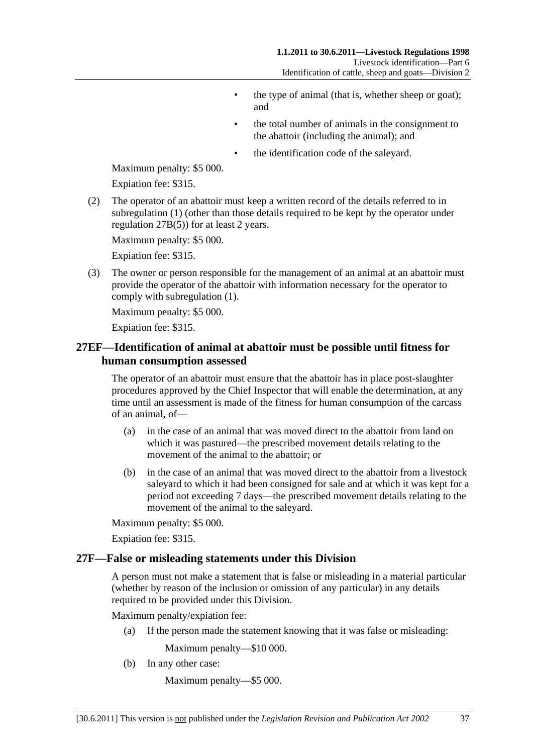- the type of animal (that is, whether sheep or goat); and
- the total number of animals in the consignment to the abattoir (including the animal); and
- the identification code of the saleyard.

Maximum penalty: $5 000.

Expiation fee: $315.

(2) The operator of an abattoir must keep a written record of the details referred to in subregulation (1) (other than those details required to be kept by the operator under regulation 27B(5)) for at least 2 years.

Maximum penalty: $5 000.

Expiation fee: $315.

(3) The owner or person responsible for the management of an animal at an abattoir must provide the operator of the abattoir with information necessary for the operator to comply with subregulation (1).

Maximum penalty: $5 000.

Expiation fee: $315.

## 27EF—Identification of animal at abattoir must be possible until fitness for human consumption assessed

The operator of an abattoir must ensure that the abattoir has in place post-slaughter procedures approved by the Chief Inspector that will enable the determination, at any time until an assessment is made of the fitness for human consumption of the carcass of an animal, of—

(a) in the case of an animal that was moved direct to the abattoir from land on which it was pastured—the prescribed movement details relating to the movement of the animal to the abattoir; or

(b) in the case of an animal that was moved direct to the abattoir from a livestock saleyard to which it had been consigned for sale and at which it was kept for a period not exceeding 7 days—the prescribed movement details relating to the movement of the animal to the saleyard.

Maximum penalty: $5 000.

Expiation fee: $315.

## 27F—False or misleading statements under this Division

A person must not make a statement that is false or misleading in a material particular (whether by reason of the inclusion or omission of any particular) in any details required to be provided under this Division.

Maximum penalty/expiation fee:

(a) If the person made the statement knowing that it was false or misleading:

Maximum penalty—$10 000.

(b) In any other case:

Maximum penalty—$5 000.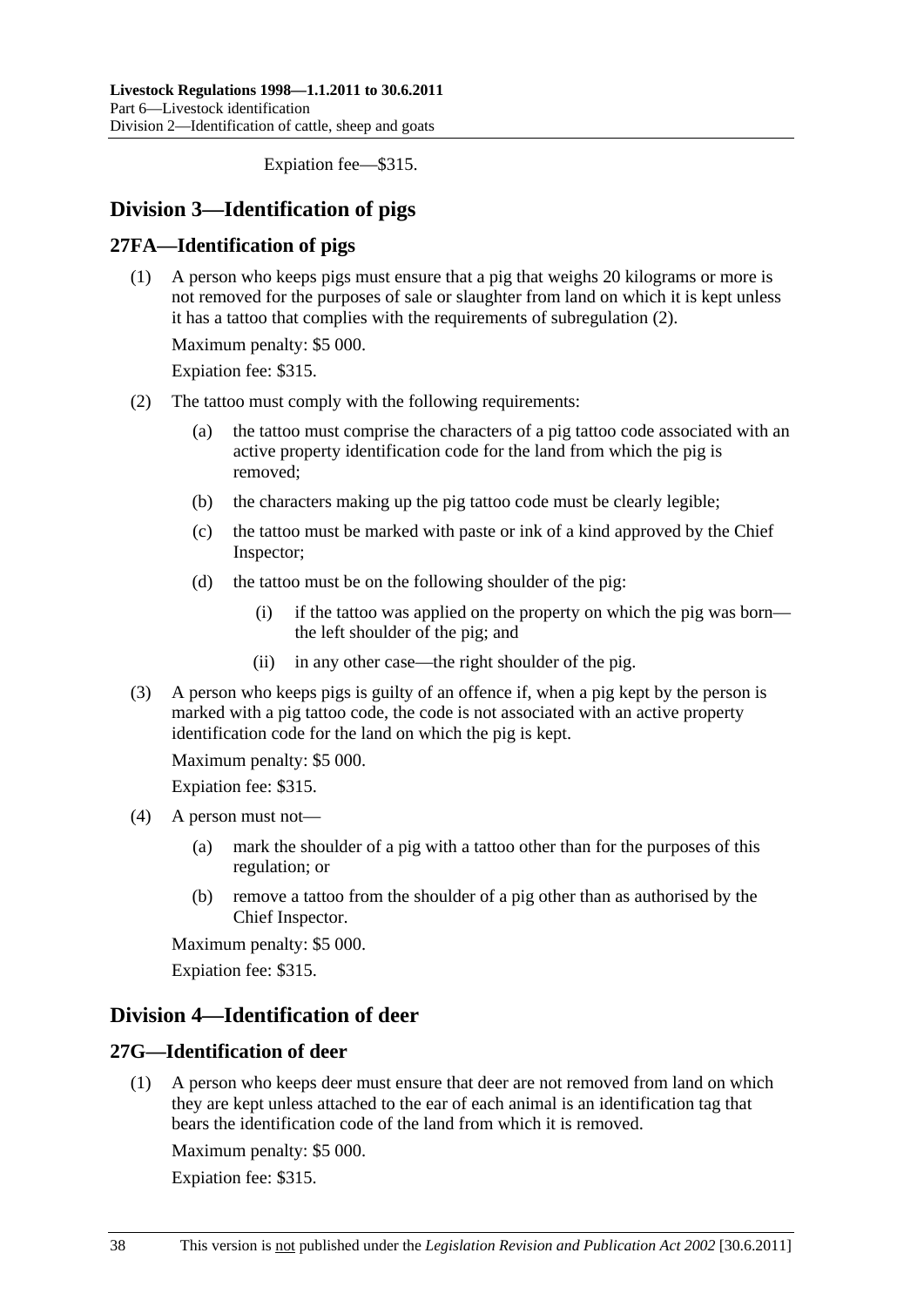Expiation fee—$315.

## Division 3—Identification of pigs

### 27FA—Identification of pigs

(1) A person who keeps pigs must ensure that a pig that weighs 20 kilograms or more is not removed for the purposes of sale or slaughter from land on which it is kept unless it has a tattoo that complies with the requirements of subregulation (2).

Maximum penalty: $5 000.

Expiation fee: $315.

(2) The tattoo must comply with the following requirements:

(a) the tattoo must comprise the characters of a pig tattoo code associated with an active property identification code for the land from which the pig is removed;

(b) the characters making up the pig tattoo code must be clearly legible;

(c) the tattoo must be marked with paste or ink of a kind approved by the Chief Inspector;

(d) the tattoo must be on the following shoulder of the pig:

(i) if the tattoo was applied on the property on which the pig was born—the left shoulder of the pig; and

(ii) in any other case—the right shoulder of the pig.

(3) A person who keeps pigs is guilty of an offence if, when a pig kept by the person is marked with a pig tattoo code, the code is not associated with an active property identification code for the land on which the pig is kept.

Maximum penalty: $5 000.

Expiation fee: $315.

(4) A person must not—

(a) mark the shoulder of a pig with a tattoo other than for the purposes of this regulation; or

(b) remove a tattoo from the shoulder of a pig other than as authorised by the Chief Inspector.

Maximum penalty: $5 000.

Expiation fee: $315.

## Division 4—Identification of deer

### 27G—Identification of deer

(1) A person who keeps deer must ensure that deer are not removed from land on which they are kept unless attached to the ear of each animal is an identification tag that bears the identification code of the land from which it is removed.

Maximum penalty: $5 000.

Expiation fee: $315.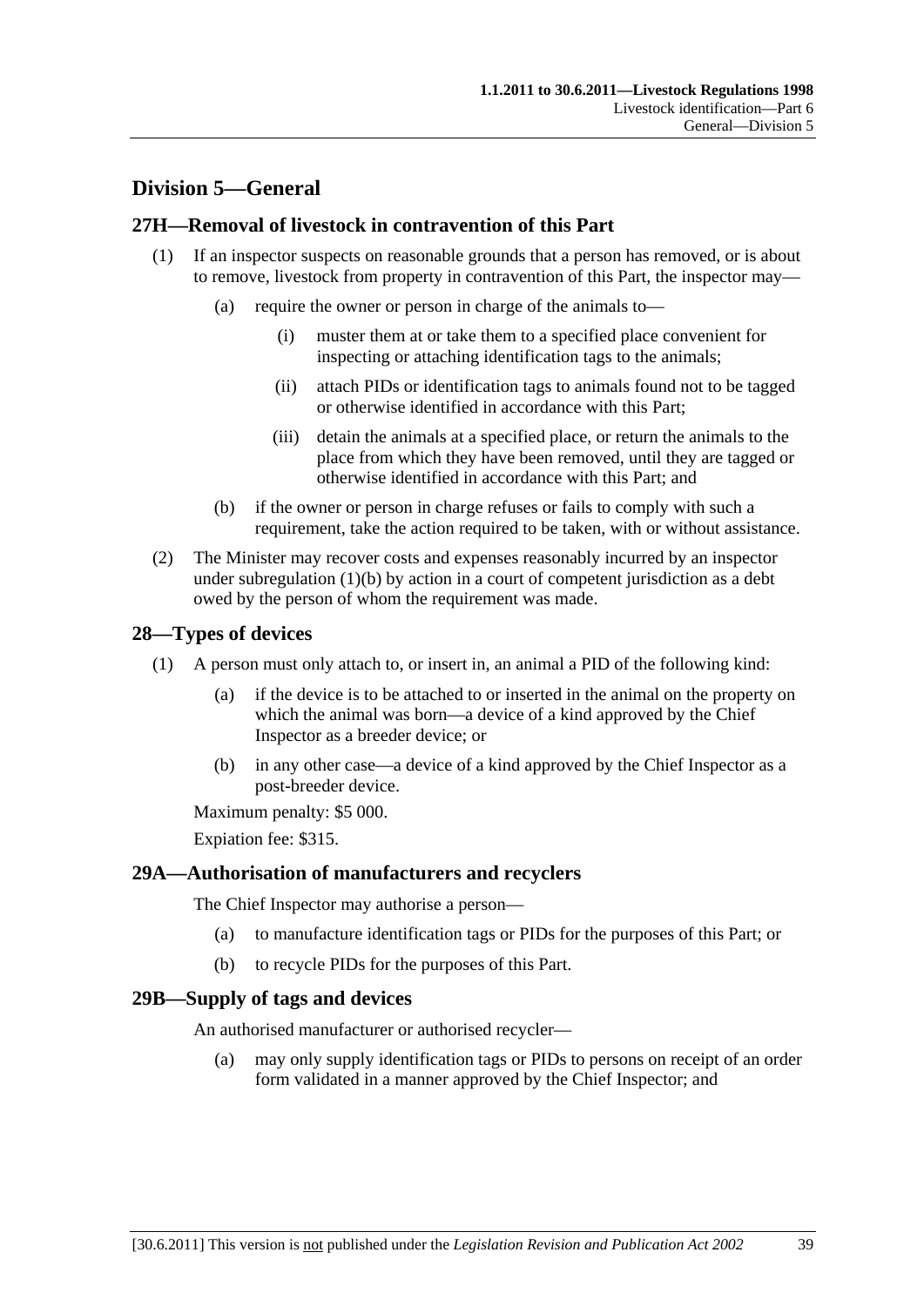## Division 5—General

### 27H—Removal of livestock in contravention of this Part

(1) If an inspector suspects on reasonable grounds that a person has removed, or is about to remove, livestock from property in contravention of this Part, the inspector may—

(a) require the owner or person in charge of the animals to—

(i) muster them at or take them to a specified place convenient for inspecting or attaching identification tags to the animals;

(ii) attach PIDs or identification tags to animals found not to be tagged or otherwise identified in accordance with this Part;

(iii) detain the animals at a specified place, or return the animals to the place from which they have been removed, until they are tagged or otherwise identified in accordance with this Part; and

(b) if the owner or person in charge refuses or fails to comply with such a requirement, take the action required to be taken, with or without assistance.

(2) The Minister may recover costs and expenses reasonably incurred by an inspector under subregulation (1)(b) by action in a court of competent jurisdiction as a debt owed by the person of whom the requirement was made.

### 28—Types of devices

(1) A person must only attach to, or insert in, an animal a PID of the following kind:

(a) if the device is to be attached to or inserted in the animal on the property on which the animal was born—a device of a kind approved by the Chief Inspector as a breeder device; or

(b) in any other case—a device of a kind approved by the Chief Inspector as a post-breeder device.

Maximum penalty: $5 000.

Expiation fee: $315.

### 29A—Authorisation of manufacturers and recyclers

The Chief Inspector may authorise a person—

(a) to manufacture identification tags or PIDs for the purposes of this Part; or

(b) to recycle PIDs for the purposes of this Part.

### 29B—Supply of tags and devices

An authorised manufacturer or authorised recycler—

(a) may only supply identification tags or PIDs to persons on receipt of an order form validated in a manner approved by the Chief Inspector; and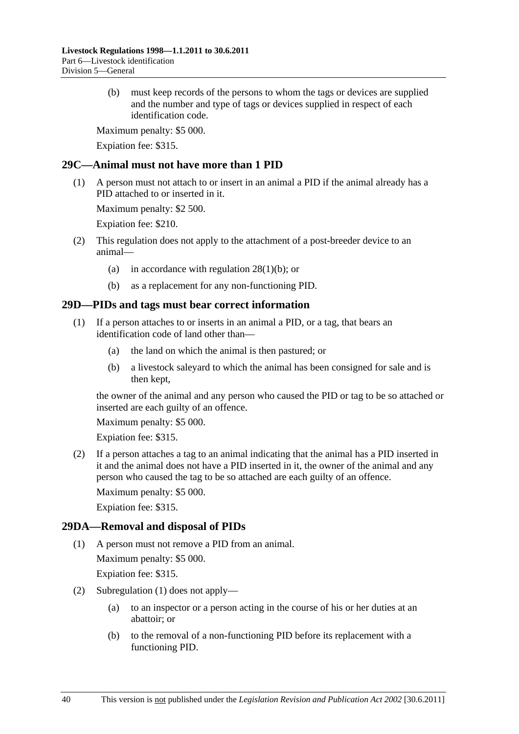(b) must keep records of the persons to whom the tags or devices are supplied and the number and type of tags or devices supplied in respect of each identification code.

Maximum penalty: $5 000.

Expiation fee: $315.

## 29C—Animal must not have more than 1 PID

(1) A person must not attach to or insert in an animal a PID if the animal already has a PID attached to or inserted in it.

Maximum penalty: $2 500.

Expiation fee: $210.

(2) This regulation does not apply to the attachment of a post-breeder device to an animal—

(a) in accordance with regulation 28(1)(b); or

(b) as a replacement for any non-functioning PID.

## 29D—PIDs and tags must bear correct information

(1) If a person attaches to or inserts in an animal a PID, or a tag, that bears an identification code of land other than—

(a) the land on which the animal is then pastured; or

(b) a livestock saleyard to which the animal has been consigned for sale and is then kept,

the owner of the animal and any person who caused the PID or tag to be so attached or inserted are each guilty of an offence.

Maximum penalty: $5 000.

Expiation fee: $315.

(2) If a person attaches a tag to an animal indicating that the animal has a PID inserted in it and the animal does not have a PID inserted in it, the owner of the animal and any person who caused the tag to be so attached are each guilty of an offence.

Maximum penalty: $5 000.

Expiation fee: $315.

## 29DA—Removal and disposal of PIDs

(1) A person must not remove a PID from an animal.

Maximum penalty: $5 000.

Expiation fee: $315.

(2) Subregulation (1) does not apply—

(a) to an inspector or a person acting in the course of his or her duties at an abattoir; or

(b) to the removal of a non-functioning PID before its replacement with a functioning PID.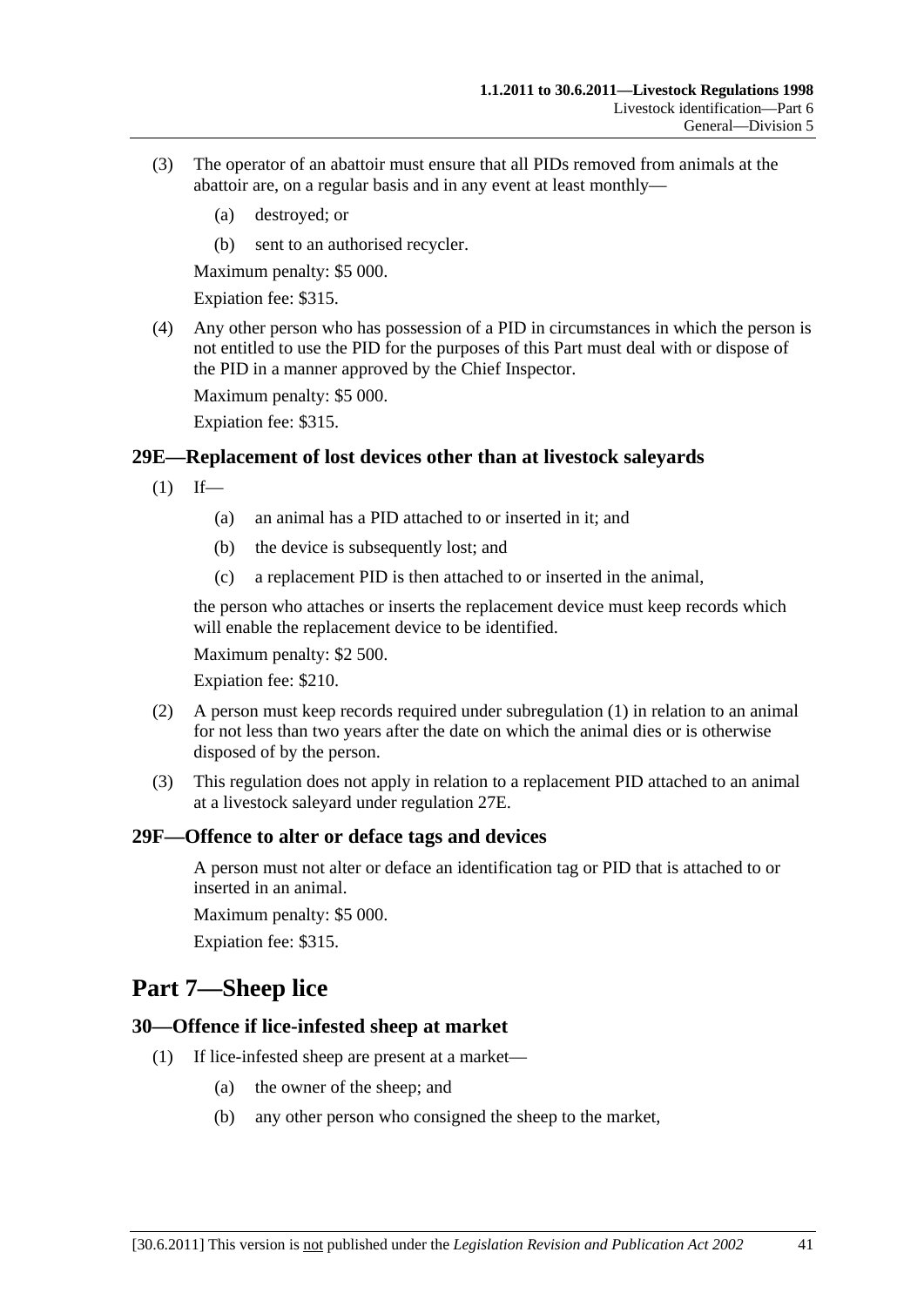(3) The operator of an abattoir must ensure that all PIDs removed from animals at the abattoir are, on a regular basis and in any event at least monthly—

(a) destroyed; or

(b) sent to an authorised recycler.

Maximum penalty: $5 000.

Expiation fee: $315.

(4) Any other person who has possession of a PID in circumstances in which the person is not entitled to use the PID for the purposes of this Part must deal with or dispose of the PID in a manner approved by the Chief Inspector.

Maximum penalty: $5 000.

Expiation fee: $315.

### 29E—Replacement of lost devices other than at livestock saleyards

(1) If—

(a) an animal has a PID attached to or inserted in it; and

(b) the device is subsequently lost; and

(c) a replacement PID is then attached to or inserted in the animal,

the person who attaches or inserts the replacement device must keep records which will enable the replacement device to be identified.

Maximum penalty: $2 500.

Expiation fee: $210.

(2) A person must keep records required under subregulation (1) in relation to an animal for not less than two years after the date on which the animal dies or is otherwise disposed of by the person.

(3) This regulation does not apply in relation to a replacement PID attached to an animal at a livestock saleyard under regulation 27E.

### 29F—Offence to alter or deface tags and devices

A person must not alter or deface an identification tag or PID that is attached to or inserted in an animal.

Maximum penalty: $5 000.

Expiation fee: $315.

## Part 7—Sheep lice

### 30—Offence if lice-infested sheep at market

(1) If lice-infested sheep are present at a market—

(a) the owner of the sheep; and

(b) any other person who consigned the sheep to the market,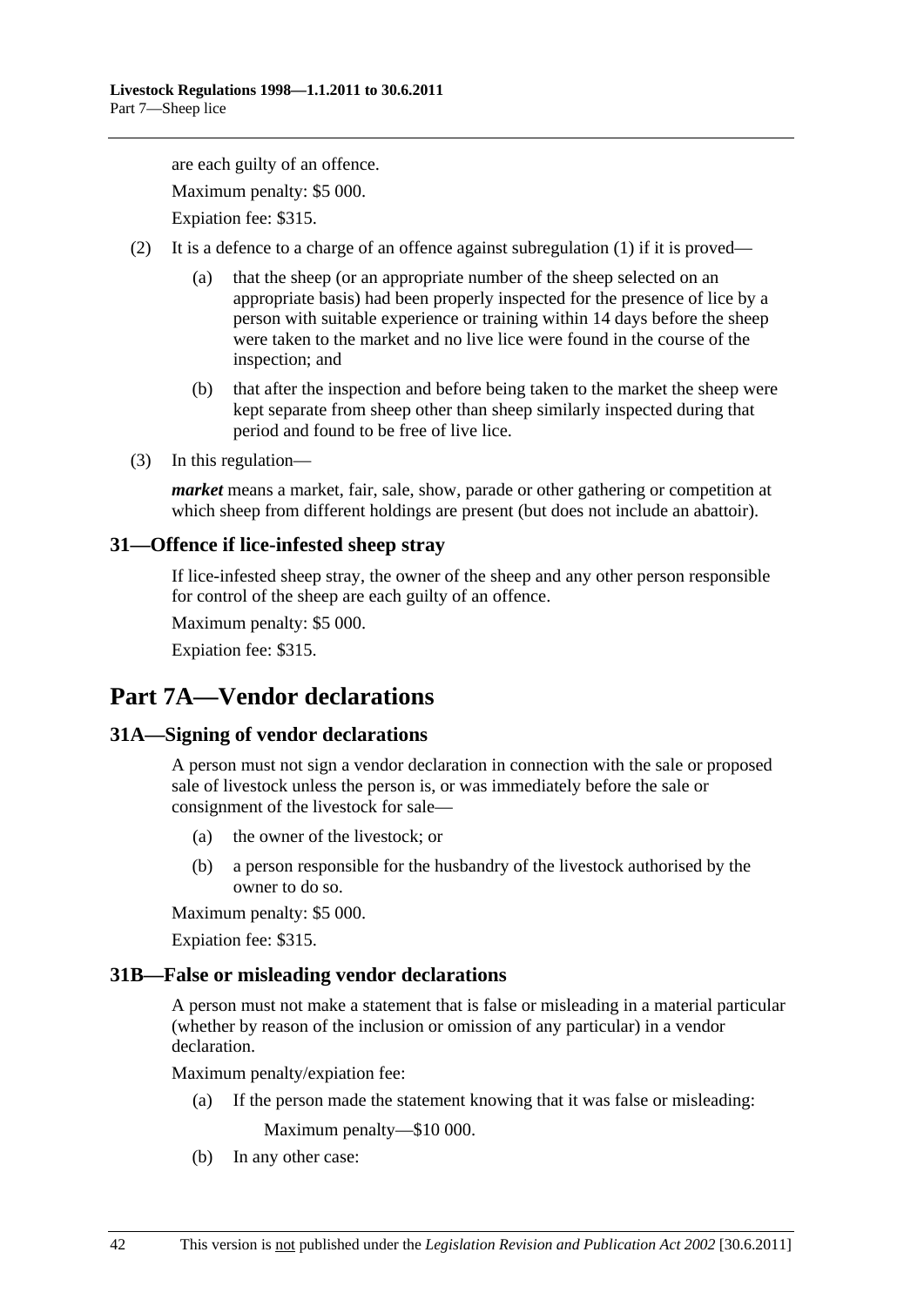are each guilty of an offence.

Maximum penalty: $5 000.

Expiation fee: $315.

(2) It is a defence to a charge of an offence against subregulation (1) if it is proved—

(a) that the sheep (or an appropriate number of the sheep selected on an appropriate basis) had been properly inspected for the presence of lice by a person with suitable experience or training within 14 days before the sheep were taken to the market and no live lice were found in the course of the inspection; and

(b) that after the inspection and before being taken to the market the sheep were kept separate from sheep other than sheep similarly inspected during that period and found to be free of live lice.

(3) In this regulation—

***market*** means a market, fair, sale, show, parade or other gathering or competition at which sheep from different holdings are present (but does not include an abattoir).

### 31—Offence if lice-infested sheep stray

If lice-infested sheep stray, the owner of the sheep and any other person responsible for control of the sheep are each guilty of an offence.

Maximum penalty: $5 000.

Expiation fee: $315.

## Part 7A—Vendor declarations

### 31A—Signing of vendor declarations

A person must not sign a vendor declaration in connection with the sale or proposed sale of livestock unless the person is, or was immediately before the sale or consignment of the livestock for sale—

(a) the owner of the livestock; or

(b) a person responsible for the husbandry of the livestock authorised by the owner to do so.

Maximum penalty: $5 000.

Expiation fee: $315.

### 31B—False or misleading vendor declarations

A person must not make a statement that is false or misleading in a material particular (whether by reason of the inclusion or omission of any particular) in a vendor declaration.

Maximum penalty/expiation fee:

(a) If the person made the statement knowing that it was false or misleading:

Maximum penalty—$10 000.

(b) In any other case: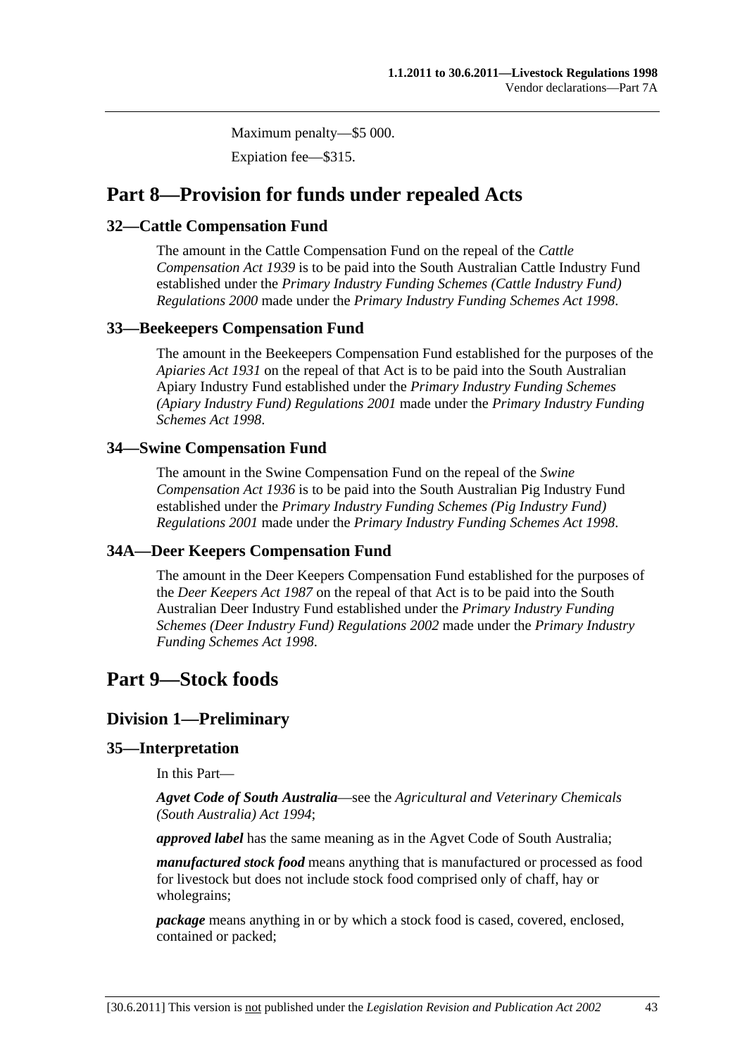Maximum penalty—$5 000.

Expiation fee—$315.

# Part 8—Provision for funds under repealed Acts

## 32—Cattle Compensation Fund

The amount in the Cattle Compensation Fund on the repeal of the *Cattle Compensation Act 1939* is to be paid into the South Australian Cattle Industry Fund established under the *Primary Industry Funding Schemes (Cattle Industry Fund) Regulations 2000* made under the *Primary Industry Funding Schemes Act 1998*.

## 33—Beekeepers Compensation Fund

The amount in the Beekeepers Compensation Fund established for the purposes of the *Apiaries Act 1931* on the repeal of that Act is to be paid into the South Australian Apiary Industry Fund established under the *Primary Industry Funding Schemes (Apiary Industry Fund) Regulations 2001* made under the *Primary Industry Funding Schemes Act 1998*.

## 34—Swine Compensation Fund

The amount in the Swine Compensation Fund on the repeal of the *Swine Compensation Act 1936* is to be paid into the South Australian Pig Industry Fund established under the *Primary Industry Funding Schemes (Pig Industry Fund) Regulations 2001* made under the *Primary Industry Funding Schemes Act 1998*.

## 34A—Deer Keepers Compensation Fund

The amount in the Deer Keepers Compensation Fund established for the purposes of the *Deer Keepers Act 1987* on the repeal of that Act is to be paid into the South Australian Deer Industry Fund established under the *Primary Industry Funding Schemes (Deer Industry Fund) Regulations 2002* made under the *Primary Industry Funding Schemes Act 1998*.

# Part 9—Stock foods

## Division 1—Preliminary

## 35—Interpretation

In this Part—

***Agvet Code of South Australia***—see the *Agricultural and Veterinary Chemicals (South Australia) Act 1994*;

***approved label*** has the same meaning as in the Agvet Code of South Australia;

***manufactured stock food*** means anything that is manufactured or processed as food for livestock but does not include stock food comprised only of chaff, hay or wholegrains;

***package*** means anything in or by which a stock food is cased, covered, enclosed, contained or packed;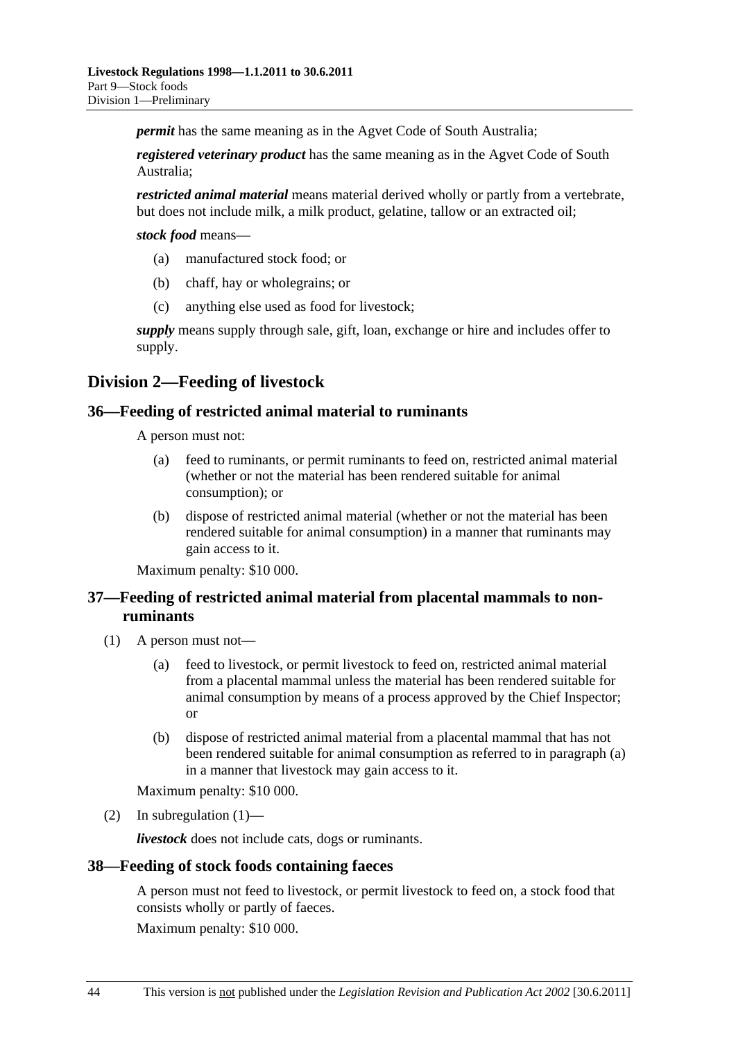***permit*** has the same meaning as in the Agvet Code of South Australia;

***registered veterinary product*** has the same meaning as in the Agvet Code of South Australia;

***restricted animal material*** means material derived wholly or partly from a vertebrate, but does not include milk, a milk product, gelatine, tallow or an extracted oil;

***stock food*** means—

(a) manufactured stock food; or

(b) chaff, hay or wholegrains; or

(c) anything else used as food for livestock;

***supply*** means supply through sale, gift, loan, exchange or hire and includes offer to supply.

## Division 2—Feeding of livestock

### 36—Feeding of restricted animal material to ruminants

A person must not:

(a) feed to ruminants, or permit ruminants to feed on, restricted animal material (whether or not the material has been rendered suitable for animal consumption); or

(b) dispose of restricted animal material (whether or not the material has been rendered suitable for animal consumption) in a manner that ruminants may gain access to it.

Maximum penalty: $10 000.

### 37—Feeding of restricted animal material from placental mammals to non-ruminants

(1) A person must not—

(a) feed to livestock, or permit livestock to feed on, restricted animal material from a placental mammal unless the material has been rendered suitable for animal consumption by means of a process approved by the Chief Inspector; or

(b) dispose of restricted animal material from a placental mammal that has not been rendered suitable for animal consumption as referred to in paragraph (a) in a manner that livestock may gain access to it.

Maximum penalty: $10 000.

(2) In subregulation (1)—

***livestock*** does not include cats, dogs or ruminants.

### 38—Feeding of stock foods containing faeces

A person must not feed to livestock, or permit livestock to feed on, a stock food that consists wholly or partly of faeces.

Maximum penalty: $10 000.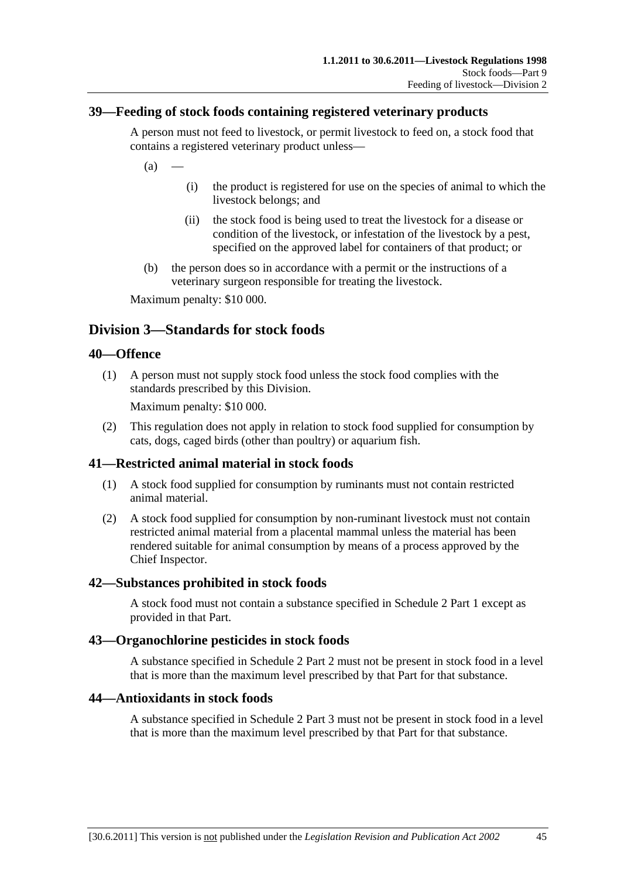## 39—Feeding of stock foods containing registered veterinary products

A person must not feed to livestock, or permit livestock to feed on, a stock food that contains a registered veterinary product unless—

(a) —

(i) the product is registered for use on the species of animal to which the livestock belongs; and

(ii) the stock food is being used to treat the livestock for a disease or condition of the livestock, or infestation of the livestock by a pest, specified on the approved label for containers of that product; or

(b) the person does so in accordance with a permit or the instructions of a veterinary surgeon responsible for treating the livestock.

Maximum penalty: $10 000.

# Division 3—Standards for stock foods

## 40—Offence

(1) A person must not supply stock food unless the stock food complies with the standards prescribed by this Division.

Maximum penalty: $10 000.

(2) This regulation does not apply in relation to stock food supplied for consumption by cats, dogs, caged birds (other than poultry) or aquarium fish.

## 41—Restricted animal material in stock foods

(1) A stock food supplied for consumption by ruminants must not contain restricted animal material.

(2) A stock food supplied for consumption by non-ruminant livestock must not contain restricted animal material from a placental mammal unless the material has been rendered suitable for animal consumption by means of a process approved by the Chief Inspector.

## 42—Substances prohibited in stock foods

A stock food must not contain a substance specified in Schedule 2 Part 1 except as provided in that Part.

## 43—Organochlorine pesticides in stock foods

A substance specified in Schedule 2 Part 2 must not be present in stock food in a level that is more than the maximum level prescribed by that Part for that substance.

## 44—Antioxidants in stock foods

A substance specified in Schedule 2 Part 3 must not be present in stock food in a level that is more than the maximum level prescribed by that Part for that substance.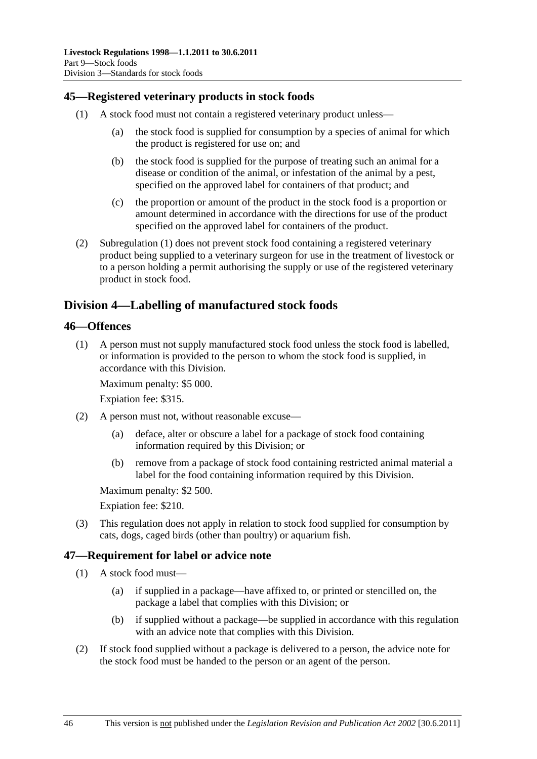### 45—Registered veterinary products in stock foods

(1) A stock food must not contain a registered veterinary product unless—

  (a) the stock food is supplied for consumption by a species of animal for which the product is registered for use on; and

  (b) the stock food is supplied for the purpose of treating such an animal for a disease or condition of the animal, or infestation of the animal by a pest, specified on the approved label for containers of that product; and

  (c) the proportion or amount of the product in the stock food is a proportion or amount determined in accordance with the directions for use of the product specified on the approved label for containers of the product.

(2) Subregulation (1) does not prevent stock food containing a registered veterinary product being supplied to a veterinary surgeon for use in the treatment of livestock or to a person holding a permit authorising the supply or use of the registered veterinary product in stock food.

## Division 4—Labelling of manufactured stock foods

### 46—Offences

(1) A person must not supply manufactured stock food unless the stock food is labelled, or information is provided to the person to whom the stock food is supplied, in accordance with this Division.

Maximum penalty: $5 000.

Expiation fee: $315.

(2) A person must not, without reasonable excuse—

  (a) deface, alter or obscure a label for a package of stock food containing information required by this Division; or

  (b) remove from a package of stock food containing restricted animal material a label for the food containing information required by this Division.

Maximum penalty: $2 500.

Expiation fee: $210.

(3) This regulation does not apply in relation to stock food supplied for consumption by cats, dogs, caged birds (other than poultry) or aquarium fish.

### 47—Requirement for label or advice note

(1) A stock food must—

  (a) if supplied in a package—have affixed to, or printed or stencilled on, the package a label that complies with this Division; or

  (b) if supplied without a package—be supplied in accordance with this regulation with an advice note that complies with this Division.

(2) If stock food supplied without a package is delivered to a person, the advice note for the stock food must be handed to the person or an agent of the person.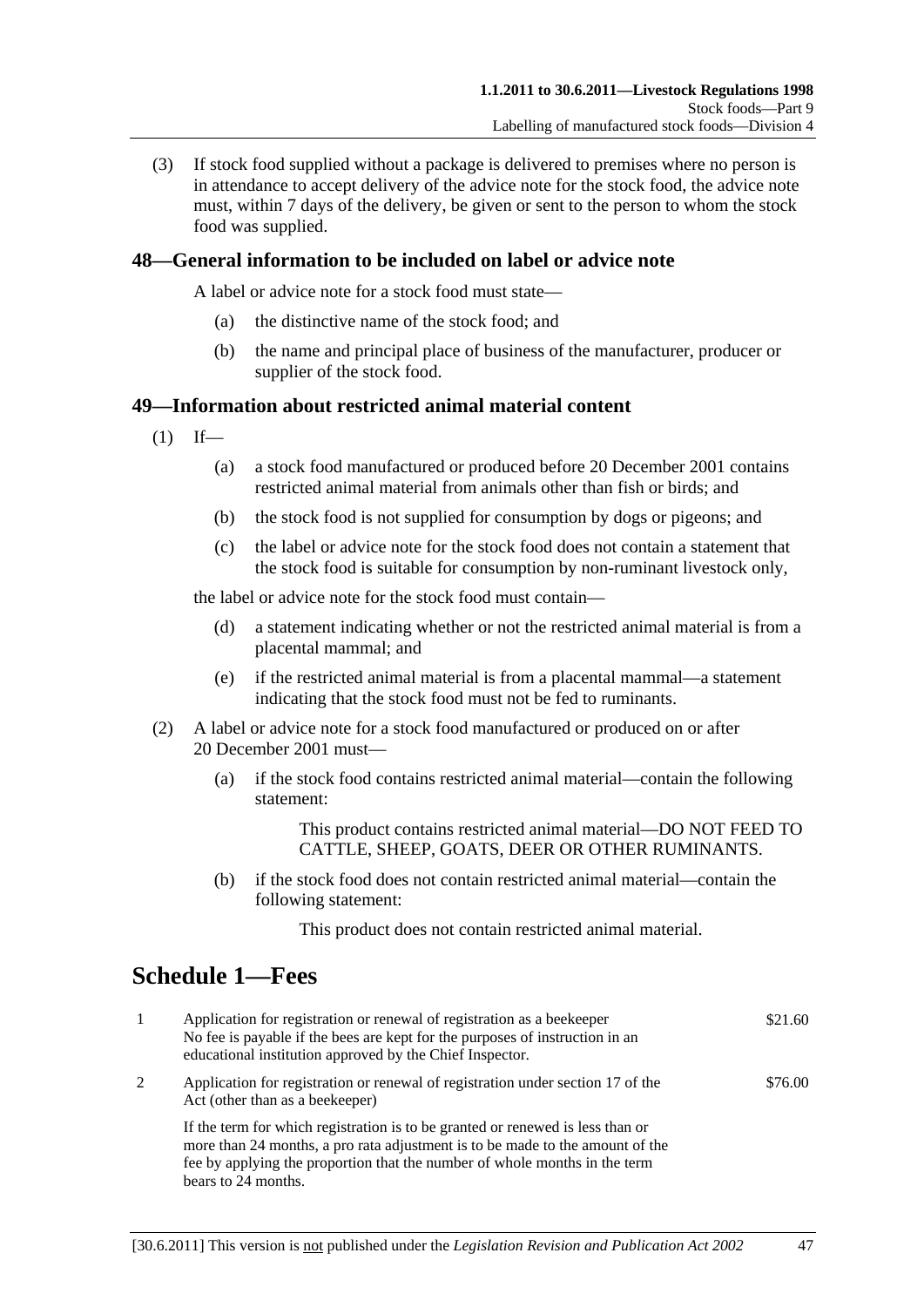(3) If stock food supplied without a package is delivered to premises where no person is in attendance to accept delivery of the advice note for the stock food, the advice note must, within 7 days of the delivery, be given or sent to the person to whom the stock food was supplied.

### 48—General information to be included on label or advice note

A label or advice note for a stock food must state—

(a) the distinctive name of the stock food; and

(b) the name and principal place of business of the manufacturer, producer or supplier of the stock food.

### 49—Information about restricted animal material content

(1) If—

(a) a stock food manufactured or produced before 20 December 2001 contains restricted animal material from animals other than fish or birds; and

(b) the stock food is not supplied for consumption by dogs or pigeons; and

(c) the label or advice note for the stock food does not contain a statement that the stock food is suitable for consumption by non-ruminant livestock only,

the label or advice note for the stock food must contain—

(d) a statement indicating whether or not the restricted animal material is from a placental mammal; and

(e) if the restricted animal material is from a placental mammal—a statement indicating that the stock food must not be fed to ruminants.

(2) A label or advice note for a stock food manufactured or produced on or after 20 December 2001 must—

(a) if the stock food contains restricted animal material—contain the following statement:

This product contains restricted animal material—DO NOT FEED TO CATTLE, SHEEP, GOATS, DEER OR OTHER RUMINANTS.

(b) if the stock food does not contain restricted animal material—contain the following statement:

This product does not contain restricted animal material.

## Schedule 1—Fees

| | | |
|---|---|---|
| 1 | Application for registration or renewal of registration as a beekeeper<br>No fee is payable if the bees are kept for the purposes of instruction in an educational institution approved by the Chief Inspector. | $21.60 |
| 2 | Application for registration or renewal of registration under section 17 of the Act (other than as a beekeeper)<br><br>If the term for which registration is to be granted or renewed is less than or more than 24 months, a pro rata adjustment is to be made to the amount of the fee by applying the proportion that the number of whole months in the term bears to 24 months. | $76.00 |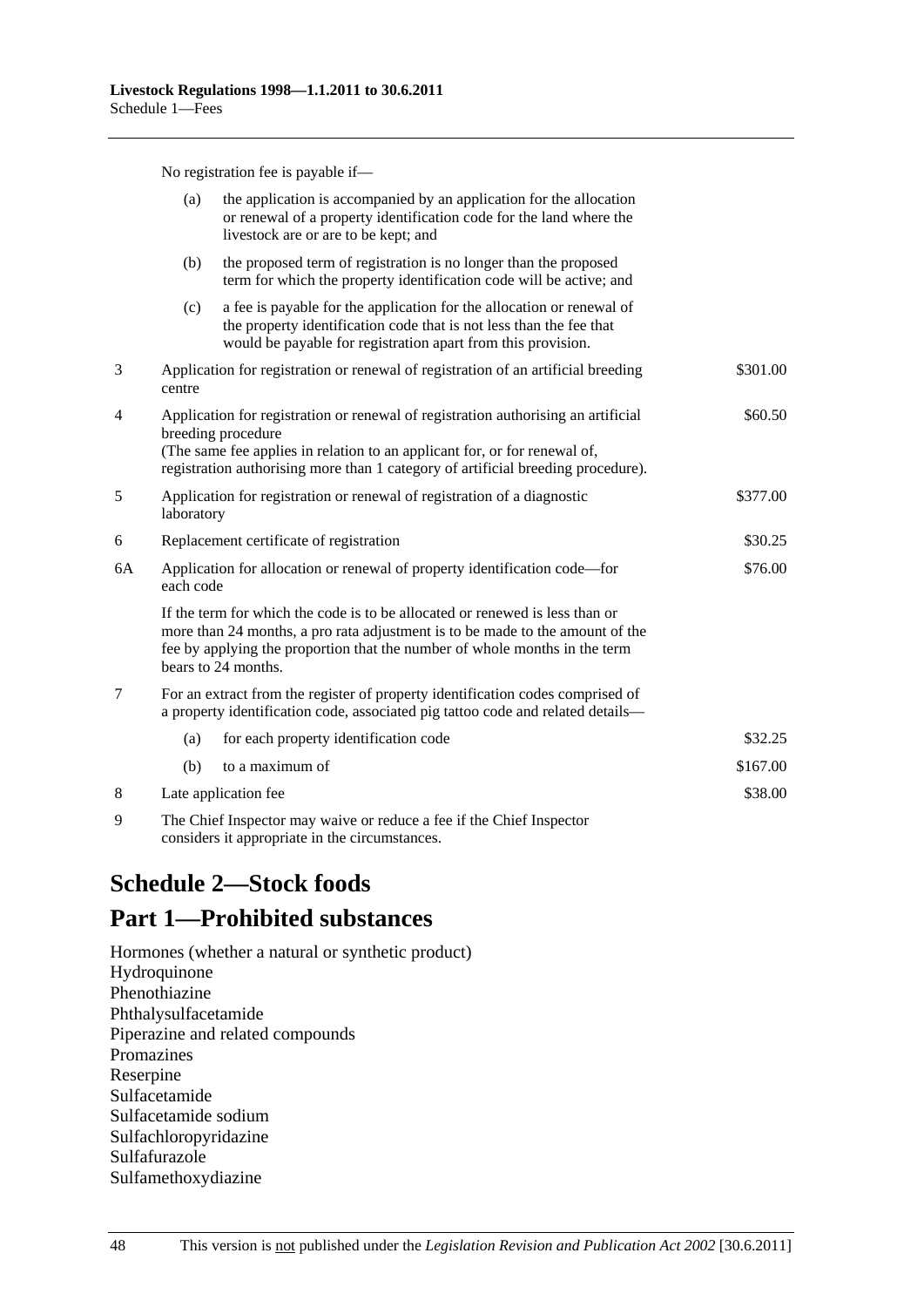No registration fee is payable if—

(a) the application is accompanied by an application for the allocation or renewal of a property identification code for the land where the livestock are or are to be kept; and

(b) the proposed term of registration is no longer than the proposed term for which the property identification code will be active; and

(c) a fee is payable for the application for the allocation or renewal of the property identification code that is not less than the fee that would be payable for registration apart from this provision.

| | | |
|---|---|---|
| 3 | Application for registration or renewal of registration of an artificial breeding centre | $301.00 |
| 4 | Application for registration or renewal of registration authorising an artificial breeding procedure<br>(The same fee applies in relation to an applicant for, or for renewal of, registration authorising more than 1 category of artificial breeding procedure). | $60.50 |
| 5 | Application for registration or renewal of registration of a diagnostic laboratory | $377.00 |
| 6 | Replacement certificate of registration | $30.25 |
| 6A | Application for allocation or renewal of property identification code—for each code<br>If the term for which the code is to be allocated or renewed is less than or more than 24 months, a pro rata adjustment is to be made to the amount of the fee by applying the proportion that the number of whole months in the term bears to 24 months. | $76.00 |
| 7 | For an extract from the register of property identification codes comprised of a property identification code, associated pig tattoo code and related details— | |
| | (a) for each property identification code | $32.25 |
| | (b) to a maximum of | $167.00 |
| 8 | Late application fee | $38.00 |
| 9 | The Chief Inspector may waive or reduce a fee if the Chief Inspector considers it appropriate in the circumstances. | |

# Schedule 2—Stock foods

## Part 1—Prohibited substances

Hormones (whether a natural or synthetic product)
Hydroquinone
Phenothiazine
Phthalysulfacetamide
Piperazine and related compounds
Promazines
Reserpine
Sulfacetamide
Sulfacetamide sodium
Sulfachloropyridazine
Sulfafurazole
Sulfamethoxydiazine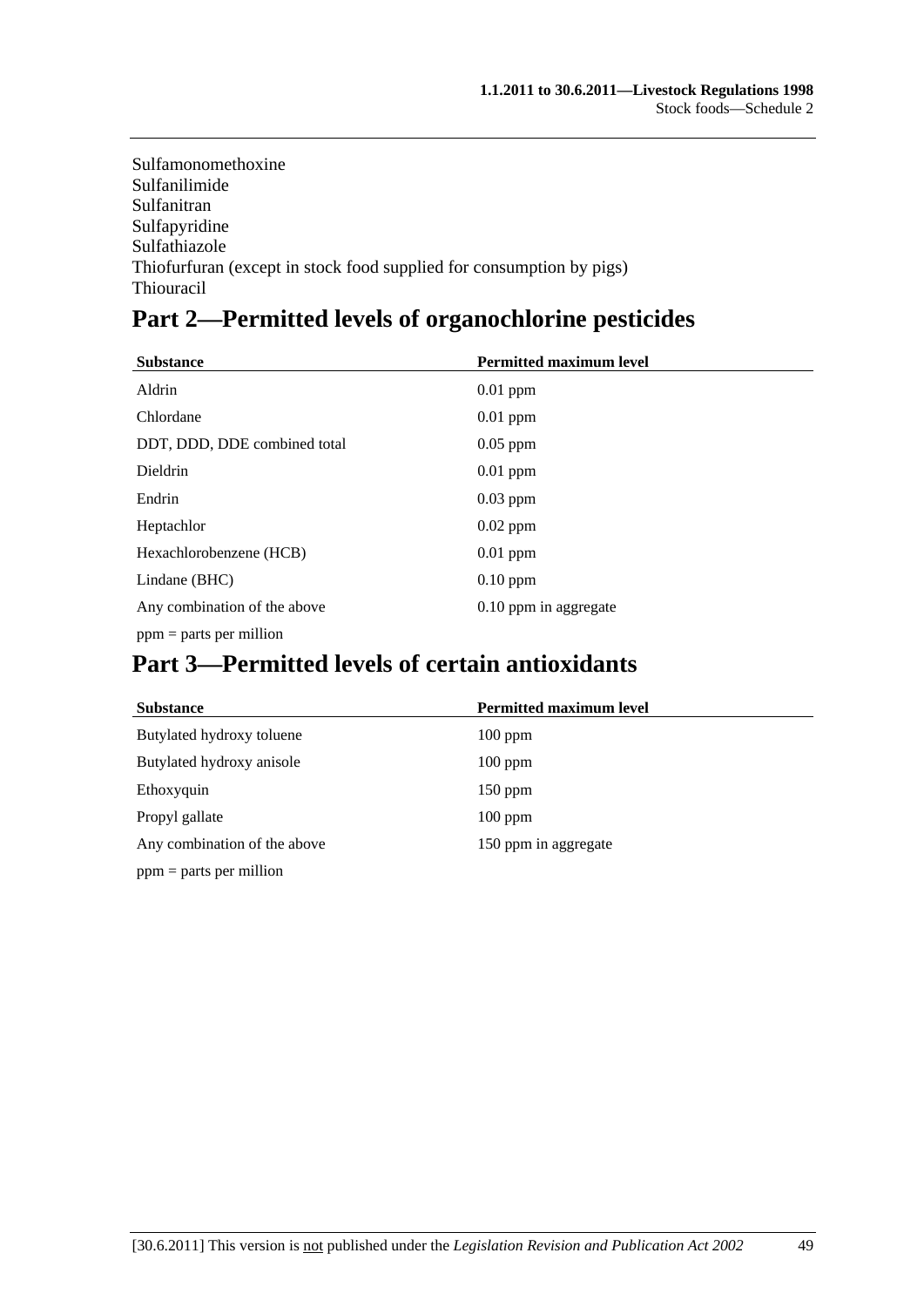Sulfamonomethoxine
Sulfanilimide
Sulfanitran
Sulfapyridine
Sulfathiazole
Thiofurfuran (except in stock food supplied for consumption by pigs)
Thiouracil

## Part 2—Permitted levels of organochlorine pesticides

| Substance | Permitted maximum level |
|---|---|
| Aldrin | 0.01 ppm |
| Chlordane | 0.01 ppm |
| DDT, DDD, DDE combined total | 0.05 ppm |
| Dieldrin | 0.01 ppm |
| Endrin | 0.03 ppm |
| Heptachlor | 0.02 ppm |
| Hexachlorobenzene (HCB) | 0.01 ppm |
| Lindane (BHC) | 0.10 ppm |
| Any combination of the above | 0.10 ppm in aggregate |

ppm = parts per million

## Part 3—Permitted levels of certain antioxidants

| Substance | Permitted maximum level |
|---|---|
| Butylated hydroxy toluene | 100 ppm |
| Butylated hydroxy anisole | 100 ppm |
| Ethoxyquin | 150 ppm |
| Propyl gallate | 100 ppm |
| Any combination of the above | 150 ppm in aggregate |

ppm = parts per million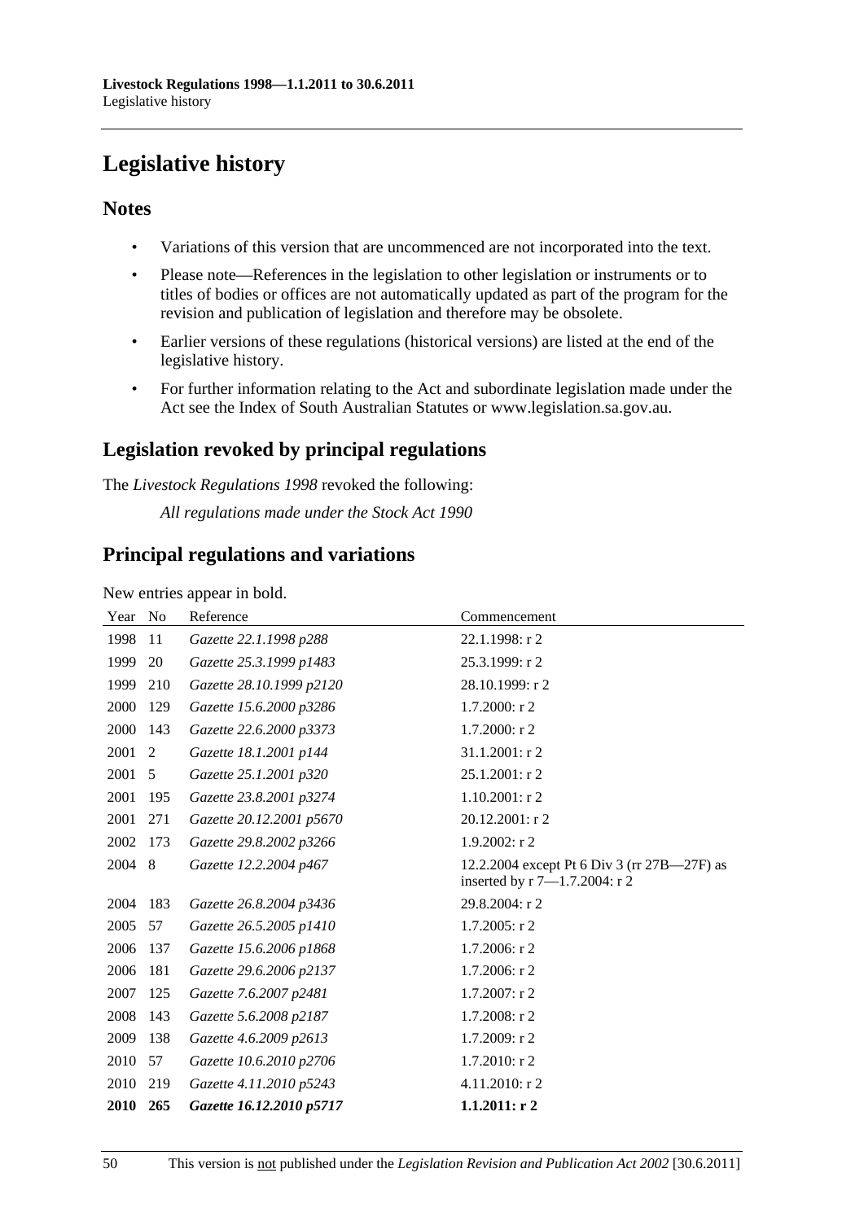# Legislative history

## Notes

- Variations of this version that are uncommenced are not incorporated into the text.
- Please note—References in the legislation to other legislation or instruments or to titles of bodies or offices are not automatically updated as part of the program for the revision and publication of legislation and therefore may be obsolete.
- Earlier versions of these regulations (historical versions) are listed at the end of the legislative history.
- For further information relating to the Act and subordinate legislation made under the Act see the Index of South Australian Statutes or www.legislation.sa.gov.au.

## Legislation revoked by principal regulations

The *Livestock Regulations 1998* revoked the following:

*All regulations made under the Stock Act 1990*

## Principal regulations and variations

New entries appear in bold.

| Year | No | Reference | Commencement |
|---|---|---|---|
| 1998 | 11 | *Gazette 22.1.1998 p288* | 22.1.1998: r 2 |
| 1999 | 20 | *Gazette 25.3.1999 p1483* | 25.3.1999: r 2 |
| 1999 | 210 | *Gazette 28.10.1999 p2120* | 28.10.1999: r 2 |
| 2000 | 129 | *Gazette 15.6.2000 p3286* | 1.7.2000: r 2 |
| 2000 | 143 | *Gazette 22.6.2000 p3373* | 1.7.2000: r 2 |
| 2001 | 2 | *Gazette 18.1.2001 p144* | 31.1.2001: r 2 |
| 2001 | 5 | *Gazette 25.1.2001 p320* | 25.1.2001: r 2 |
| 2001 | 195 | *Gazette 23.8.2001 p3274* | 1.10.2001: r 2 |
| 2001 | 271 | *Gazette 20.12.2001 p5670* | 20.12.2001: r 2 |
| 2002 | 173 | *Gazette 29.8.2002 p3266* | 1.9.2002: r 2 |
| 2004 | 8 | *Gazette 12.2.2004 p467* | 12.2.2004 except Pt 6 Div 3 (rr 27B—27F) as inserted by r 7—1.7.2004: r 2 |
| 2004 | 183 | *Gazette 26.8.2004 p3436* | 29.8.2004: r 2 |
| 2005 | 57 | *Gazette 26.5.2005 p1410* | 1.7.2005: r 2 |
| 2006 | 137 | *Gazette 15.6.2006 p1868* | 1.7.2006: r 2 |
| 2006 | 181 | *Gazette 29.6.2006 p2137* | 1.7.2006: r 2 |
| 2007 | 125 | *Gazette 7.6.2007 p2481* | 1.7.2007: r 2 |
| 2008 | 143 | *Gazette 5.6.2008 p2187* | 1.7.2008: r 2 |
| 2009 | 138 | *Gazette 4.6.2009 p2613* | 1.7.2009: r 2 |
| 2010 | 57 | *Gazette 10.6.2010 p2706* | 1.7.2010: r 2 |
| 2010 | 219 | *Gazette 4.11.2010 p5243* | 4.11.2010: r 2 |
| **2010** | **265** | ***Gazette 16.12.2010 p5717*** | **1.1.2011: r 2** |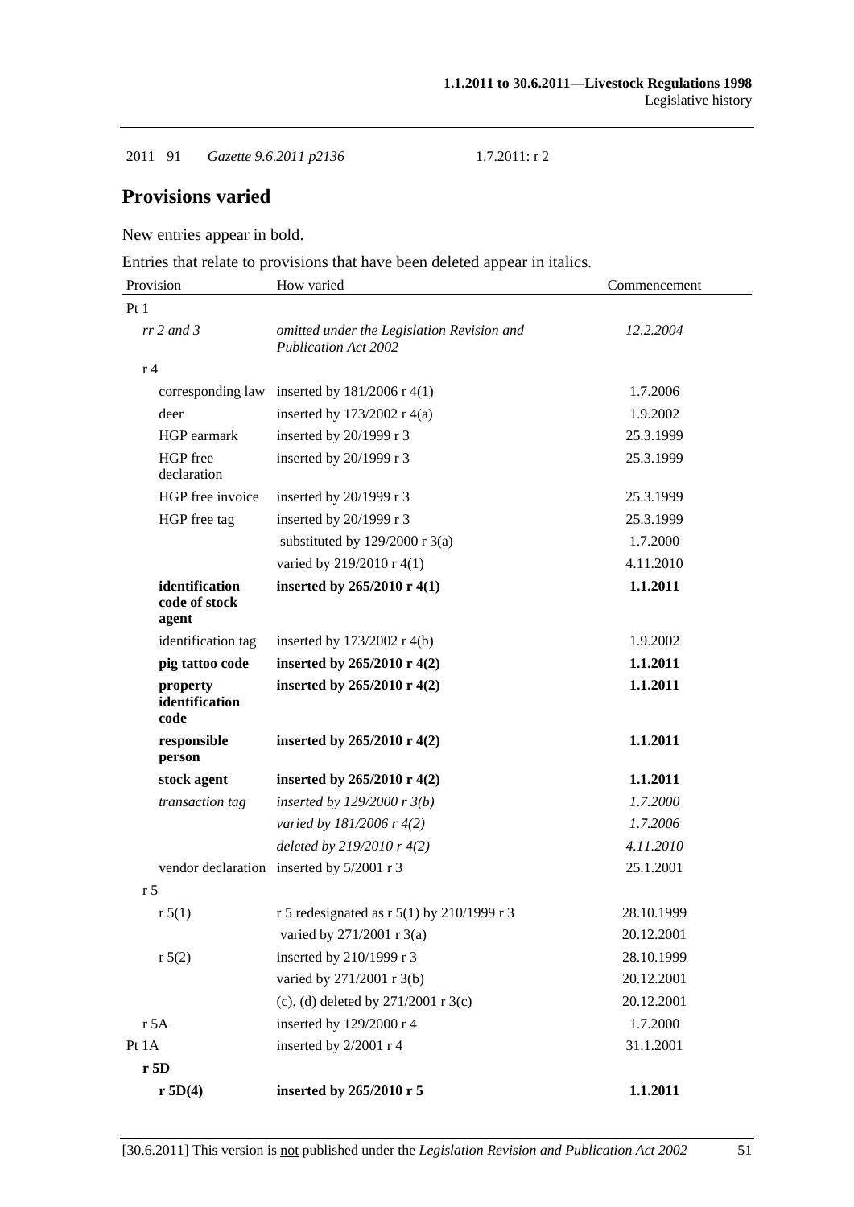| 2011 | 91 | *Gazette 9.6.2011 p2136* | 1.7.2011: r 2 |
|---|---|---|---|

## Provisions varied

New entries appear in bold.

Entries that relate to provisions that have been deleted appear in italics.

| Provision | How varied | Commencement |
|---|---|---|
| Pt 1 | | |
| *rr 2 and 3* | *omitted under the Legislation Revision and Publication Act 2002* | *12.2.2004* |
| r 4 | | |
| corresponding law | inserted by 181/2006 r 4(1) | 1.7.2006 |
| deer | inserted by 173/2002 r 4(a) | 1.9.2002 |
| HGP earmark | inserted by 20/1999 r 3 | 25.3.1999 |
| HGP free declaration | inserted by 20/1999 r 3 | 25.3.1999 |
| HGP free invoice | inserted by 20/1999 r 3 | 25.3.1999 |
| HGP free tag | inserted by 20/1999 r 3 | 25.3.1999 |
| | substituted by 129/2000 r 3(a) | 1.7.2000 |
| | varied by 219/2010 r 4(1) | 4.11.2010 |
| **identification code of stock agent** | **inserted by 265/2010 r 4(1)** | **1.1.2011** |
| identification tag | inserted by 173/2002 r 4(b) | 1.9.2002 |
| **pig tattoo code** | **inserted by 265/2010 r 4(2)** | **1.1.2011** |
| **property identification code** | **inserted by 265/2010 r 4(2)** | **1.1.2011** |
| **responsible person** | **inserted by 265/2010 r 4(2)** | **1.1.2011** |
| **stock agent** | **inserted by 265/2010 r 4(2)** | **1.1.2011** |
| *transaction tag* | *inserted by 129/2000 r 3(b)* | *1.7.2000* |
| | *varied by 181/2006 r 4(2)* | *1.7.2006* |
| | *deleted by 219/2010 r 4(2)* | *4.11.2010* |
| vendor declaration | inserted by 5/2001 r 3 | 25.1.2001 |
| r 5 | | |
| r 5(1) | r 5 redesignated as r 5(1) by 210/1999 r 3 | 28.10.1999 |
| | varied by 271/2001 r 3(a) | 20.12.2001 |
| r 5(2) | inserted by 210/1999 r 3 | 28.10.1999 |
| | varied by 271/2001 r 3(b) | 20.12.2001 |
| | (c), (d) deleted by 271/2001 r 3(c) | 20.12.2001 |
| r 5A | inserted by 129/2000 r 4 | 1.7.2000 |
| Pt 1A | inserted by 2/2001 r 4 | 31.1.2001 |
| **r 5D** | | |
| **r 5D(4)** | **inserted by 265/2010 r 5** | **1.1.2011** |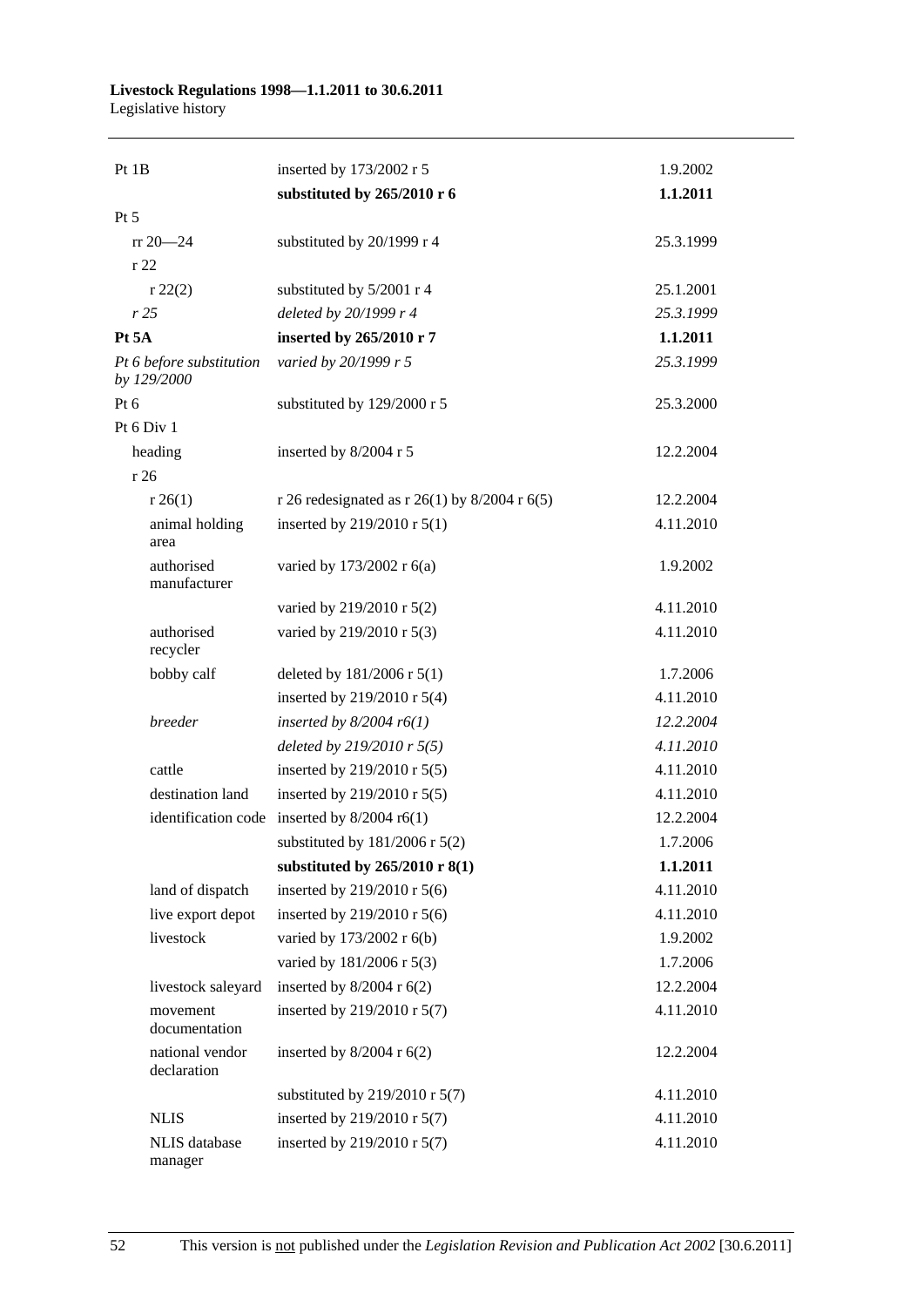| | | |
|---|---|---|
| Pt 1B | inserted by 173/2002 r 5 | 1.9.2002 |
| | **substituted by 265/2010 r 6** | **1.1.2011** |
| Pt 5 | | |
| rr 20—24 | substituted by 20/1999 r 4 | 25.3.1999 |
| r 22 | | |
| r 22(2) | substituted by 5/2001 r 4 | 25.1.2001 |
| *r 25* | *deleted by 20/1999 r 4* | *25.3.1999* |
| **Pt 5A** | **inserted by 265/2010 r 7** | **1.1.2011** |
| *Pt 6 before substitution by 129/2000* | *varied by 20/1999 r 5* | *25.3.1999* |
| Pt 6 | substituted by 129/2000 r 5 | 25.3.2000 |
| Pt 6 Div 1 | | |
| heading | inserted by 8/2004 r 5 | 12.2.2004 |
| r 26 | | |
| r 26(1) | r 26 redesignated as r 26(1) by 8/2004 r 6(5) | 12.2.2004 |
| animal holding area | inserted by 219/2010 r 5(1) | 4.11.2010 |
| authorised manufacturer | varied by 173/2002 r 6(a) | 1.9.2002 |
| | varied by 219/2010 r 5(2) | 4.11.2010 |
| authorised recycler | varied by 219/2010 r 5(3) | 4.11.2010 |
| bobby calf | deleted by 181/2006 r 5(1) | 1.7.2006 |
| | inserted by 219/2010 r 5(4) | 4.11.2010 |
| *breeder* | *inserted by 8/2004 r6(1)* | *12.2.2004* |
| | *deleted by 219/2010 r 5(5)* | *4.11.2010* |
| cattle | inserted by 219/2010 r 5(5) | 4.11.2010 |
| destination land | inserted by 219/2010 r 5(5) | 4.11.2010 |
| identification code | inserted by 8/2004 r6(1) | 12.2.2004 |
| | substituted by 181/2006 r 5(2) | 1.7.2006 |
| | **substituted by 265/2010 r 8(1)** | **1.1.2011** |
| land of dispatch | inserted by 219/2010 r 5(6) | 4.11.2010 |
| live export depot | inserted by 219/2010 r 5(6) | 4.11.2010 |
| livestock | varied by 173/2002 r 6(b) | 1.9.2002 |
| | varied by 181/2006 r 5(3) | 1.7.2006 |
| livestock saleyard | inserted by 8/2004 r 6(2) | 12.2.2004 |
| movement documentation | inserted by 219/2010 r 5(7) | 4.11.2010 |
| national vendor declaration | inserted by 8/2004 r 6(2) | 12.2.2004 |
| | substituted by 219/2010 r 5(7) | 4.11.2010 |
| NLIS | inserted by 219/2010 r 5(7) | 4.11.2010 |
| NLIS database manager | inserted by 219/2010 r 5(7) | 4.11.2010 |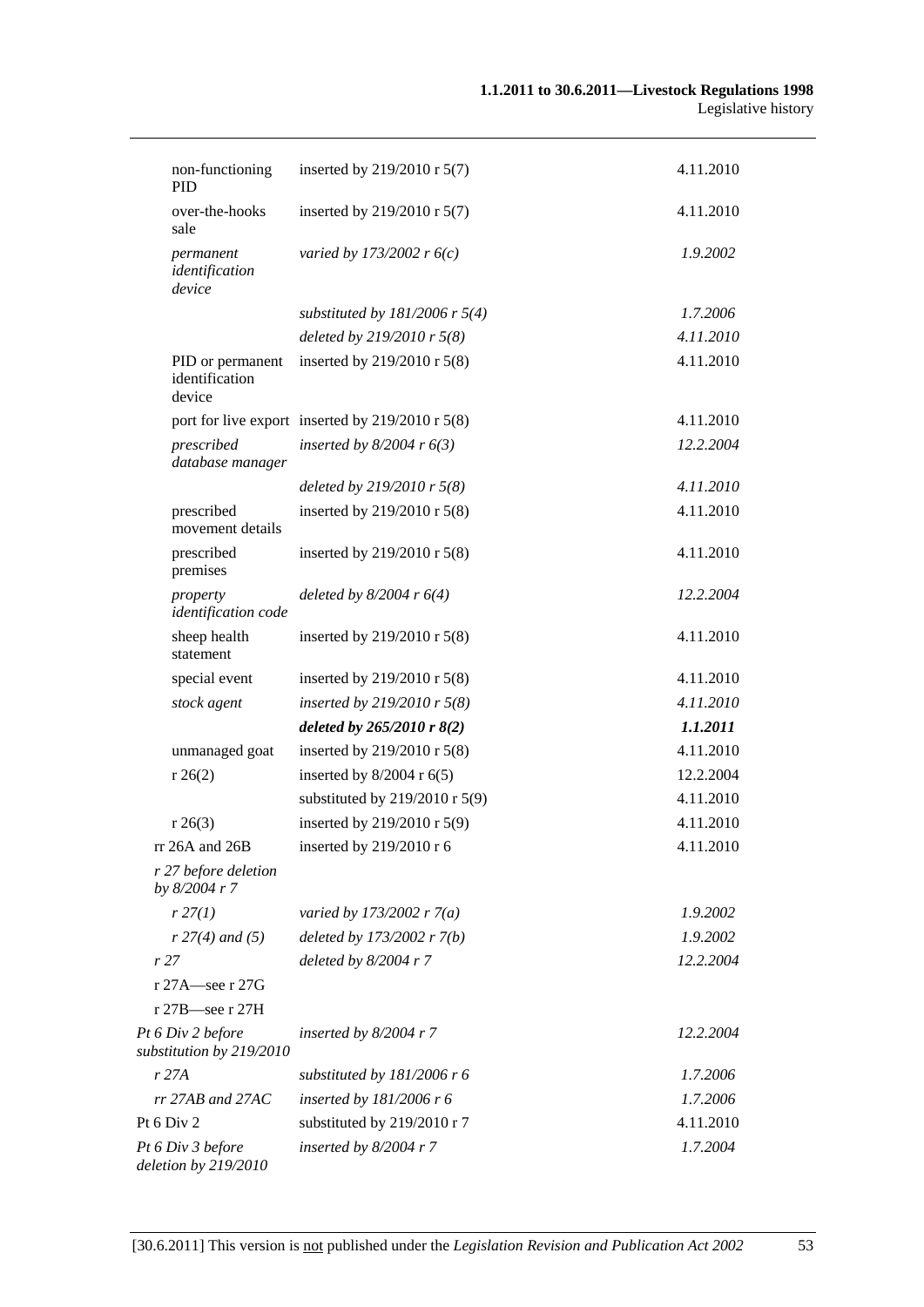| | | |
|---|---|---|
| non-functioning PID | inserted by 219/2010 r 5(7) | 4.11.2010 |
| over-the-hooks sale | inserted by 219/2010 r 5(7) | 4.11.2010 |
| *permanent identification device* | *varied by 173/2002 r 6(c)* | *1.9.2002* |
| | *substituted by 181/2006 r 5(4)* | *1.7.2006* |
| | *deleted by 219/2010 r 5(8)* | *4.11.2010* |
| PID or permanent identification device | inserted by 219/2010 r 5(8) | 4.11.2010 |
| port for live export | inserted by 219/2010 r 5(8) | 4.11.2010 |
| *prescribed database manager* | *inserted by 8/2004 r 6(3)* | *12.2.2004* |
| | *deleted by 219/2010 r 5(8)* | *4.11.2010* |
| prescribed movement details | inserted by 219/2010 r 5(8) | 4.11.2010 |
| prescribed premises | inserted by 219/2010 r 5(8) | 4.11.2010 |
| *property identification code* | *deleted by 8/2004 r 6(4)* | *12.2.2004* |
| sheep health statement | inserted by 219/2010 r 5(8) | 4.11.2010 |
| special event | inserted by 219/2010 r 5(8) | 4.11.2010 |
| *stock agent* | *inserted by 219/2010 r 5(8)* | *4.11.2010* |
| | ***deleted by 265/2010 r 8(2)*** | ***1.1.2011*** |
| unmanaged goat | inserted by 219/2010 r 5(8) | 4.11.2010 |
| r 26(2) | inserted by 8/2004 r 6(5) | 12.2.2004 |
| | substituted by 219/2010 r 5(9) | 4.11.2010 |
| r 26(3) | inserted by 219/2010 r 5(9) | 4.11.2010 |
| rr 26A and 26B | inserted by 219/2010 r 6 | 4.11.2010 |
| *r 27 before deletion by 8/2004 r 7* | | |
| *r 27(1)* | *varied by 173/2002 r 7(a)* | *1.9.2002* |
| *r 27(4) and (5)* | *deleted by 173/2002 r 7(b)* | *1.9.2002* |
| *r 27* | *deleted by 8/2004 r 7* | *12.2.2004* |
| r 27A—see r 27G | | |
| r 27B—see r 27H | | |
| *Pt 6 Div 2 before substitution by 219/2010* | *inserted by 8/2004 r 7* | *12.2.2004* |
| *r 27A* | *substituted by 181/2006 r 6* | *1.7.2006* |
| *rr 27AB and 27AC* | *inserted by 181/2006 r 6* | *1.7.2006* |
| Pt 6 Div 2 | substituted by 219/2010 r 7 | 4.11.2010 |
| *Pt 6 Div 3 before deletion by 219/2010* | *inserted by 8/2004 r 7* | *1.7.2004* |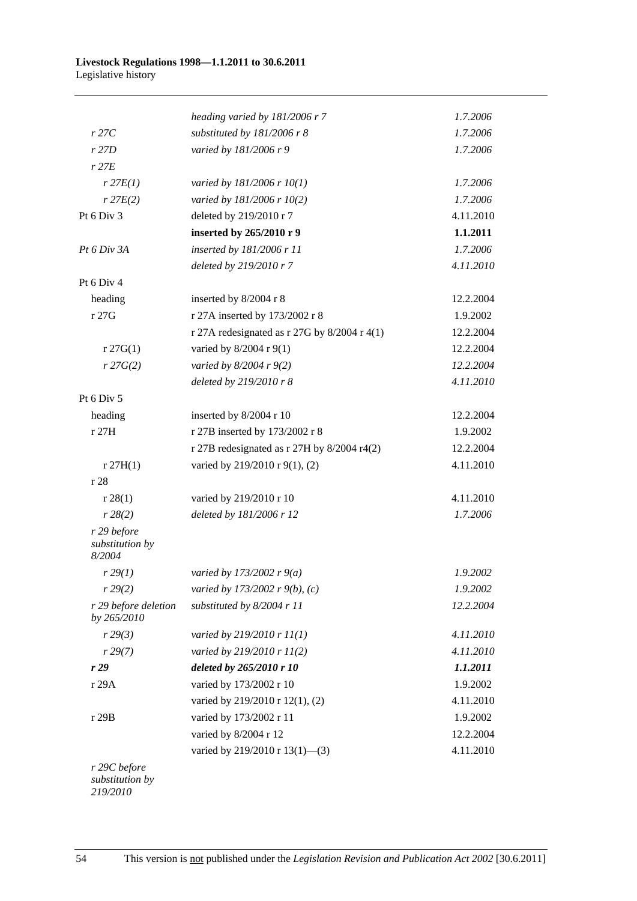| | | |
|---|---|---|
| | *heading varied by 181/2006 r 7* | *1.7.2006* |
| *r 27C* | *substituted by 181/2006 r 8* | *1.7.2006* |
| *r 27D* | *varied by 181/2006 r 9* | *1.7.2006* |
| *r 27E* | | |
| *r 27E(1)* | *varied by 181/2006 r 10(1)* | *1.7.2006* |
| *r 27E(2)* | *varied by 181/2006 r 10(2)* | *1.7.2006* |
| Pt 6 Div 3 | deleted by 219/2010 r 7 | 4.11.2010 |
| | **inserted by 265/2010 r 9** | **1.1.2011** |
| *Pt 6 Div 3A* | *inserted by 181/2006 r 11* | *1.7.2006* |
| | *deleted by 219/2010 r 7* | *4.11.2010* |
| Pt 6 Div 4 | | |
| heading | inserted by 8/2004 r 8 | 12.2.2004 |
| r 27G | r 27A inserted by 173/2002 r 8 | 1.9.2002 |
| | r 27A redesignated as r 27G by 8/2004 r 4(1) | 12.2.2004 |
| r 27G(1) | varied by 8/2004 r 9(1) | 12.2.2004 |
| *r 27G(2)* | *varied by 8/2004 r 9(2)* | *12.2.2004* |
| | *deleted by 219/2010 r 8* | *4.11.2010* |
| Pt 6 Div 5 | | |
| heading | inserted by 8/2004 r 10 | 12.2.2004 |
| r 27H | r 27B inserted by 173/2002 r 8 | 1.9.2002 |
| | r 27B redesignated as r 27H by 8/2004 r4(2) | 12.2.2004 |
| r 27H(1) | varied by 219/2010 r 9(1), (2) | 4.11.2010 |
| r 28 | | |
| r 28(1) | varied by 219/2010 r 10 | 4.11.2010 |
| *r 28(2)* | *deleted by 181/2006 r 12* | *1.7.2006* |
| *r 29 before substitution by 8/2004* | | |
| *r 29(1)* | *varied by 173/2002 r 9(a)* | *1.9.2002* |
| *r 29(2)* | *varied by 173/2002 r 9(b), (c)* | *1.9.2002* |
| *r 29 before deletion by 265/2010* | *substituted by 8/2004 r 11* | *12.2.2004* |
| *r 29(3)* | *varied by 219/2010 r 11(1)* | *4.11.2010* |
| *r 29(7)* | *varied by 219/2010 r 11(2)* | *4.11.2010* |
| ***r 29*** | ***deleted by 265/2010 r 10*** | ***1.1.2011*** |
| r 29A | varied by 173/2002 r 10 | 1.9.2002 |
| | varied by 219/2010 r 12(1), (2) | 4.11.2010 |
| r 29B | varied by 173/2002 r 11 | 1.9.2002 |
| | varied by 8/2004 r 12 | 12.2.2004 |
| | varied by 219/2010 r 13(1)—(3) | 4.11.2010 |
| *r 29C before substitution by 219/2010* | | |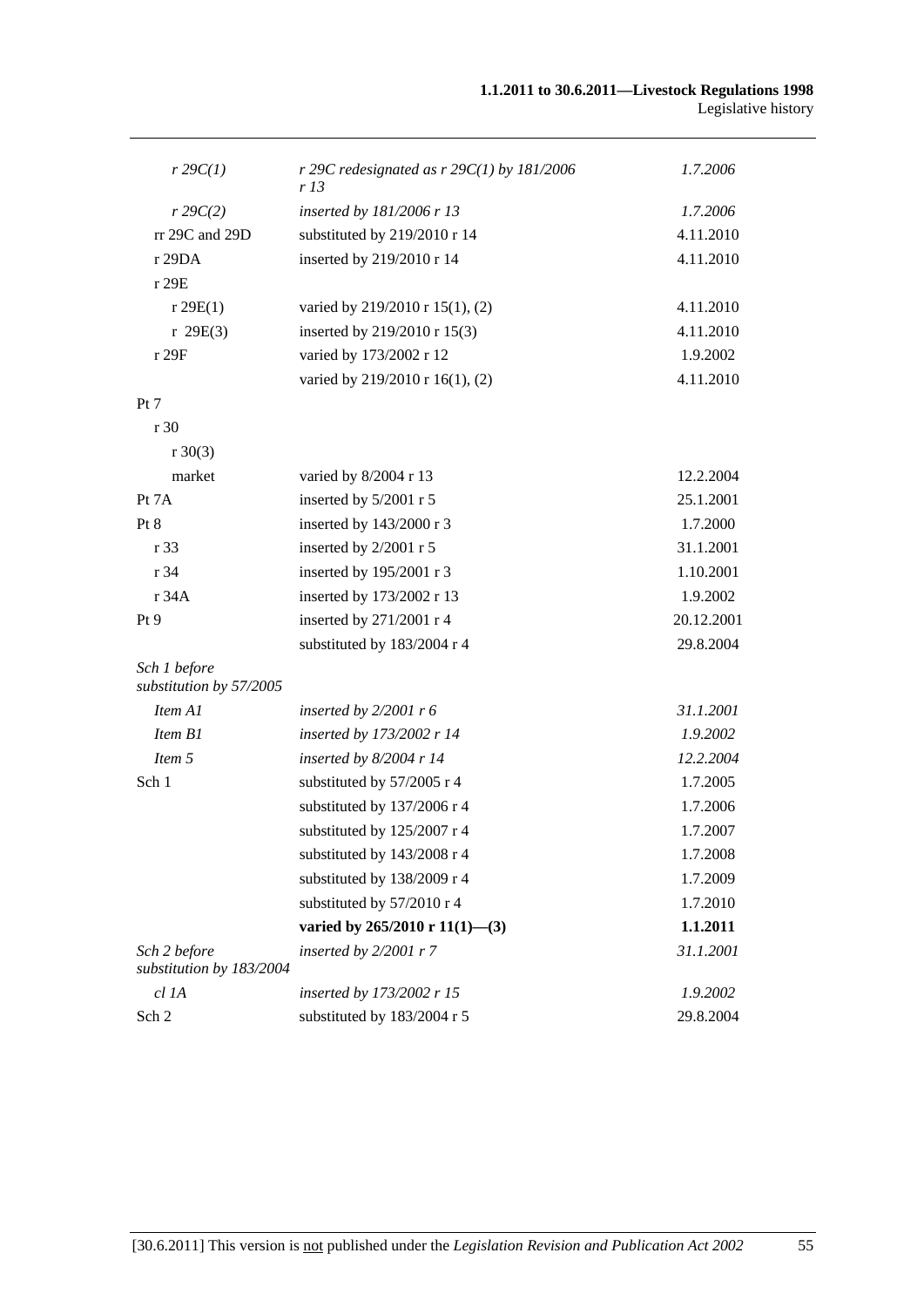| | | |
|---|---|---|
| *r 29C(1)* | *r 29C redesignated as r 29C(1) by 181/2006 r 13* | *1.7.2006* |
| *r 29C(2)* | *inserted by 181/2006 r 13* | *1.7.2006* |
| rr 29C and 29D | substituted by 219/2010 r 14 | 4.11.2010 |
| r 29DA | inserted by 219/2010 r 14 | 4.11.2010 |
| r 29E | | |
| r 29E(1) | varied by 219/2010 r 15(1), (2) | 4.11.2010 |
| r 29E(3) | inserted by 219/2010 r 15(3) | 4.11.2010 |
| r 29F | varied by 173/2002 r 12 | 1.9.2002 |
| | varied by 219/2010 r 16(1), (2) | 4.11.2010 |
| Pt 7 | | |
| r 30 | | |
| r 30(3) | | |
| market | varied by 8/2004 r 13 | 12.2.2004 |
| Pt 7A | inserted by 5/2001 r 5 | 25.1.2001 |
| Pt 8 | inserted by 143/2000 r 3 | 1.7.2000 |
| r 33 | inserted by 2/2001 r 5 | 31.1.2001 |
| r 34 | inserted by 195/2001 r 3 | 1.10.2001 |
| r 34A | inserted by 173/2002 r 13 | 1.9.2002 |
| Pt 9 | inserted by 271/2001 r 4 | 20.12.2001 |
| | substituted by 183/2004 r 4 | 29.8.2004 |
| *Sch 1 before substitution by 57/2005* | | |
| *Item A1* | *inserted by 2/2001 r 6* | *31.1.2001* |
| *Item B1* | *inserted by 173/2002 r 14* | *1.9.2002* |
| *Item 5* | *inserted by 8/2004 r 14* | *12.2.2004* |
| Sch 1 | substituted by 57/2005 r 4 | 1.7.2005 |
| | substituted by 137/2006 r 4 | 1.7.2006 |
| | substituted by 125/2007 r 4 | 1.7.2007 |
| | substituted by 143/2008 r 4 | 1.7.2008 |
| | substituted by 138/2009 r 4 | 1.7.2009 |
| | substituted by 57/2010 r 4 | 1.7.2010 |
| | **varied by 265/2010 r 11(1)—(3)** | **1.1.2011** |
| *Sch 2 before substitution by 183/2004* | *inserted by 2/2001 r 7* | *31.1.2001* |
| *cl 1A* | *inserted by 173/2002 r 15* | *1.9.2002* |
| Sch 2 | substituted by 183/2004 r 5 | 29.8.2004 |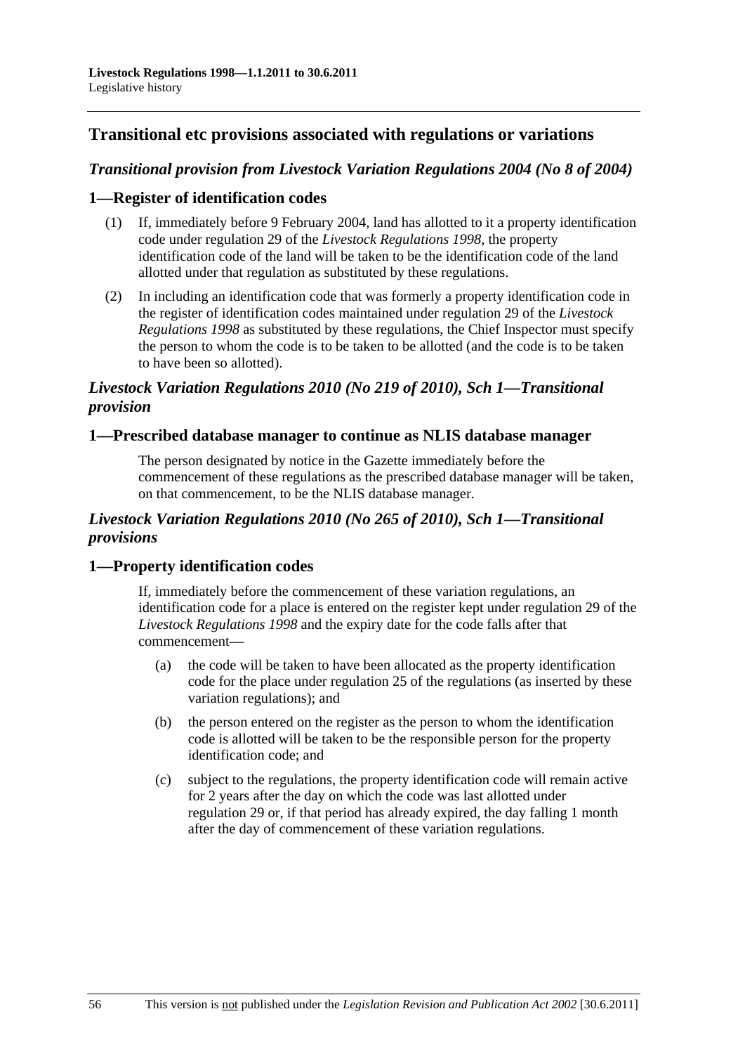## Transitional etc provisions associated with regulations or variations

### *Transitional provision from Livestock Variation Regulations 2004 (No 8 of 2004)*

### 1—Register of identification codes

(1) If, immediately before 9 February 2004, land has allotted to it a property identification code under regulation 29 of the *Livestock Regulations 1998*, the property identification code of the land will be taken to be the identification code of the land allotted under that regulation as substituted by these regulations.

(2) In including an identification code that was formerly a property identification code in the register of identification codes maintained under regulation 29 of the *Livestock Regulations 1998* as substituted by these regulations, the Chief Inspector must specify the person to whom the code is to be taken to be allotted (and the code is to be taken to have been so allotted).

### *Livestock Variation Regulations 2010 (No 219 of 2010), Sch 1—Transitional provision*

### 1—Prescribed database manager to continue as NLIS database manager

The person designated by notice in the Gazette immediately before the commencement of these regulations as the prescribed database manager will be taken, on that commencement, to be the NLIS database manager.

### *Livestock Variation Regulations 2010 (No 265 of 2010), Sch 1—Transitional provisions*

### 1—Property identification codes

If, immediately before the commencement of these variation regulations, an identification code for a place is entered on the register kept under regulation 29 of the *Livestock Regulations 1998* and the expiry date for the code falls after that commencement—

(a) the code will be taken to have been allocated as the property identification code for the place under regulation 25 of the regulations (as inserted by these variation regulations); and

(b) the person entered on the register as the person to whom the identification code is allotted will be taken to be the responsible person for the property identification code; and

(c) subject to the regulations, the property identification code will remain active for 2 years after the day on which the code was last allotted under regulation 29 or, if that period has already expired, the day falling 1 month after the day of commencement of these variation regulations.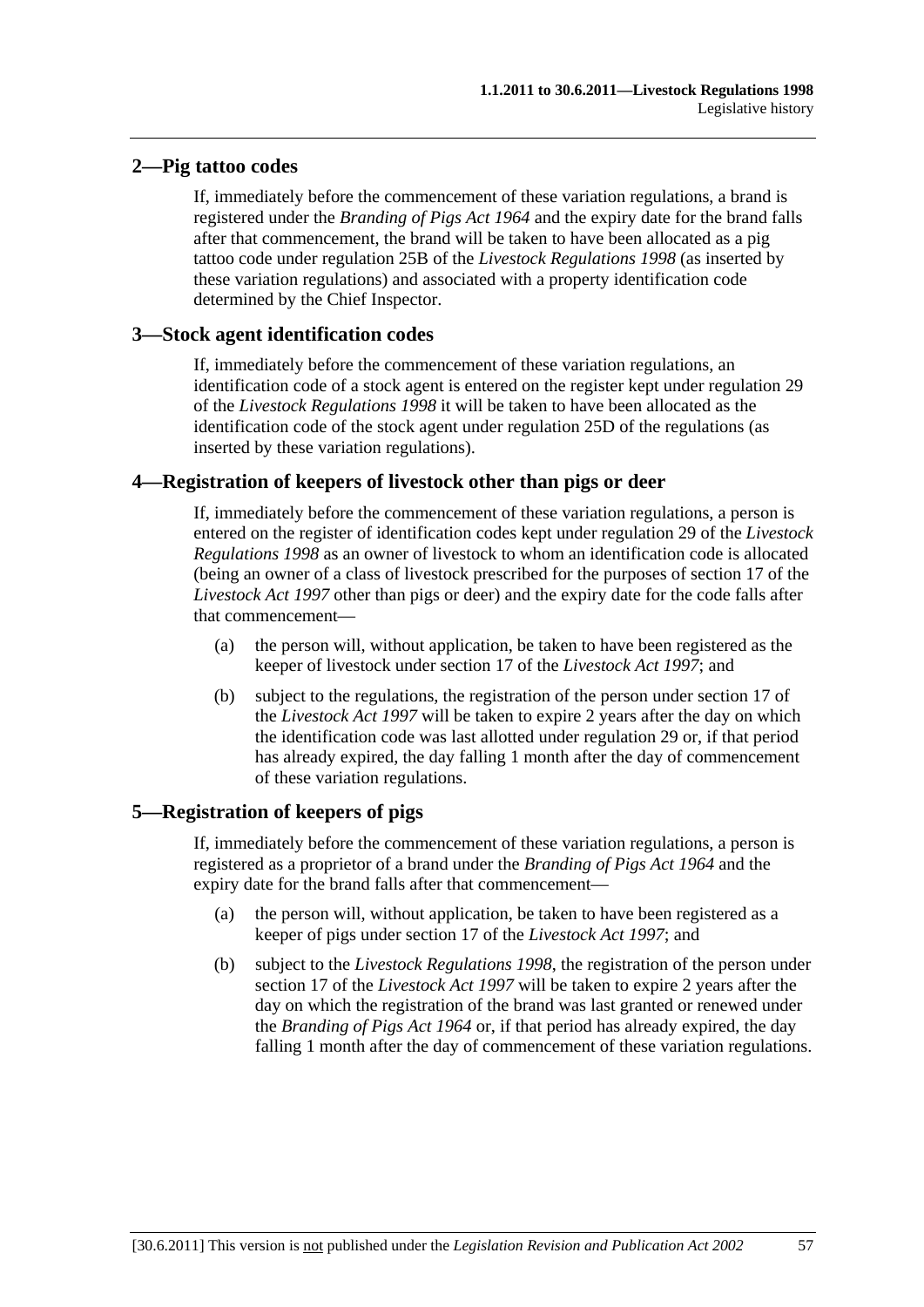## 2—Pig tattoo codes

If, immediately before the commencement of these variation regulations, a brand is registered under the *Branding of Pigs Act 1964* and the expiry date for the brand falls after that commencement, the brand will be taken to have been allocated as a pig tattoo code under regulation 25B of the *Livestock Regulations 1998* (as inserted by these variation regulations) and associated with a property identification code determined by the Chief Inspector.

## 3—Stock agent identification codes

If, immediately before the commencement of these variation regulations, an identification code of a stock agent is entered on the register kept under regulation 29 of the *Livestock Regulations 1998* it will be taken to have been allocated as the identification code of the stock agent under regulation 25D of the regulations (as inserted by these variation regulations).

## 4—Registration of keepers of livestock other than pigs or deer

If, immediately before the commencement of these variation regulations, a person is entered on the register of identification codes kept under regulation 29 of the *Livestock Regulations 1998* as an owner of livestock to whom an identification code is allocated (being an owner of a class of livestock prescribed for the purposes of section 17 of the *Livestock Act 1997* other than pigs or deer) and the expiry date for the code falls after that commencement—

(a) the person will, without application, be taken to have been registered as the keeper of livestock under section 17 of the *Livestock Act 1997*; and

(b) subject to the regulations, the registration of the person under section 17 of the *Livestock Act 1997* will be taken to expire 2 years after the day on which the identification code was last allotted under regulation 29 or, if that period has already expired, the day falling 1 month after the day of commencement of these variation regulations.

## 5—Registration of keepers of pigs

If, immediately before the commencement of these variation regulations, a person is registered as a proprietor of a brand under the *Branding of Pigs Act 1964* and the expiry date for the brand falls after that commencement—

(a) the person will, without application, be taken to have been registered as a keeper of pigs under section 17 of the *Livestock Act 1997*; and

(b) subject to the *Livestock Regulations 1998*, the registration of the person under section 17 of the *Livestock Act 1997* will be taken to expire 2 years after the day on which the registration of the brand was last granted or renewed under the *Branding of Pigs Act 1964* or, if that period has already expired, the day falling 1 month after the day of commencement of these variation regulations.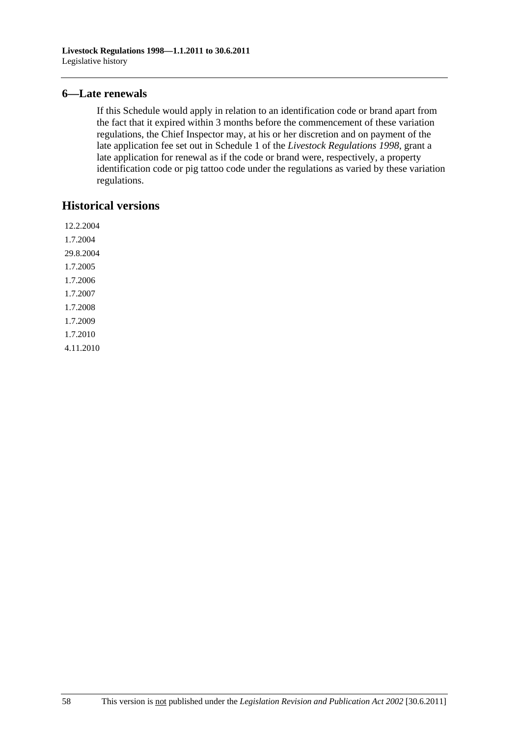## 6—Late renewals

If this Schedule would apply in relation to an identification code or brand apart from the fact that it expired within 3 months before the commencement of these variation regulations, the Chief Inspector may, at his or her discretion and on payment of the late application fee set out in Schedule 1 of the *Livestock Regulations 1998*, grant a late application for renewal as if the code or brand were, respectively, a property identification code or pig tattoo code under the regulations as varied by these variation regulations.

# Historical versions

12.2.2004

1.7.2004

29.8.2004

1.7.2005

1.7.2006

1.7.2007

1.7.2008

1.7.2009

1.7.2010

4.11.2010